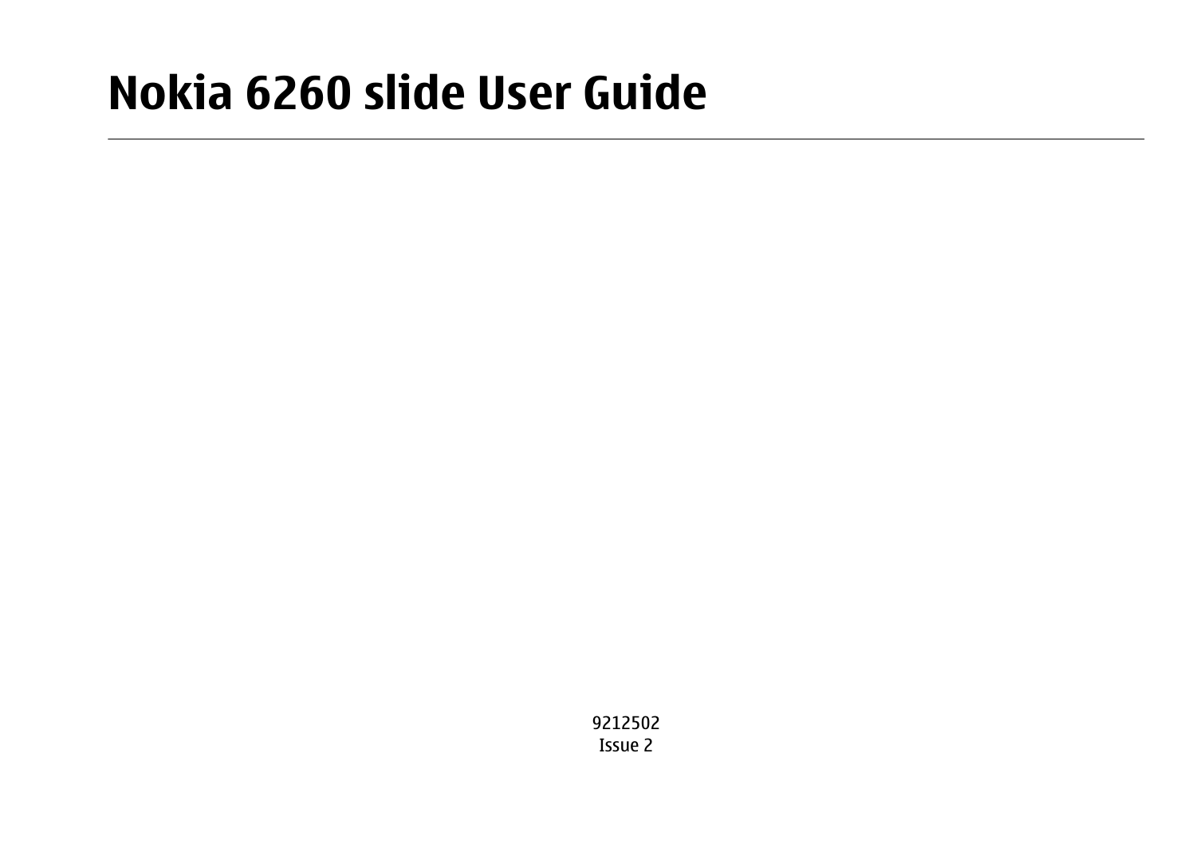# Nokia 6260 slide User Guide

9212502
Issue 2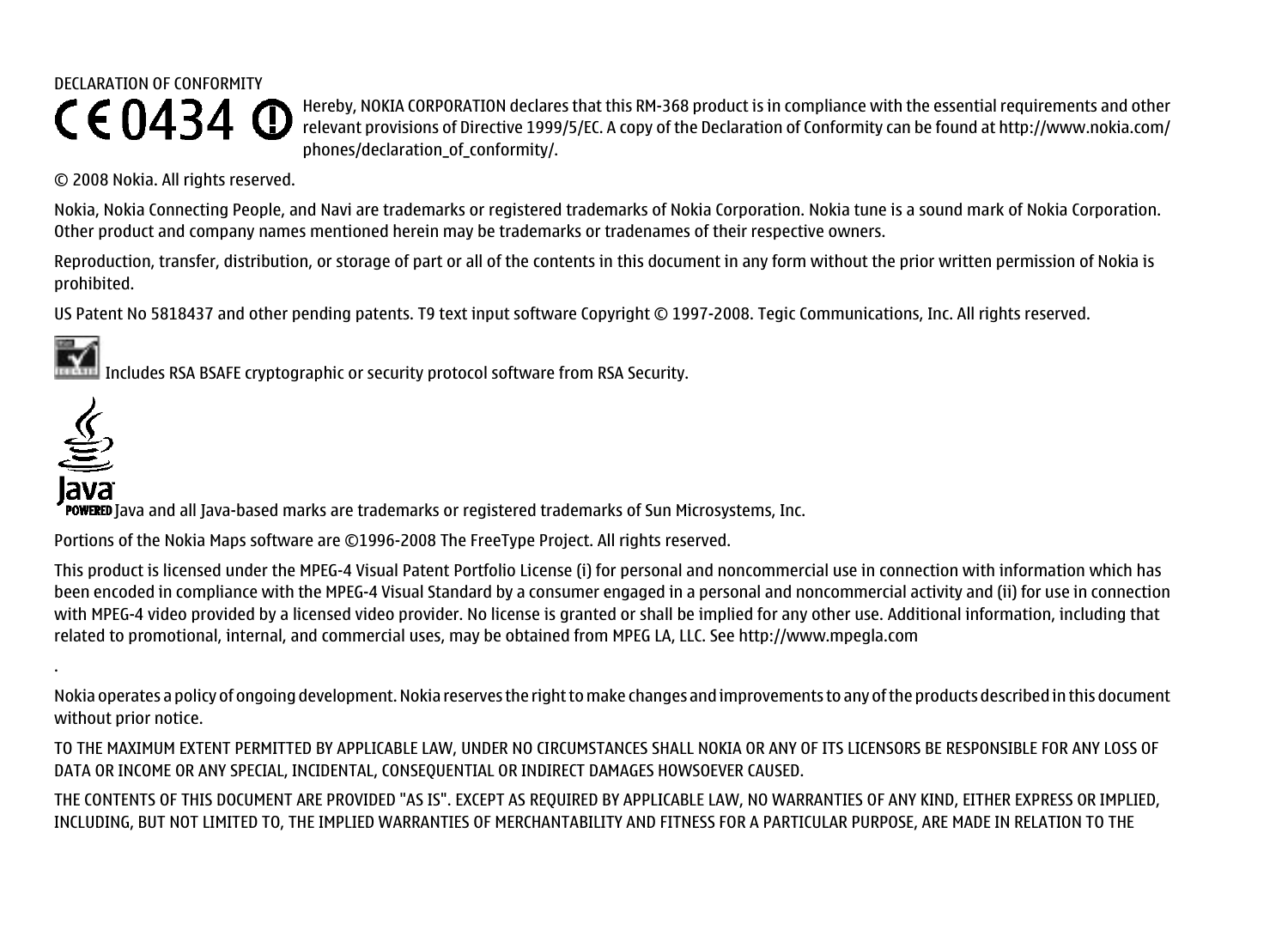DECLARATION OF CONFORMITY

CE 0434 ⓘ Hereby, NOKIA CORPORATION declares that this RM-368 product is in compliance with the essential requirements and other relevant provisions of Directive 1999/5/EC. A copy of the Declaration of Conformity can be found at http://www.nokia.com/phones/declaration_of_conformity/.

© 2008 Nokia. All rights reserved.

Nokia, Nokia Connecting People, and Navi are trademarks or registered trademarks of Nokia Corporation. Nokia tune is a sound mark of Nokia Corporation. Other product and company names mentioned herein may be trademarks or tradenames of their respective owners.

Reproduction, transfer, distribution, or storage of part or all of the contents in this document in any form without the prior written permission of Nokia is prohibited.

US Patent No 5818437 and other pending patents. T9 text input software Copyright © 1997-2008. Tegic Communications, Inc. All rights reserved.

Includes RSA BSAFE cryptographic or security protocol software from RSA Security.

Java and all Java-based marks are trademarks or registered trademarks of Sun Microsystems, Inc.

Portions of the Nokia Maps software are ©1996-2008 The FreeType Project. All rights reserved.

This product is licensed under the MPEG-4 Visual Patent Portfolio License (i) for personal and noncommercial use in connection with information which has been encoded in compliance with the MPEG-4 Visual Standard by a consumer engaged in a personal and noncommercial activity and (ii) for use in connection with MPEG-4 video provided by a licensed video provider. No license is granted or shall be implied for any other use. Additional information, including that related to promotional, internal, and commercial uses, may be obtained from MPEG LA, LLC. See http://www.mpegla.com

.

Nokia operates a policy of ongoing development. Nokia reserves the right to make changes and improvements to any of the products described in this document without prior notice.

TO THE MAXIMUM EXTENT PERMITTED BY APPLICABLE LAW, UNDER NO CIRCUMSTANCES SHALL NOKIA OR ANY OF ITS LICENSORS BE RESPONSIBLE FOR ANY LOSS OF DATA OR INCOME OR ANY SPECIAL, INCIDENTAL, CONSEQUENTIAL OR INDIRECT DAMAGES HOWSOEVER CAUSED.

THE CONTENTS OF THIS DOCUMENT ARE PROVIDED "AS IS". EXCEPT AS REQUIRED BY APPLICABLE LAW, NO WARRANTIES OF ANY KIND, EITHER EXPRESS OR IMPLIED, INCLUDING, BUT NOT LIMITED TO, THE IMPLIED WARRANTIES OF MERCHANTABILITY AND FITNESS FOR A PARTICULAR PURPOSE, ARE MADE IN RELATION TO THE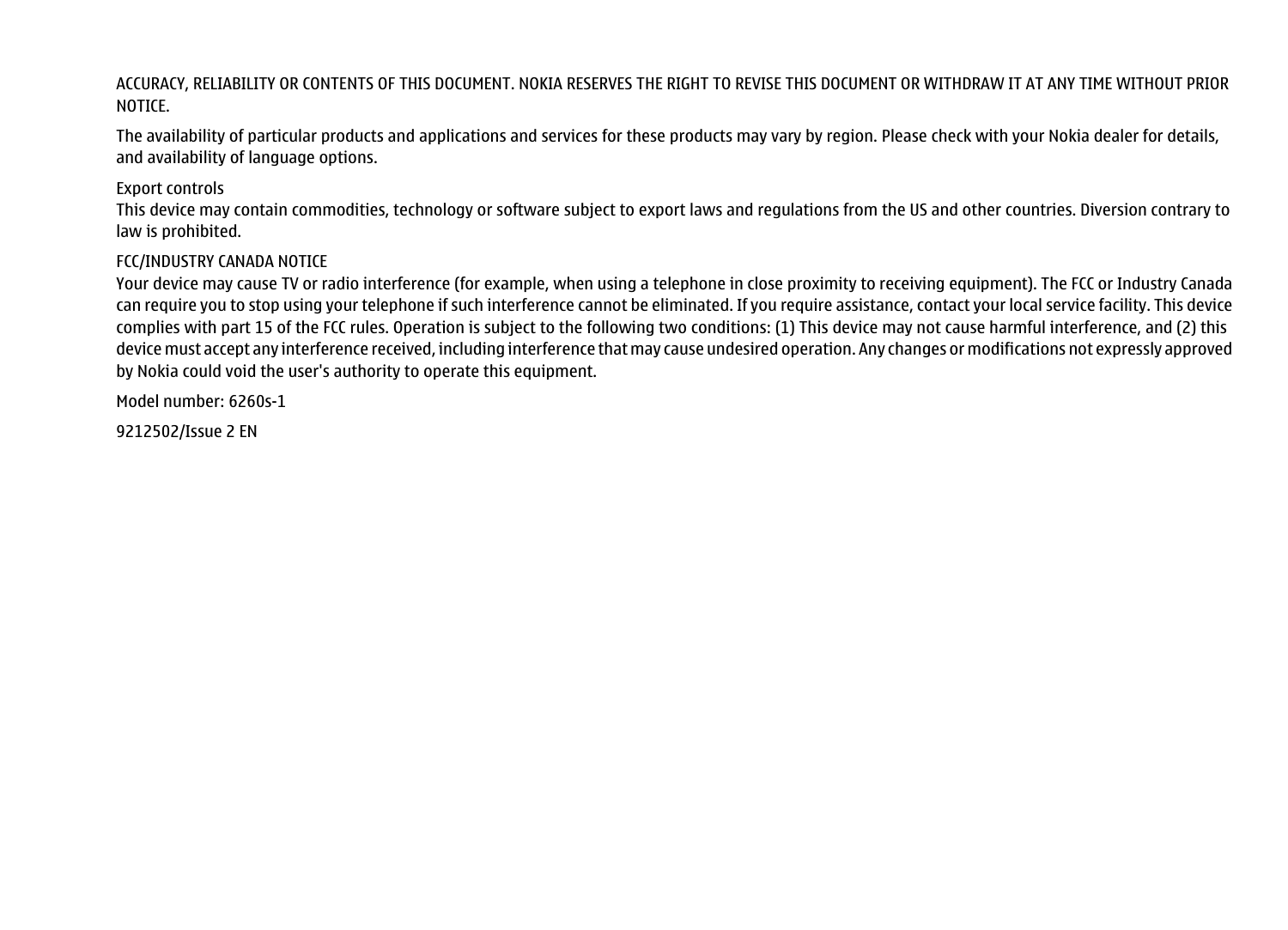ACCURACY, RELIABILITY OR CONTENTS OF THIS DOCUMENT. NOKIA RESERVES THE RIGHT TO REVISE THIS DOCUMENT OR WITHDRAW IT AT ANY TIME WITHOUT PRIOR NOTICE.

The availability of particular products and applications and services for these products may vary by region. Please check with your Nokia dealer for details, and availability of language options.

Export controls
This device may contain commodities, technology or software subject to export laws and regulations from the US and other countries. Diversion contrary to law is prohibited.

FCC/INDUSTRY CANADA NOTICE
Your device may cause TV or radio interference (for example, when using a telephone in close proximity to receiving equipment). The FCC or Industry Canada can require you to stop using your telephone if such interference cannot be eliminated. If you require assistance, contact your local service facility. This device complies with part 15 of the FCC rules. Operation is subject to the following two conditions: (1) This device may not cause harmful interference, and (2) this device must accept any interference received, including interference that may cause undesired operation. Any changes or modifications not expressly approved by Nokia could void the user's authority to operate this equipment.

Model number: 6260s-1

9212502/Issue 2 EN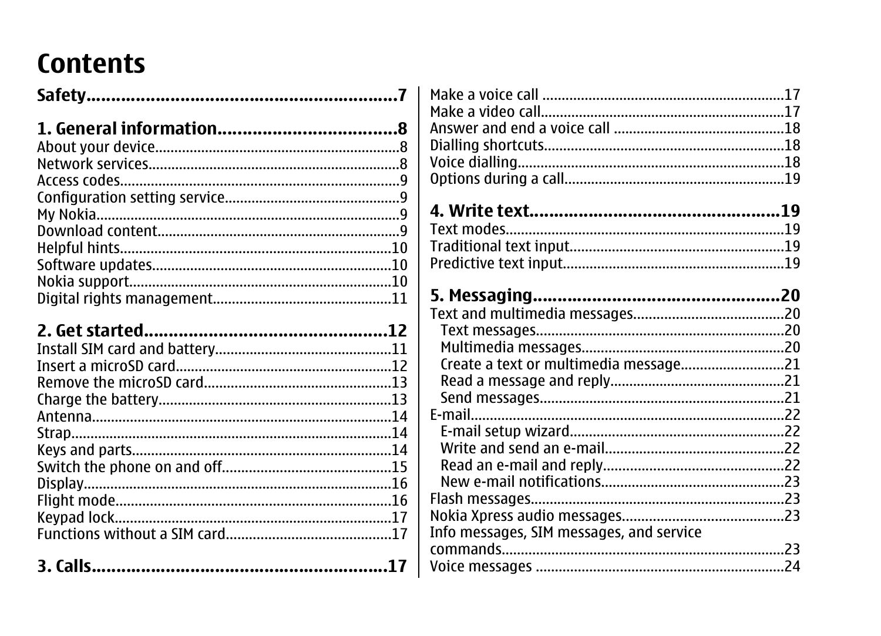# Contents

**Safety**......................................................**7**

**1. General information**..................................**8**
About your device...........................................8
Network services............................................8
Access codes..................................................9
Configuration setting service.............................9
My Nokia.......................................................9
Download content...........................................9
Helpful hints.................................................10
Software updates...........................................10
Nokia support................................................10
Digital rights management...............................11

**2. Get started**...............................................**12**
Install SIM card and battery.............................11
Insert a microSD card......................................12
Remove the microSD card................................13
Charge the battery..........................................13
Antenna.........................................................14
Strap.............................................................14
Keys and parts................................................14
Switch the phone on and off..............................15
Display...........................................................16
Flight mode....................................................16
Keypad lock....................................................17
Functions without a SIM card.............................17

**3. Calls**........................................................**17**
Make a voice call ............................................17
Make a video call.............................................17
Answer and end a voice call ..............................18
Dialling shortcuts.............................................18
Voice dialling...................................................18
Options during a call.........................................19

**4. Write text**...................................................**19**
Text modes......................................................19
Traditional text input.........................................19
Predictive text input..........................................19

**5. Messaging**..................................................**20**
Text and multimedia messages.............................20
- Text messages................................................20
- Multimedia messages.......................................20
- Create a text or multimedia message...................21
- Read a message and reply.................................21
- Send messages...............................................21

E-mail...............................................................22
- E-mail setup wizard..........................................22
- Write and send an e-mail...................................22
- Read an e-mail and reply...................................22
- New e-mail notifications....................................23

Flash messages...................................................23
Nokia Xpress audio messages................................23
Info messages, SIM messages, and service commands.......................................................23
Voice messages ...................................................24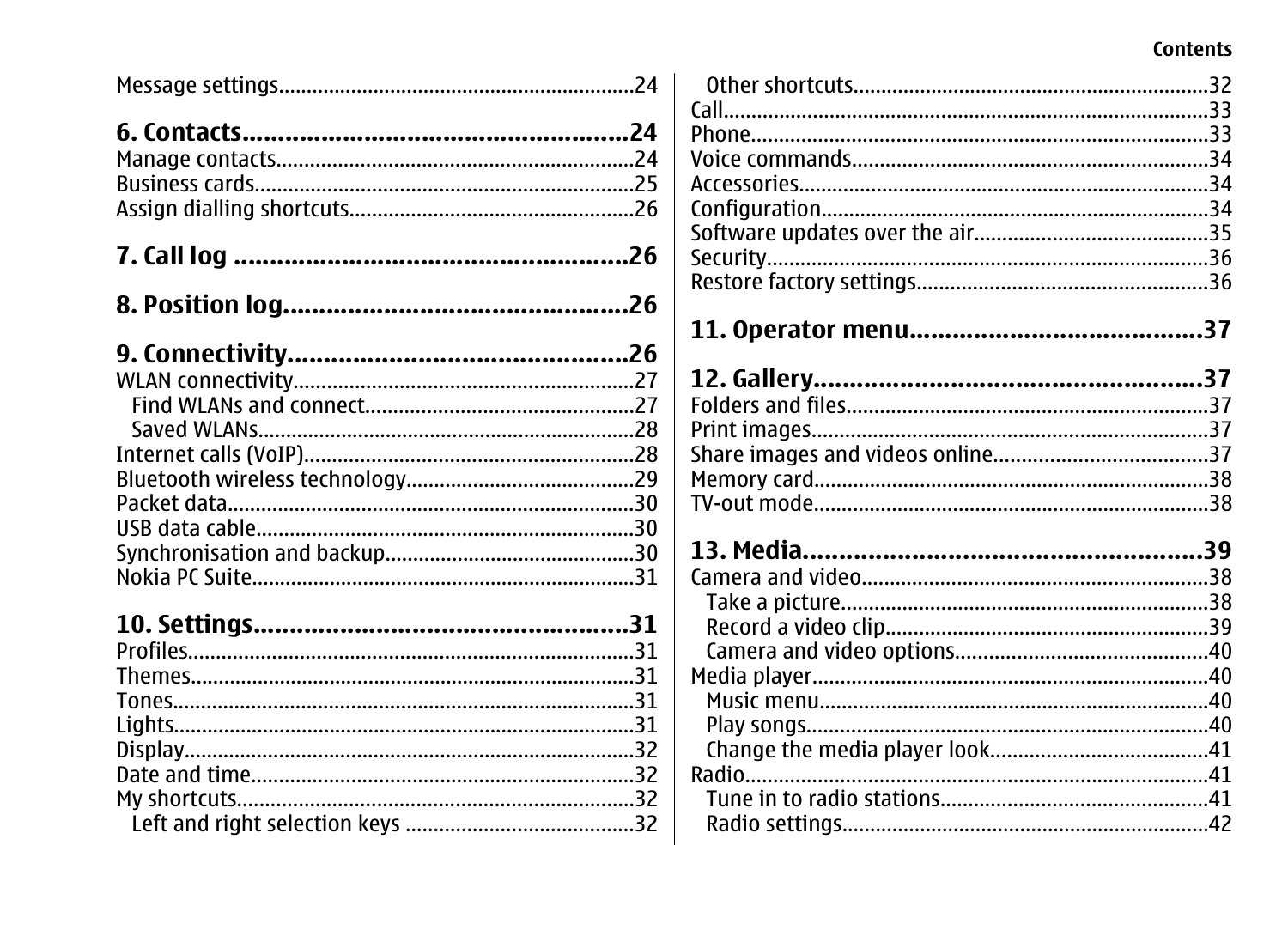Message settings.....24

**6. Contacts.....24**

Manage contacts.....24
Business cards.....25
Assign dialling shortcuts.....26

**7. Call log .....26**

**8. Position log.....26**

**9. Connectivity.....26**

WLAN connectivity.....27
  Find WLANs and connect.....27
  Saved WLANs.....28
Internet calls (VoIP).....28
Bluetooth wireless technology.....29
Packet data.....30
USB data cable.....30
Synchronisation and backup.....30
Nokia PC Suite.....31

**10. Settings.....31**

Profiles.....31
Themes.....31
Tones.....31
Lights.....31
Display.....32
Date and time.....32
My shortcuts.....32
  Left and right selection keys .....32
  Other shortcuts.....32
Call.....33
Phone.....33
Voice commands.....34
Accessories.....34
Configuration.....34
Software updates over the air.....35
Security.....36
Restore factory settings.....36

**11. Operator menu.....37**

**12. Gallery.....37**

Folders and files.....37
Print images.....37
Share images and videos online.....37
Memory card.....38
TV-out mode.....38

**13. Media.....39**

Camera and video.....38
  Take a picture.....38
  Record a video clip.....39
  Camera and video options.....40
Media player.....40
  Music menu.....40
  Play songs.....40
  Change the media player look.....41
Radio.....41
  Tune in to radio stations.....41
  Radio settings.....42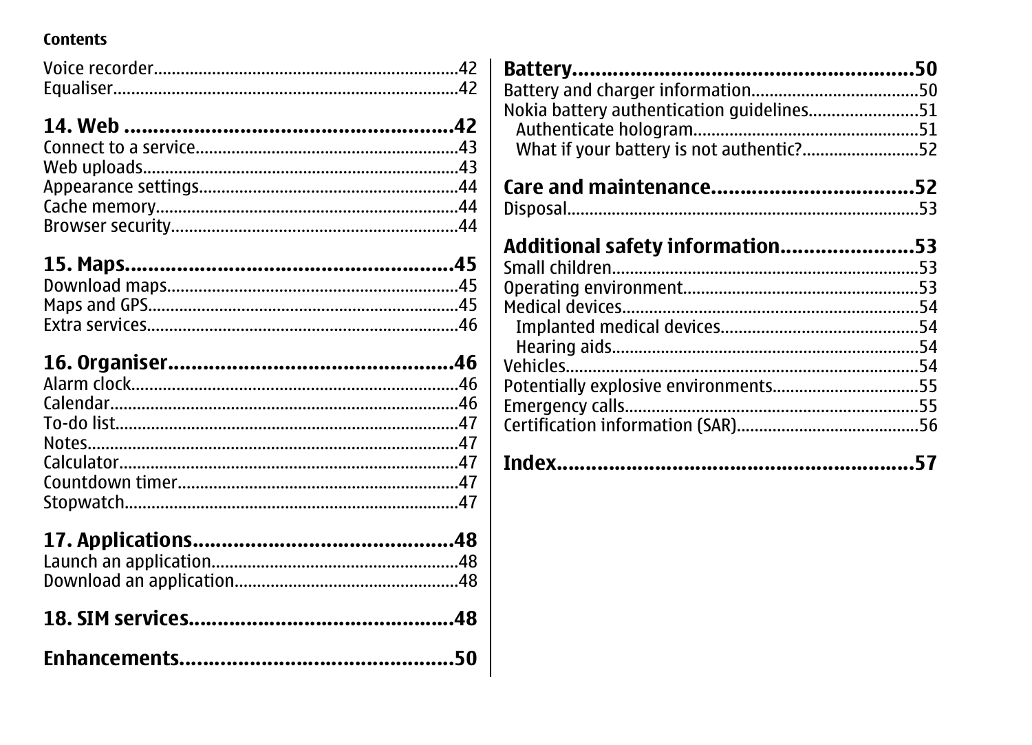Voice recorder..................................................................42
Equaliser............................................................................42

**14. Web ......................................................42**

Connect to a service..........................................................43
Web uploads......................................................................43
Appearance settings..........................................................44
Cache memory...................................................................44
Browser security...............................................................44

**15. Maps.......................................................45**

Download maps................................................................45
Maps and GPS....................................................................45
Extra services....................................................................46

**16. Organiser...............................................46**

Alarm clock........................................................................46
Calendar............................................................................46
To-do list............................................................................47
Notes..................................................................................47
Calculator..........................................................................47
Countdown timer...............................................................47
Stopwatch..........................................................................47

**17. Applications...........................................48**

Launch an application.......................................................48
Download an application..................................................48

**18. SIM services............................................48**

**Enhancements.............................................50**

**Battery........................................................50**

Battery and charger information.....................................50
Nokia battery authentication guidelines........................51
  Authenticate hologram.................................................51
  What if your battery is not authentic?..........................52

**Care and maintenance.................................52**

Disposal.............................................................................53

**Additional safety information......................53**

Small children....................................................................53
Operating environment.....................................................53
Medical devices.................................................................54
  Implanted medical devices............................................54
  Hearing aids....................................................................54
Vehicles..............................................................................54
Potentially explosive environments.................................55
Emergency calls.................................................................55
Certification information (SAR).........................................56

**Index..........................................................57**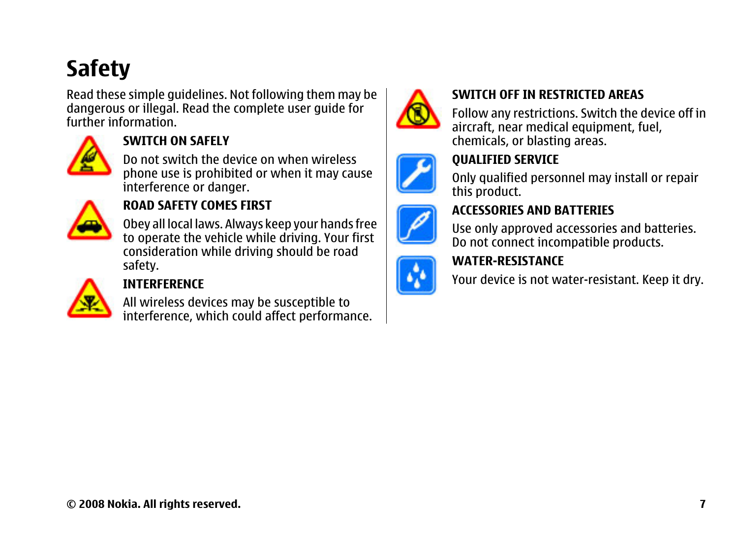# Safety

Read these simple guidelines. Not following them may be dangerous or illegal. Read the complete user guide for further information.

**SWITCH ON SAFELY**

Do not switch the device on when wireless phone use is prohibited or when it may cause interference or danger.

**ROAD SAFETY COMES FIRST**

Obey all local laws. Always keep your hands free to operate the vehicle while driving. Your first consideration while driving should be road safety.

**INTERFERENCE**

All wireless devices may be susceptible to interference, which could affect performance.

**SWITCH OFF IN RESTRICTED AREAS**

Follow any restrictions. Switch the device off in aircraft, near medical equipment, fuel, chemicals, or blasting areas.

**QUALIFIED SERVICE**

Only qualified personnel may install or repair this product.

**ACCESSORIES AND BATTERIES**

Use only approved accessories and batteries. Do not connect incompatible products.

**WATER-RESISTANCE**

Your device is not water-resistant. Keep it dry.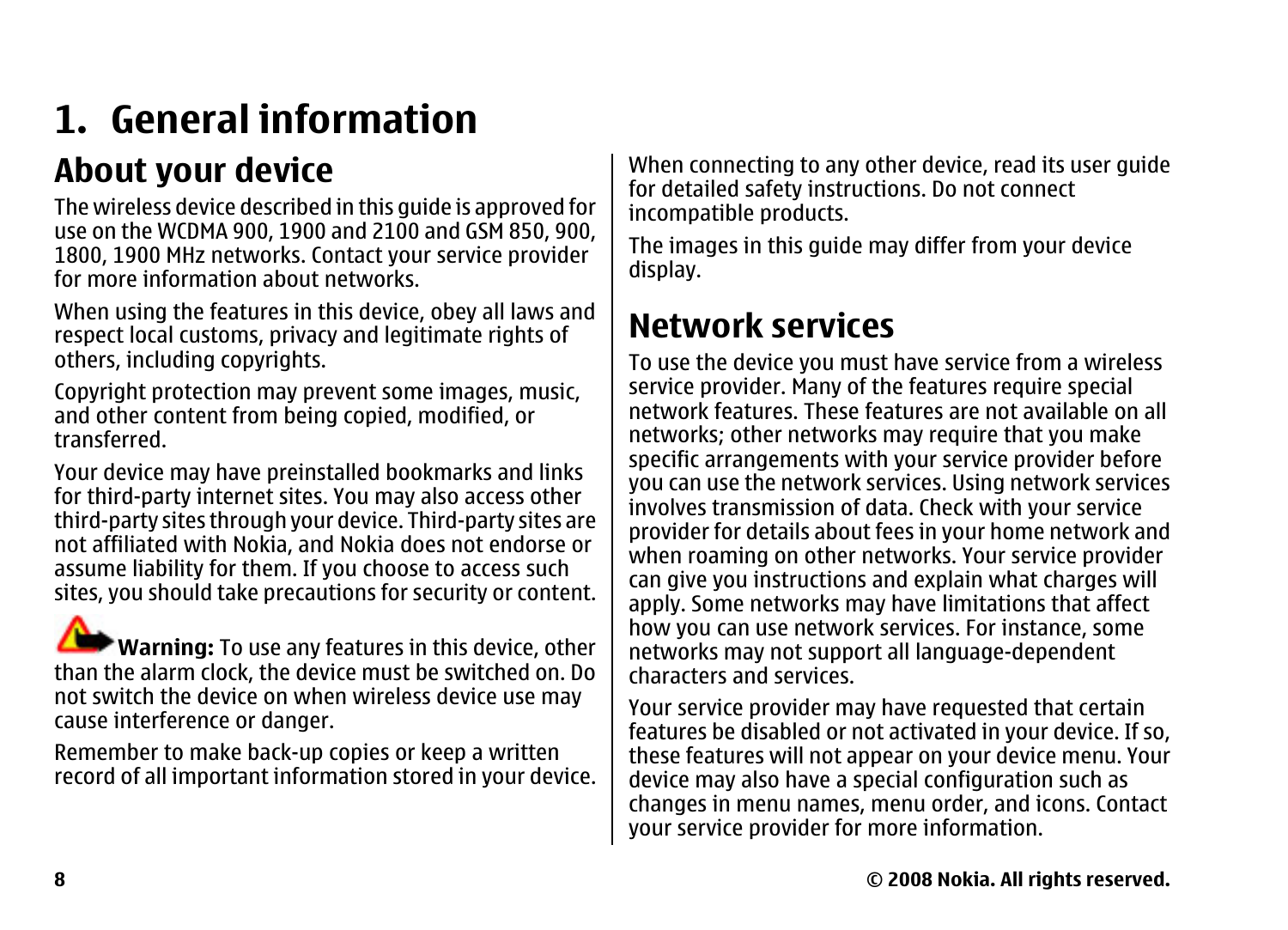# 1. General information

## About your device

The wireless device described in this guide is approved for use on the WCDMA 900, 1900 and 2100 and GSM 850, 900, 1800, 1900 MHz networks. Contact your service provider for more information about networks.

When using the features in this device, obey all laws and respect local customs, privacy and legitimate rights of others, including copyrights.

Copyright protection may prevent some images, music, and other content from being copied, modified, or transferred.

Your device may have preinstalled bookmarks and links for third-party internet sites. You may also access other third-party sites through your device. Third-party sites are not affiliated with Nokia, and Nokia does not endorse or assume liability for them. If you choose to access such sites, you should take precautions for security or content.

**Warning:** To use any features in this device, other than the alarm clock, the device must be switched on. Do not switch the device on when wireless device use may cause interference or danger.

Remember to make back-up copies or keep a written record of all important information stored in your device.

When connecting to any other device, read its user guide for detailed safety instructions. Do not connect incompatible products.

The images in this guide may differ from your device display.

## Network services

To use the device you must have service from a wireless service provider. Many of the features require special network features. These features are not available on all networks; other networks may require that you make specific arrangements with your service provider before you can use the network services. Using network services involves transmission of data. Check with your service provider for details about fees in your home network and when roaming on other networks. Your service provider can give you instructions and explain what charges will apply. Some networks may have limitations that affect how you can use network services. For instance, some networks may not support all language-dependent characters and services.

Your service provider may have requested that certain features be disabled or not activated in your device. If so, these features will not appear on your device menu. Your device may also have a special configuration such as changes in menu names, menu order, and icons. Contact your service provider for more information.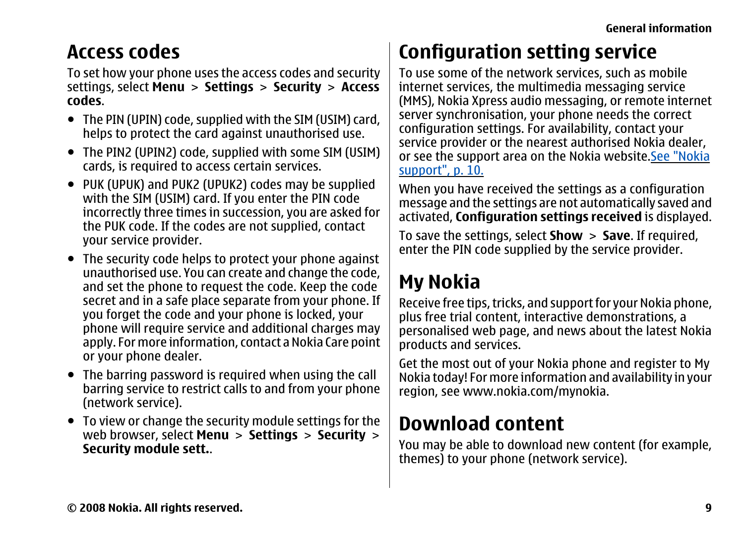## Access codes

To set how your phone uses the access codes and security settings, select **Menu** > **Settings** > **Security** > **Access codes**.

- The PIN (UPIN) code, supplied with the SIM (USIM) card, helps to protect the card against unauthorised use.
- The PIN2 (UPIN2) code, supplied with some SIM (USIM) cards, is required to access certain services.
- PUK (UPUK) and PUK2 (UPUK2) codes may be supplied with the SIM (USIM) card. If you enter the PIN code incorrectly three times in succession, you are asked for the PUK code. If the codes are not supplied, contact your service provider.
- The security code helps to protect your phone against unauthorised use. You can create and change the code, and set the phone to request the code. Keep the code secret and in a safe place separate from your phone. If you forget the code and your phone is locked, your phone will require service and additional charges may apply. For more information, contact a Nokia Care point or your phone dealer.
- The barring password is required when using the call barring service to restrict calls to and from your phone (network service).
- To view or change the security module settings for the web browser, select **Menu** > **Settings** > **Security** > **Security module sett.**.

## Configuration setting service

To use some of the network services, such as mobile internet services, the multimedia messaging service (MMS), Nokia Xpress audio messaging, or remote internet server synchronisation, your phone needs the correct configuration settings. For availability, contact your service provider or the nearest authorised Nokia dealer, or see the support area on the Nokia website.See "Nokia support", p. 10.

When you have received the settings as a configuration message and the settings are not automatically saved and activated, **Configuration settings received** is displayed.

To save the settings, select **Show** > **Save**. If required, enter the PIN code supplied by the service provider.

## My Nokia

Receive free tips, tricks, and support for your Nokia phone, plus free trial content, interactive demonstrations, a personalised web page, and news about the latest Nokia products and services.

Get the most out of your Nokia phone and register to My Nokia today! For more information and availability in your region, see www.nokia.com/mynokia.

## Download content

You may be able to download new content (for example, themes) to your phone (network service).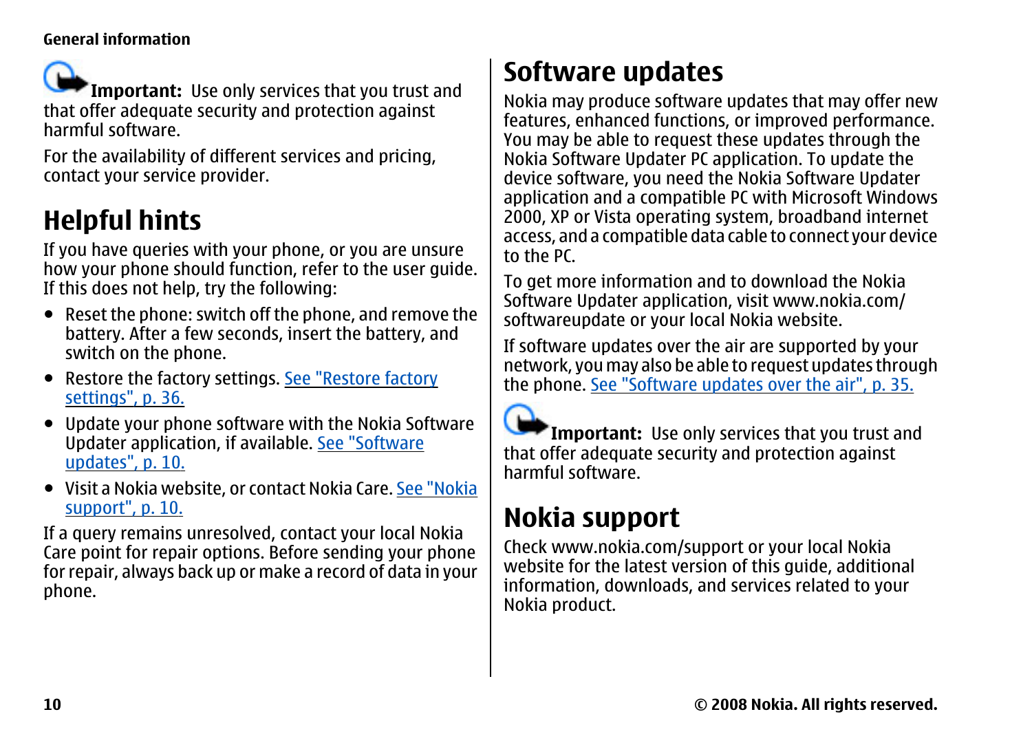**Important:** Use only services that you trust and that offer adequate security and protection against harmful software.

For the availability of different services and pricing, contact your service provider.

## Helpful hints

If you have queries with your phone, or you are unsure how your phone should function, refer to the user guide. If this does not help, try the following:

- Reset the phone: switch off the phone, and remove the battery. After a few seconds, insert the battery, and switch on the phone.
- Restore the factory settings. See "Restore factory settings", p. 36.
- Update your phone software with the Nokia Software Updater application, if available. See "Software updates", p. 10.
- Visit a Nokia website, or contact Nokia Care. See "Nokia support", p. 10.

If a query remains unresolved, contact your local Nokia Care point for repair options. Before sending your phone for repair, always back up or make a record of data in your phone.

## Software updates

Nokia may produce software updates that may offer new features, enhanced functions, or improved performance. You may be able to request these updates through the Nokia Software Updater PC application. To update the device software, you need the Nokia Software Updater application and a compatible PC with Microsoft Windows 2000, XP or Vista operating system, broadband internet access, and a compatible data cable to connect your device to the PC.

To get more information and to download the Nokia Software Updater application, visit www.nokia.com/softwareupdate or your local Nokia website.

If software updates over the air are supported by your network, you may also be able to request updates through the phone. See "Software updates over the air", p. 35.

**Important:** Use only services that you trust and that offer adequate security and protection against harmful software.

## Nokia support

Check www.nokia.com/support or your local Nokia website for the latest version of this guide, additional information, downloads, and services related to your Nokia product.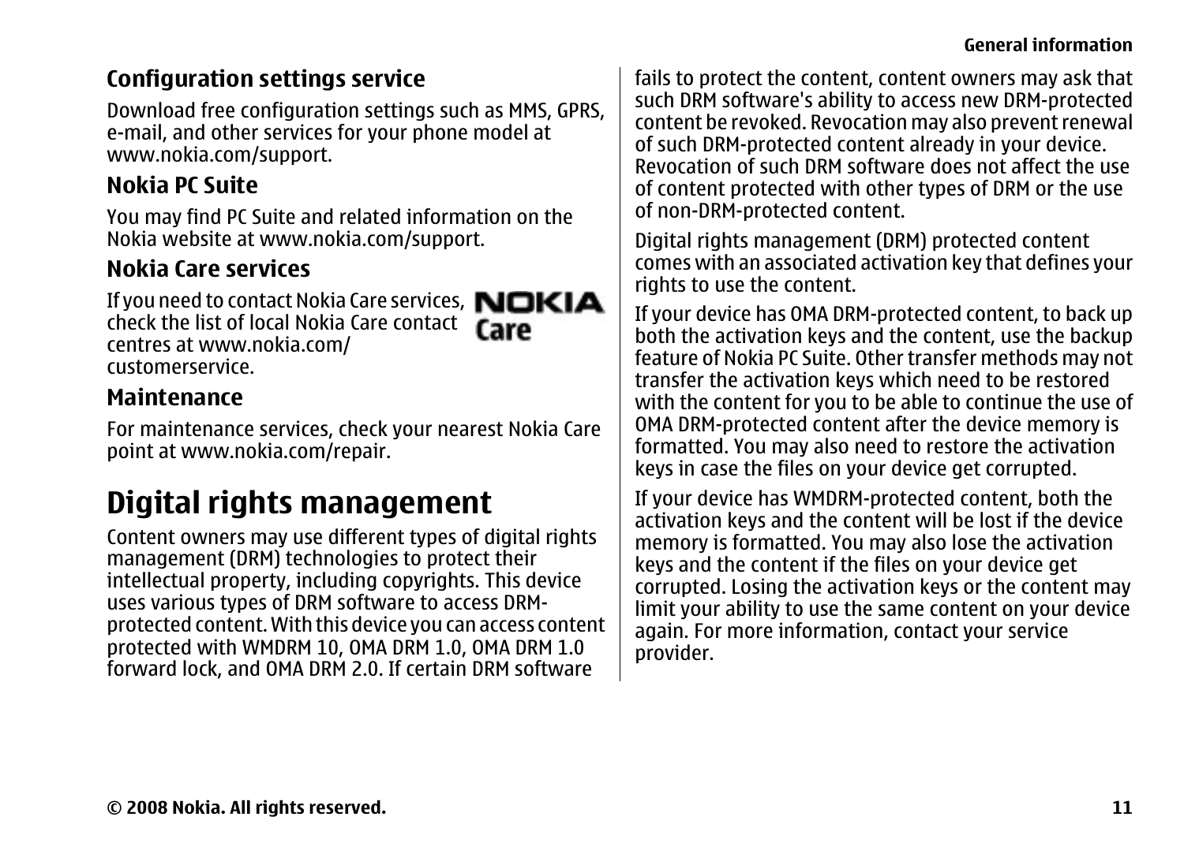### Configuration settings service

Download free configuration settings such as MMS, GPRS, e-mail, and other services for your phone model at www.nokia.com/support.

### Nokia PC Suite

You may find PC Suite and related information on the Nokia website at www.nokia.com/support.

### Nokia Care services

If you need to contact Nokia Care services, check the list of local Nokia Care contact centres at www.nokia.com/customerservice.

### Maintenance

For maintenance services, check your nearest Nokia Care point at www.nokia.com/repair.

## Digital rights management

Content owners may use different types of digital rights management (DRM) technologies to protect their intellectual property, including copyrights. This device uses various types of DRM software to access DRM-protected content. With this device you can access content protected with WMDRM 10, OMA DRM 1.0, OMA DRM 1.0 forward lock, and OMA DRM 2.0. If certain DRM software fails to protect the content, content owners may ask that such DRM software's ability to access new DRM-protected content be revoked. Revocation may also prevent renewal of such DRM-protected content already in your device. Revocation of such DRM software does not affect the use of content protected with other types of DRM or the use of non-DRM-protected content.

Digital rights management (DRM) protected content comes with an associated activation key that defines your rights to use the content.

If your device has OMA DRM-protected content, to back up both the activation keys and the content, use the backup feature of Nokia PC Suite. Other transfer methods may not transfer the activation keys which need to be restored with the content for you to be able to continue the use of OMA DRM-protected content after the device memory is formatted. You may also need to restore the activation keys in case the files on your device get corrupted.

If your device has WMDRM-protected content, both the activation keys and the content will be lost if the device memory is formatted. You may also lose the activation keys and the content if the files on your device get corrupted. Losing the activation keys or the content may limit your ability to use the same content on your device again. For more information, contact your service provider.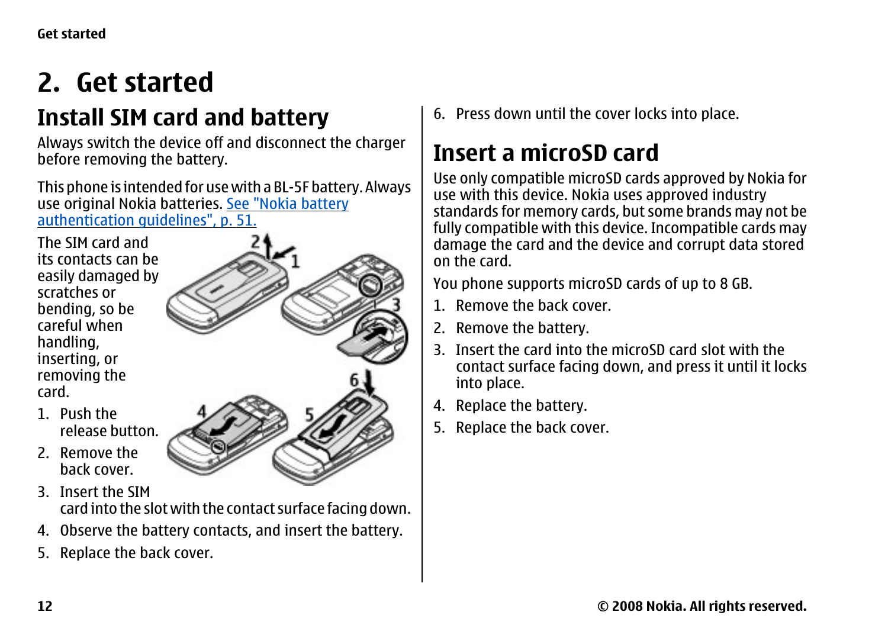# 2. Get started

## Install SIM card and battery

Always switch the device off and disconnect the charger before removing the battery.

This phone is intended for use with a BL-5F battery. Always use original Nokia batteries. See "Nokia battery authentication guidelines", p. 51.

The SIM card and its contacts can be easily damaged by scratches or bending, so be careful when handling, inserting, or removing the card.

1. Push the release button.
2. Remove the back cover.
3. Insert the SIM card into the slot with the contact surface facing down.
4. Observe the battery contacts, and insert the battery.
5. Replace the back cover.
6. Press down until the cover locks into place.

## Insert a microSD card

Use only compatible microSD cards approved by Nokia for use with this device. Nokia uses approved industry standards for memory cards, but some brands may not be fully compatible with this device. Incompatible cards may damage the card and the device and corrupt data stored on the card.

You phone supports microSD cards of up to 8 GB.

1. Remove the back cover.
2. Remove the battery.
3. Insert the card into the microSD card slot with the contact surface facing down, and press it until it locks into place.
4. Replace the battery.
5. Replace the back cover.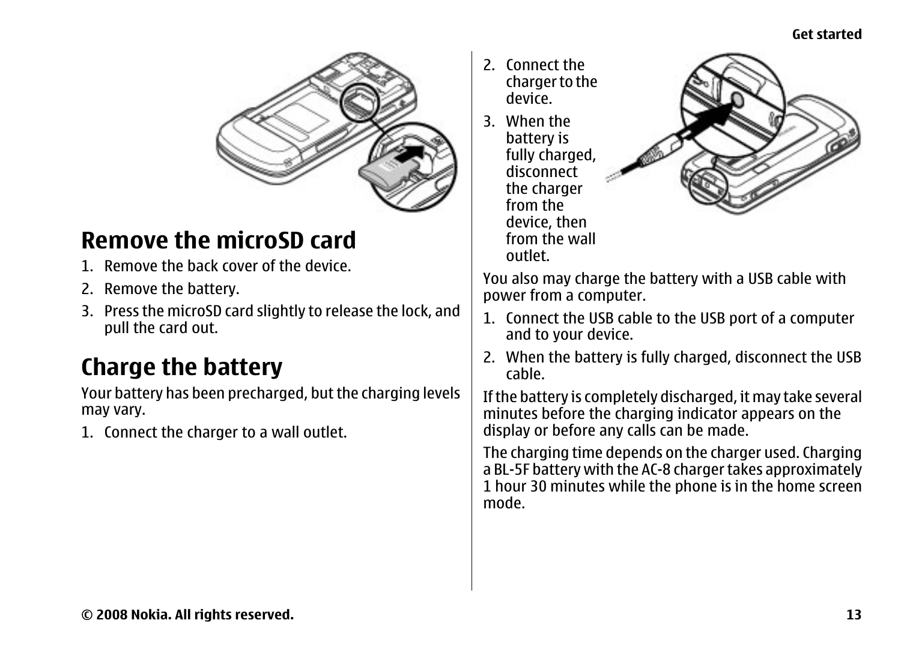## Remove the microSD card

1. Remove the back cover of the device.
2. Remove the battery.
3. Press the microSD card slightly to release the lock, and pull the card out.

## Charge the battery

Your battery has been precharged, but the charging levels may vary.

1. Connect the charger to a wall outlet.
2. Connect the charger to the device.
3. When the battery is fully charged, disconnect the charger from the device, then from the wall outlet.

You also may charge the battery with a USB cable with power from a computer.

1. Connect the USB cable to the USB port of a computer and to your device.
2. When the battery is fully charged, disconnect the USB cable.

If the battery is completely discharged, it may take several minutes before the charging indicator appears on the display or before any calls can be made.

The charging time depends on the charger used. Charging a BL-5F battery with the AC-8 charger takes approximately 1 hour 30 minutes while the phone is in the home screen mode.

© 2008 Nokia. All rights reserved.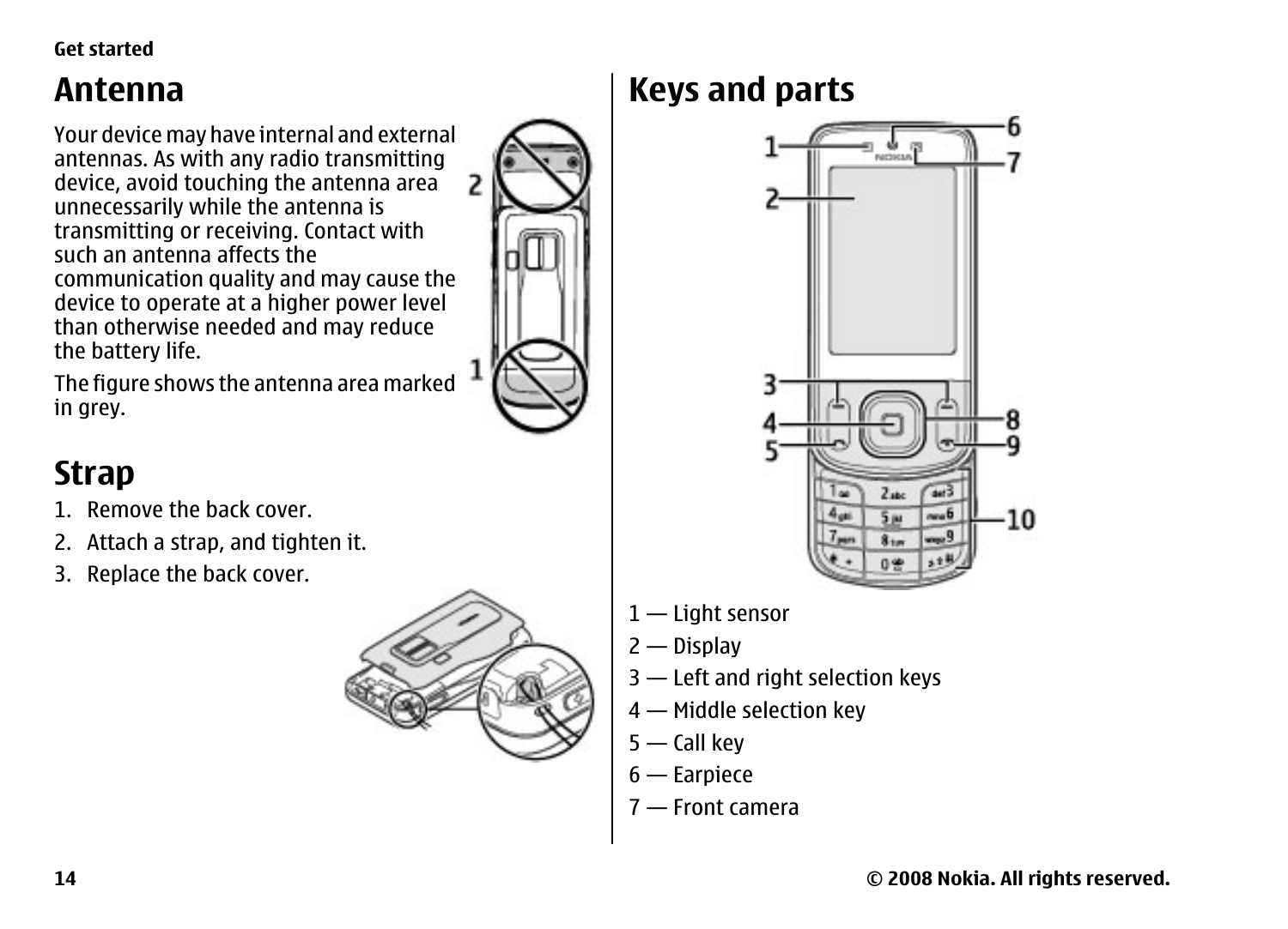# Antenna

Your device may have internal and external antennas. As with any radio transmitting device, avoid touching the antenna area unnecessarily while the antenna is transmitting or receiving. Contact with such an antenna affects the communication quality and may cause the device to operate at a higher power level than otherwise needed and may reduce the battery life.

The figure shows the antenna area marked in grey.

# Strap

1. Remove the back cover.
2. Attach a strap, and tighten it.
3. Replace the back cover.

# Keys and parts

1 — Light sensor

2 — Display

3 — Left and right selection keys

4 — Middle selection key

5 — Call key

6 — Earpiece

7 — Front camera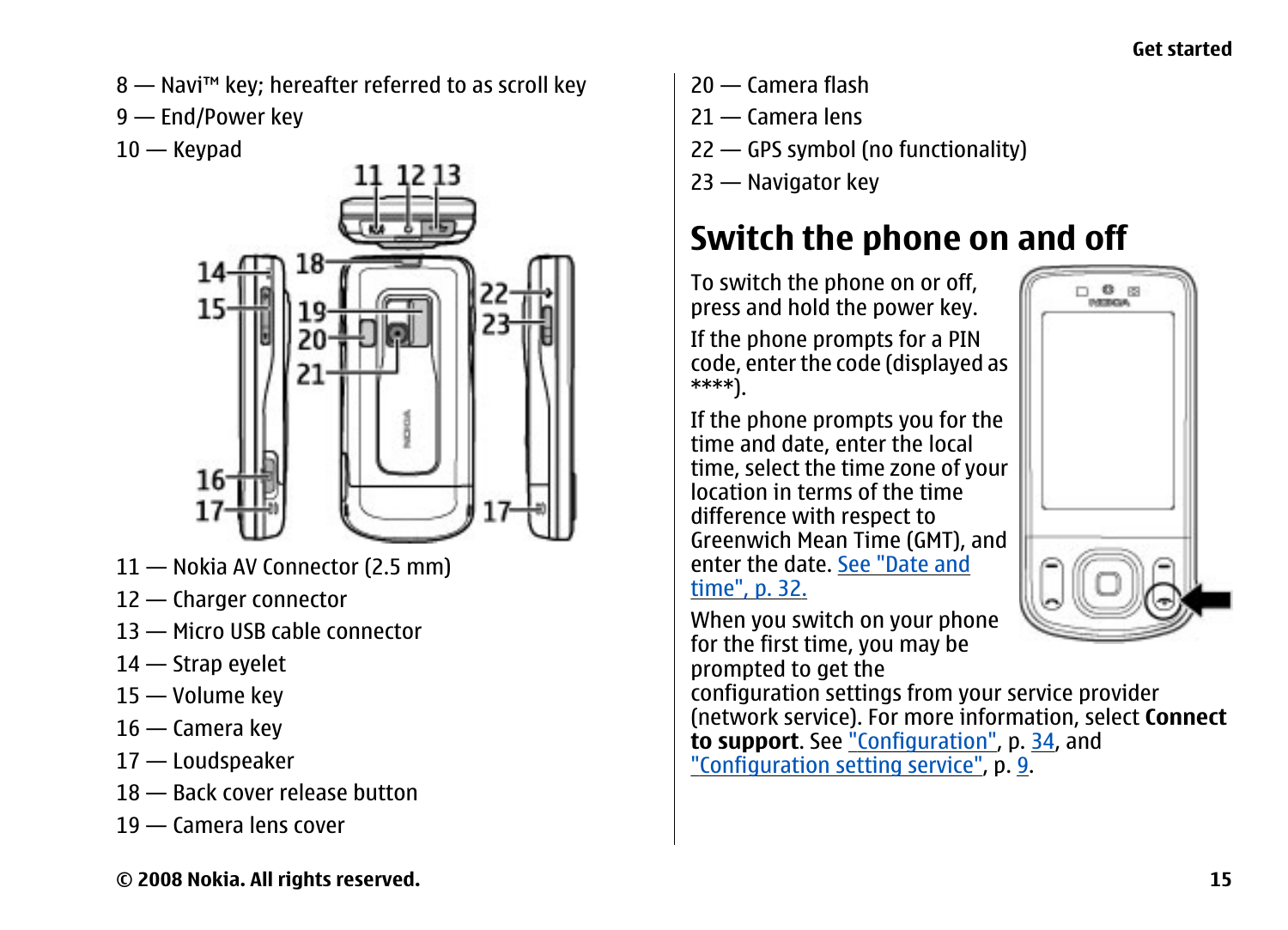8 — Navi™ key; hereafter referred to as scroll key

9 — End/Power key

10 — Keypad

11 — Nokia AV Connector (2.5 mm)

12 — Charger connector

13 — Micro USB cable connector

14 — Strap eyelet

15 — Volume key

16 — Camera key

17 — Loudspeaker

18 — Back cover release button

19 — Camera lens cover

20 — Camera flash

21 — Camera lens

22 — GPS symbol (no functionality)

23 — Navigator key

## Switch the phone on and off

To switch the phone on or off, press and hold the power key.

If the phone prompts for a PIN code, enter the code (displayed as ****).

If the phone prompts you for the time and date, enter the local time, select the time zone of your location in terms of the time difference with respect to Greenwich Mean Time (GMT), and enter the date. See "Date and time", p. 32.

When you switch on your phone for the first time, you may be prompted to get the configuration settings from your service provider (network service). For more information, select **Connect to support**. See "Configuration", p. 34, and "Configuration setting service", p. 9.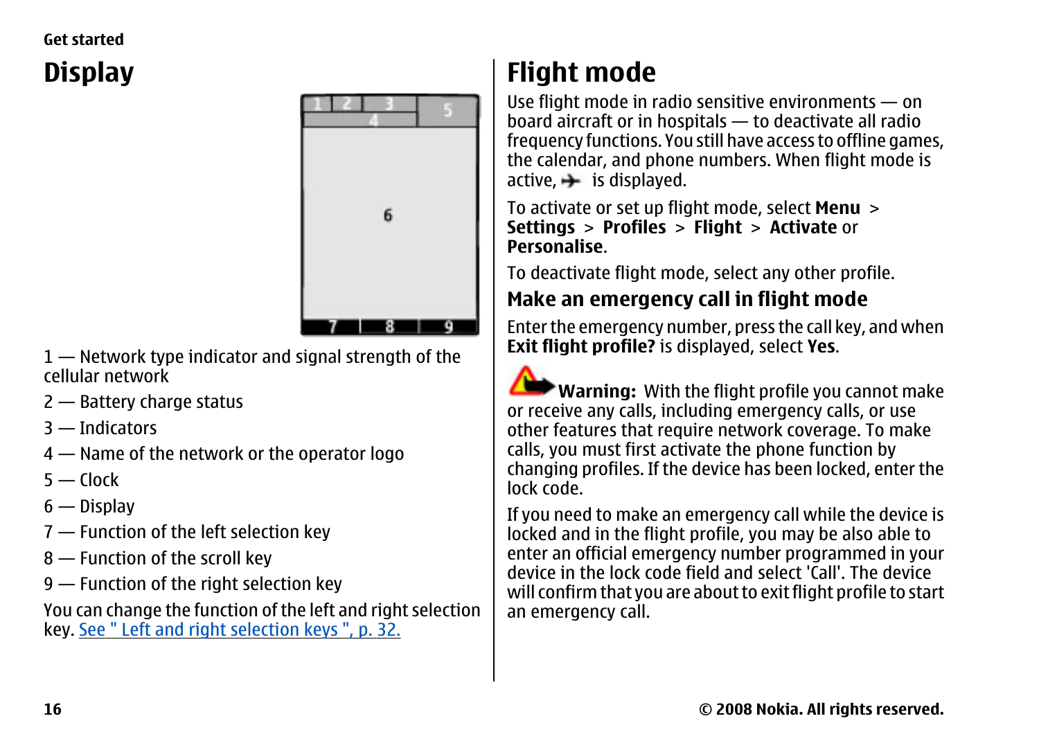# Display

1 — Network type indicator and signal strength of the cellular network

2 — Battery charge status

3 — Indicators

4 — Name of the network or the operator logo

5 — Clock

6 — Display

7 — Function of the left selection key

8 — Function of the scroll key

9 — Function of the right selection key

You can change the function of the left and right selection key. See " Left and right selection keys ", p. 32.

# Flight mode

Use flight mode in radio sensitive environments — on board aircraft or in hospitals — to deactivate all radio frequency functions. You still have access to offline games, the calendar, and phone numbers. When flight mode is active, ✈ is displayed.

To activate or set up flight mode, select **Menu** > **Settings** > **Profiles** > **Flight** > **Activate** or **Personalise**.

To deactivate flight mode, select any other profile.

## Make an emergency call in flight mode

Enter the emergency number, press the call key, and when **Exit flight profile?** is displayed, select **Yes**.

**Warning:** With the flight profile you cannot make or receive any calls, including emergency calls, or use other features that require network coverage. To make calls, you must first activate the phone function by changing profiles. If the device has been locked, enter the lock code.

If you need to make an emergency call while the device is locked and in the flight profile, you may be also able to enter an official emergency number programmed in your device in the lock code field and select 'Call'. The device will confirm that you are about to exit flight profile to start an emergency call.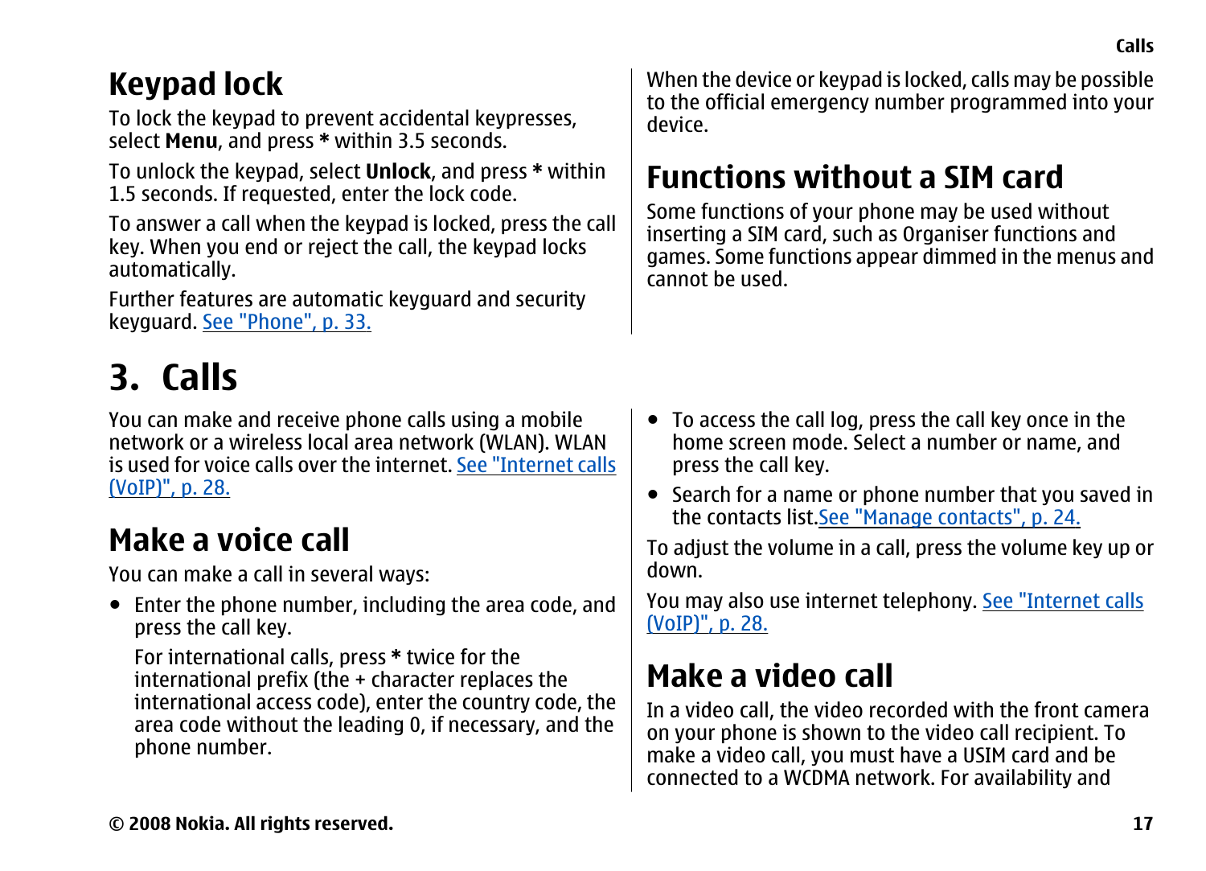## Keypad lock

To lock the keypad to prevent accidental keypresses, select **Menu**, and press * within 3.5 seconds.

To unlock the keypad, select **Unlock**, and press * within 1.5 seconds. If requested, enter the lock code.

To answer a call when the keypad is locked, press the call key. When you end or reject the call, the keypad locks automatically.

Further features are automatic keyguard and security keyguard. See "Phone", p. 33.

When the device or keypad is locked, calls may be possible to the official emergency number programmed into your device.

## Functions without a SIM card

Some functions of your phone may be used without inserting a SIM card, such as Organiser functions and games. Some functions appear dimmed in the menus and cannot be used.

# 3. Calls

You can make and receive phone calls using a mobile network or a wireless local area network (WLAN). WLAN is used for voice calls over the internet. See "Internet calls (VoIP)", p. 28.

## Make a voice call

You can make a call in several ways:

- Enter the phone number, including the area code, and press the call key.

  For international calls, press * twice for the international prefix (the + character replaces the international access code), enter the country code, the area code without the leading 0, if necessary, and the phone number.
- To access the call log, press the call key once in the home screen mode. Select a number or name, and press the call key.
- Search for a name or phone number that you saved in the contacts list.See "Manage contacts", p. 24.

To adjust the volume in a call, press the volume key up or down.

You may also use internet telephony. See "Internet calls (VoIP)", p. 28.

## Make a video call

In a video call, the video recorded with the front camera on your phone is shown to the video call recipient. To make a video call, you must have a USIM card and be connected to a WCDMA network. For availability and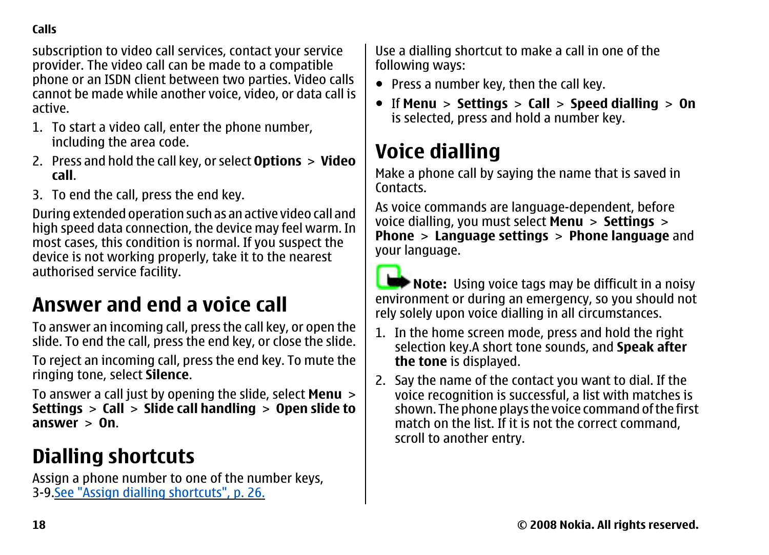subscription to video call services, contact your service provider. The video call can be made to a compatible phone or an ISDN client between two parties. Video calls cannot be made while another voice, video, or data call is active.

1. To start a video call, enter the phone number, including the area code.
2. Press and hold the call key, or select **Options** > **Video call**.
3. To end the call, press the end key.

During extended operation such as an active video call and high speed data connection, the device may feel warm. In most cases, this condition is normal. If you suspect the device is not working properly, take it to the nearest authorised service facility.

## Answer and end a voice call

To answer an incoming call, press the call key, or open the slide. To end the call, press the end key, or close the slide.

To reject an incoming call, press the end key. To mute the ringing tone, select **Silence**.

To answer a call just by opening the slide, select **Menu** > **Settings** > **Call** > **Slide call handling** > **Open slide to answer** > **On**.

## Dialling shortcuts

Assign a phone number to one of the number keys, 3-9.See "Assign dialling shortcuts", p. 26.

Use a dialling shortcut to make a call in one of the following ways:

- Press a number key, then the call key.
- If **Menu** > **Settings** > **Call** > **Speed dialling** > **On** is selected, press and hold a number key.

## Voice dialling

Make a phone call by saying the name that is saved in Contacts.

As voice commands are language-dependent, before voice dialling, you must select **Menu** > **Settings** > **Phone** > **Language settings** > **Phone language** and your language.

**Note:** Using voice tags may be difficult in a noisy environment or during an emergency, so you should not rely solely upon voice dialling in all circumstances.

1. In the home screen mode, press and hold the right selection key.A short tone sounds, and **Speak after the tone** is displayed.
2. Say the name of the contact you want to dial. If the voice recognition is successful, a list with matches is shown. The phone plays the voice command of the first match on the list. If it is not the correct command, scroll to another entry.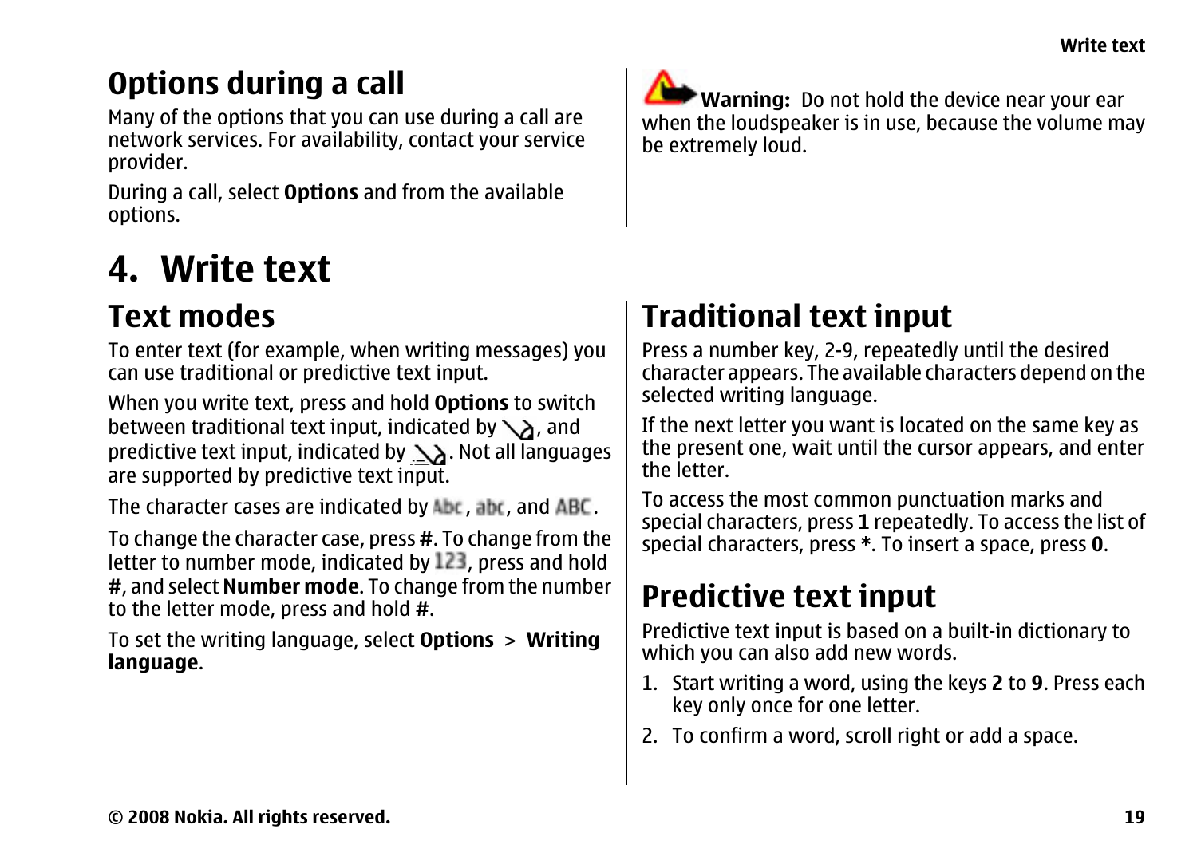## Options during a call

Many of the options that you can use during a call are network services. For availability, contact your service provider.

During a call, select **Options** and from the available options.

**Warning:** Do not hold the device near your ear when the loudspeaker is in use, because the volume may be extremely loud.

# 4. Write text

## Text modes

To enter text (for example, when writing messages) you can use traditional or predictive text input.

When you write text, press and hold **Options** to switch between traditional text input, indicated by , and predictive text input, indicated by . Not all languages are supported by predictive text input.

The character cases are indicated by Abc, abc, and ABC.

To change the character case, press **#**. To change from the letter to number mode, indicated by 123, press and hold **#**, and select **Number mode**. To change from the number to the letter mode, press and hold **#**.

To set the writing language, select **Options** > **Writing language**.

## Traditional text input

Press a number key, 2-9, repeatedly until the desired character appears. The available characters depend on the selected writing language.

If the next letter you want is located on the same key as the present one, wait until the cursor appears, and enter the letter.

To access the most common punctuation marks and special characters, press **1** repeatedly. To access the list of special characters, press *****. To insert a space, press **0**.

## Predictive text input

Predictive text input is based on a built-in dictionary to which you can also add new words.

1. Start writing a word, using the keys **2** to **9**. Press each key only once for one letter.
2. To confirm a word, scroll right or add a space.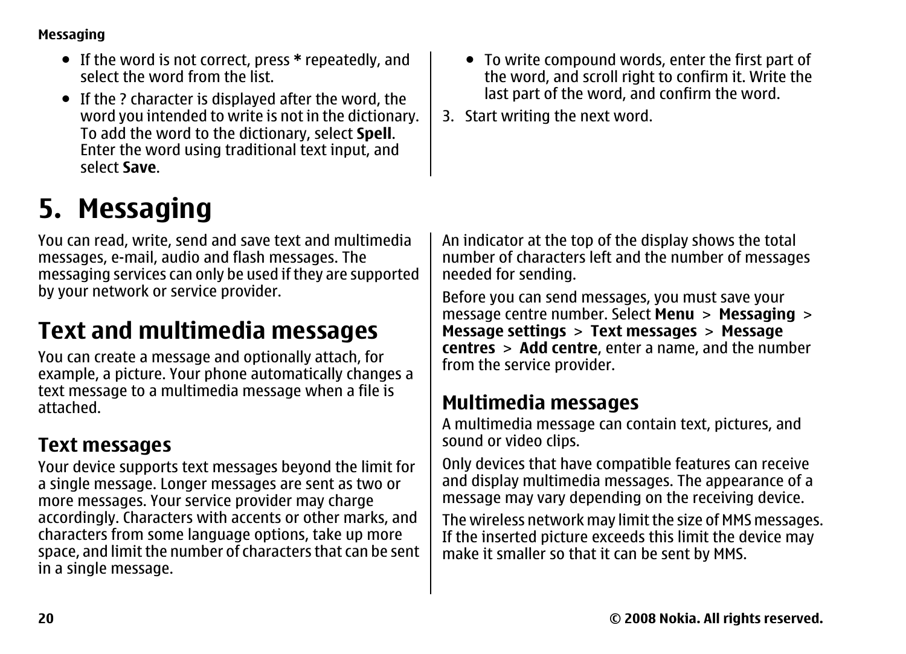- If the word is not correct, press * repeatedly, and select the word from the list.
- If the ? character is displayed after the word, the word you intended to write is not in the dictionary. To add the word to the dictionary, select **Spell**. Enter the word using traditional text input, and select **Save**.
- To write compound words, enter the first part of the word, and scroll right to confirm it. Write the last part of the word, and confirm the word.

3. Start writing the next word.

# 5. Messaging

You can read, write, send and save text and multimedia messages, e-mail, audio and flash messages. The messaging services can only be used if they are supported by your network or service provider.

## Text and multimedia messages

You can create a message and optionally attach, for example, a picture. Your phone automatically changes a text message to a multimedia message when a file is attached.

### Text messages

Your device supports text messages beyond the limit for a single message. Longer messages are sent as two or more messages. Your service provider may charge accordingly. Characters with accents or other marks, and characters from some language options, take up more space, and limit the number of characters that can be sent in a single message.

An indicator at the top of the display shows the total number of characters left and the number of messages needed for sending.

Before you can send messages, you must save your message centre number. Select **Menu** > **Messaging** > **Message settings** > **Text messages** > **Message centres** > **Add centre**, enter a name, and the number from the service provider.

### Multimedia messages

A multimedia message can contain text, pictures, and sound or video clips.

Only devices that have compatible features can receive and display multimedia messages. The appearance of a message may vary depending on the receiving device.

The wireless network may limit the size of MMS messages. If the inserted picture exceeds this limit the device may make it smaller so that it can be sent by MMS.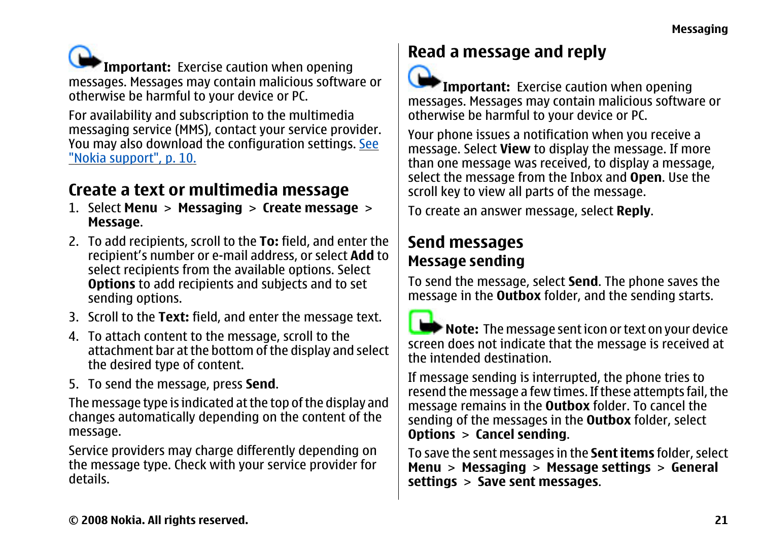**Important:** Exercise caution when opening messages. Messages may contain malicious software or otherwise be harmful to your device or PC.

For availability and subscription to the multimedia messaging service (MMS), contact your service provider. You may also download the configuration settings. See "Nokia support", p. 10.

## Create a text or multimedia message

1. Select **Menu** > **Messaging** > **Create message** > **Message**.
2. To add recipients, scroll to the **To:** field, and enter the recipient's number or e-mail address, or select **Add** to select recipients from the available options. Select **Options** to add recipients and subjects and to set sending options.
3. Scroll to the **Text:** field, and enter the message text.
4. To attach content to the message, scroll to the attachment bar at the bottom of the display and select the desired type of content.
5. To send the message, press **Send**.

The message type is indicated at the top of the display and changes automatically depending on the content of the message.

Service providers may charge differently depending on the message type. Check with your service provider for details.

## Read a message and reply

**Important:** Exercise caution when opening messages. Messages may contain malicious software or otherwise be harmful to your device or PC.

Your phone issues a notification when you receive a message. Select **View** to display the message. If more than one message was received, to display a message, select the message from the Inbox and **Open**. Use the scroll key to view all parts of the message.

To create an answer message, select **Reply**.

## Send messages

### Message sending

To send the message, select **Send**. The phone saves the message in the **Outbox** folder, and the sending starts.

**Note:** The message sent icon or text on your device screen does not indicate that the message is received at the intended destination.

If message sending is interrupted, the phone tries to resend the message a few times. If these attempts fail, the message remains in the **Outbox** folder. To cancel the sending of the messages in the **Outbox** folder, select **Options** > **Cancel sending**.

To save the sent messages in the **Sent items** folder, select **Menu** > **Messaging** > **Message settings** > **General settings** > **Save sent messages**.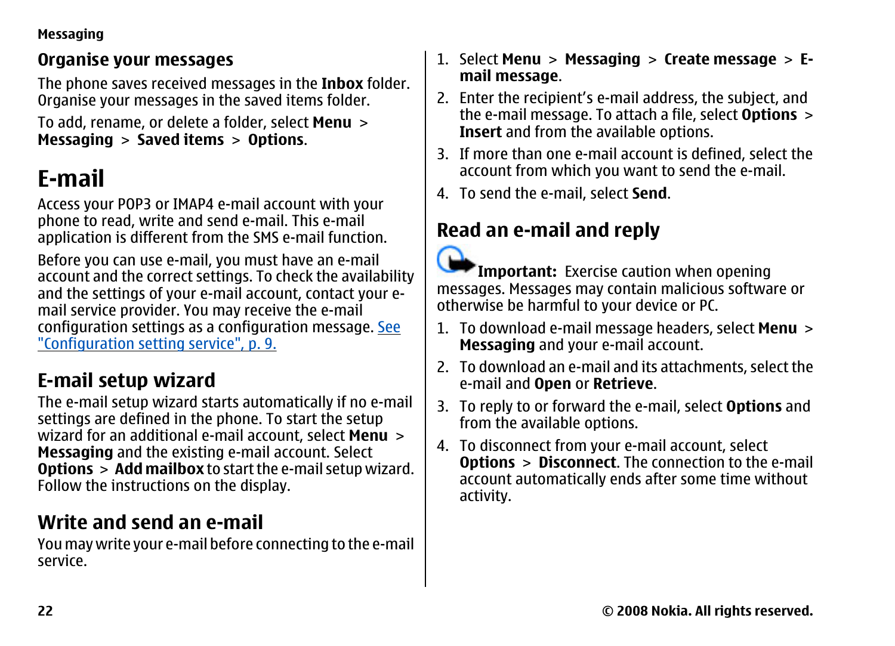## Organise your messages

The phone saves received messages in the **Inbox** folder. Organise your messages in the saved items folder.

To add, rename, or delete a folder, select **Menu** > **Messaging** > **Saved items** > **Options**.

# E-mail

Access your POP3 or IMAP4 e-mail account with your phone to read, write and send e-mail. This e-mail application is different from the SMS e-mail function.

Before you can use e-mail, you must have an e-mail account and the correct settings. To check the availability and the settings of your e-mail account, contact your e-mail service provider. You may receive the e-mail configuration settings as a configuration message. See "Configuration setting service", p. 9.

## E-mail setup wizard

The e-mail setup wizard starts automatically if no e-mail settings are defined in the phone. To start the setup wizard for an additional e-mail account, select **Menu** > **Messaging** and the existing e-mail account. Select **Options** > **Add mailbox** to start the e-mail setup wizard. Follow the instructions on the display.

## Write and send an e-mail

You may write your e-mail before connecting to the e-mail service.

1. Select **Menu** > **Messaging** > **Create message** > **E-mail message**.
2. Enter the recipient's e-mail address, the subject, and the e-mail message. To attach a file, select **Options** > **Insert** and from the available options.
3. If more than one e-mail account is defined, select the account from which you want to send the e-mail.
4. To send the e-mail, select **Send**.

## Read an e-mail and reply

**Important:** Exercise caution when opening messages. Messages may contain malicious software or otherwise be harmful to your device or PC.

1. To download e-mail message headers, select **Menu** > **Messaging** and your e-mail account.
2. To download an e-mail and its attachments, select the e-mail and **Open** or **Retrieve**.
3. To reply to or forward the e-mail, select **Options** and from the available options.
4. To disconnect from your e-mail account, select **Options** > **Disconnect**. The connection to the e-mail account automatically ends after some time without activity.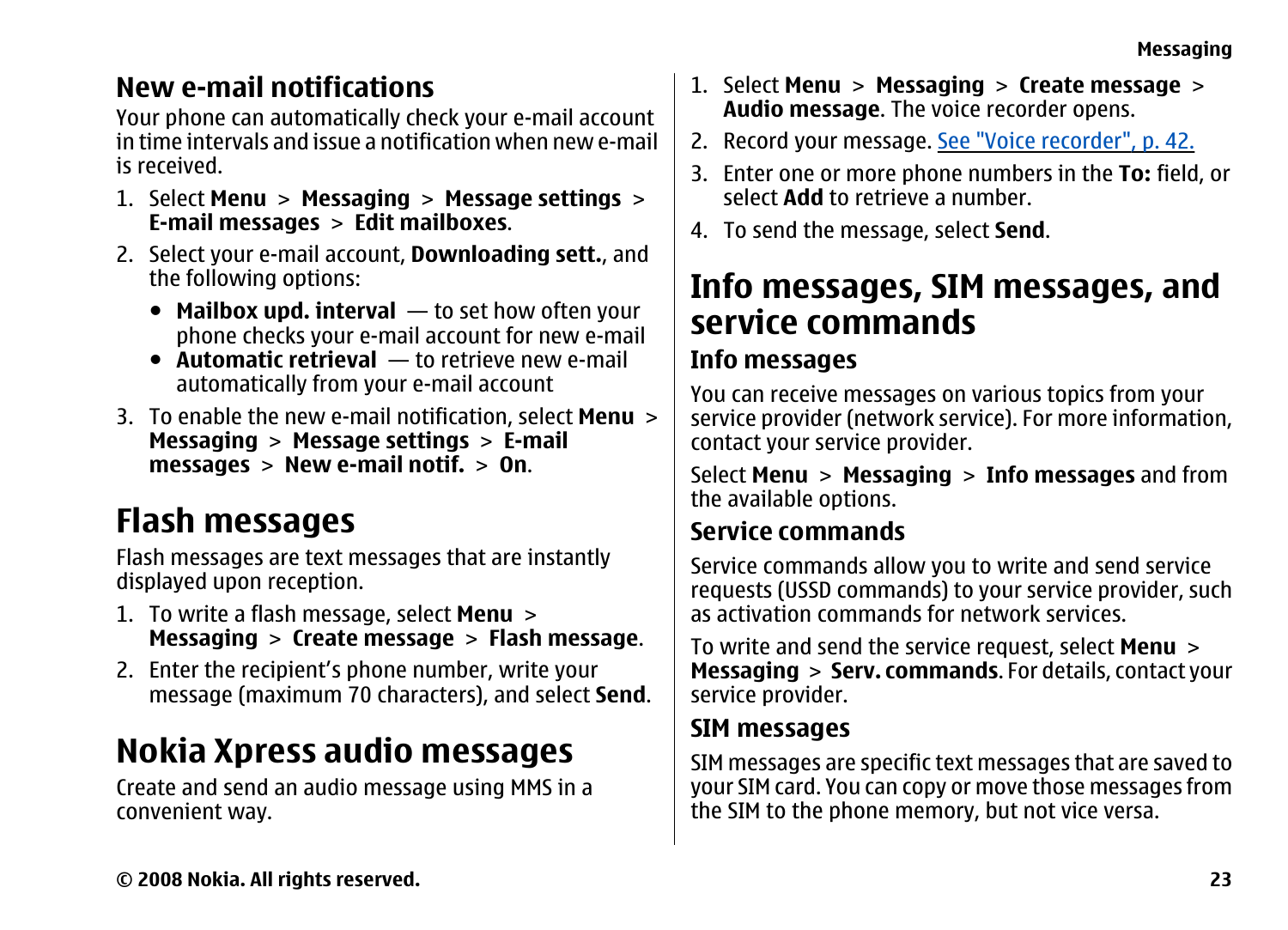## New e-mail notifications

Your phone can automatically check your e-mail account in time intervals and issue a notification when new e-mail is received.

1. Select **Menu** > **Messaging** > **Message settings** > **E-mail messages** > **Edit mailboxes**.
2. Select your e-mail account, **Downloading sett.**, and the following options:
   - **Mailbox upd. interval** — to set how often your phone checks your e-mail account for new e-mail
   - **Automatic retrieval** — to retrieve new e-mail automatically from your e-mail account
3. To enable the new e-mail notification, select **Menu** > **Messaging** > **Message settings** > **E-mail messages** > **New e-mail notif.** > **On**.

# Flash messages

Flash messages are text messages that are instantly displayed upon reception.

1. To write a flash message, select **Menu** > **Messaging** > **Create message** > **Flash message**.
2. Enter the recipient's phone number, write your message (maximum 70 characters), and select **Send**.

# Nokia Xpress audio messages

Create and send an audio message using MMS in a convenient way.

1. Select **Menu** > **Messaging** > **Create message** > **Audio message**. The voice recorder opens.
2. Record your message. See "Voice recorder", p. 42.
3. Enter one or more phone numbers in the **To:** field, or select **Add** to retrieve a number.
4. To send the message, select **Send**.

# Info messages, SIM messages, and service commands

## Info messages

You can receive messages on various topics from your service provider (network service). For more information, contact your service provider.

Select **Menu** > **Messaging** > **Info messages** and from the available options.

## Service commands

Service commands allow you to write and send service requests (USSD commands) to your service provider, such as activation commands for network services.

To write and send the service request, select **Menu** > **Messaging** > **Serv. commands**. For details, contact your service provider.

## SIM messages

SIM messages are specific text messages that are saved to your SIM card. You can copy or move those messages from the SIM to the phone memory, but not vice versa.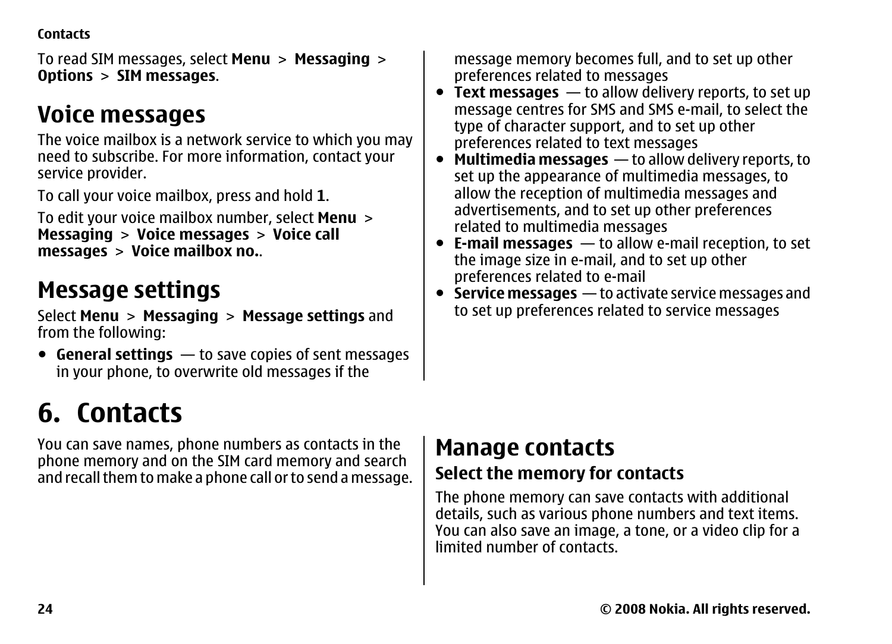To read SIM messages, select **Menu** > **Messaging** > **Options** > **SIM messages**.

## Voice messages

The voice mailbox is a network service to which you may need to subscribe. For more information, contact your service provider.

To call your voice mailbox, press and hold **1**.

To edit your voice mailbox number, select **Menu** > **Messaging** > **Voice messages** > **Voice call messages** > **Voice mailbox no.**.

## Message settings

Select **Menu** > **Messaging** > **Message settings** and from the following:

- **General settings** — to save copies of sent messages in your phone, to overwrite old messages if the message memory becomes full, and to set up other preferences related to messages
- **Text messages** — to allow delivery reports, to set up message centres for SMS and SMS e-mail, to select the type of character support, and to set up other preferences related to text messages
- **Multimedia messages** — to allow delivery reports, to set up the appearance of multimedia messages, to allow the reception of multimedia messages and advertisements, and to set up other preferences related to multimedia messages
- **E-mail messages** — to allow e-mail reception, to set the image size in e-mail, and to set up other preferences related to e-mail
- **Service messages** — to activate service messages and to set up preferences related to service messages

# 6. Contacts

You can save names, phone numbers as contacts in the phone memory and on the SIM card memory and search and recall them to make a phone call or to send a message.

## Manage contacts

### Select the memory for contacts

The phone memory can save contacts with additional details, such as various phone numbers and text items. You can also save an image, a tone, or a video clip for a limited number of contacts.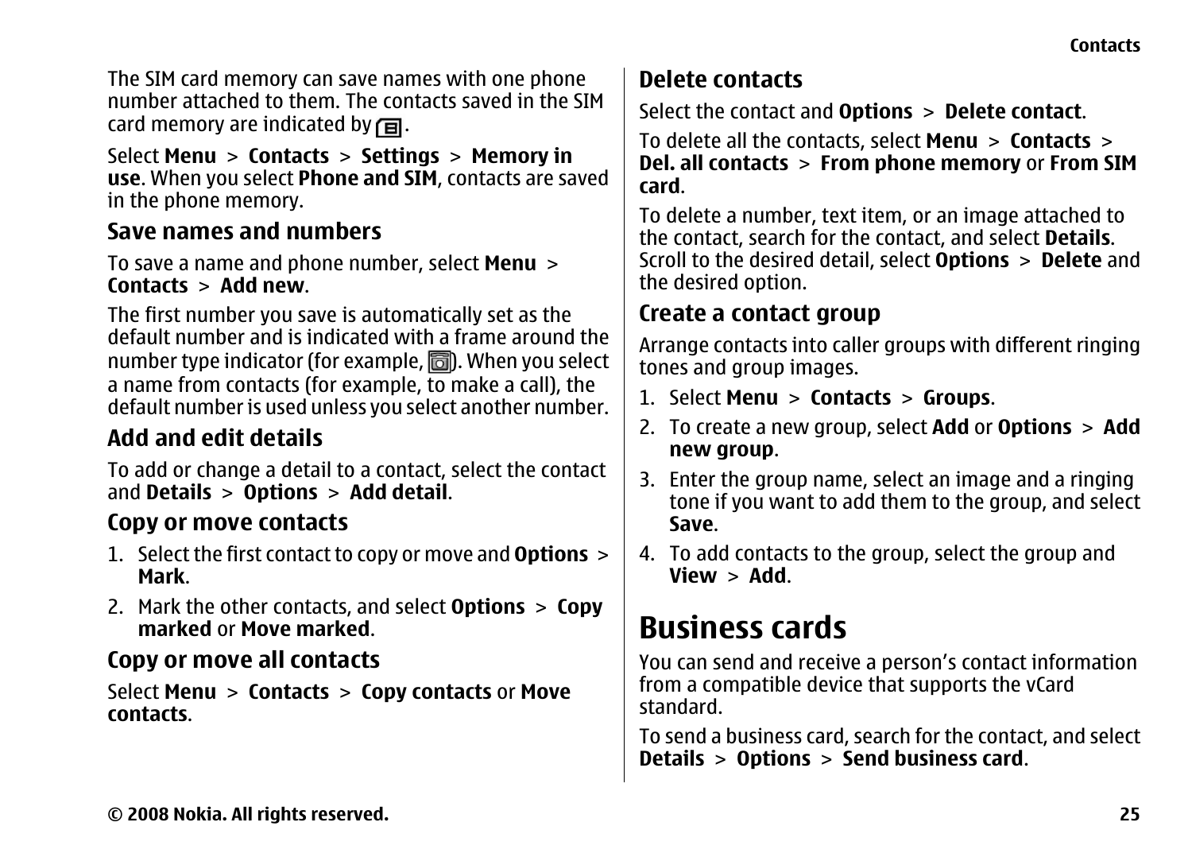The SIM card memory can save names with one phone number attached to them. The contacts saved in the SIM card memory are indicated by .

Select **Menu** > **Contacts** > **Settings** > **Memory in use**. When you select **Phone and SIM**, contacts are saved in the phone memory.

### Save names and numbers

To save a name and phone number, select **Menu** > **Contacts** > **Add new**.

The first number you save is automatically set as the default number and is indicated with a frame around the number type indicator (for example, ). When you select a name from contacts (for example, to make a call), the default number is used unless you select another number.

### Add and edit details

To add or change a detail to a contact, select the contact and **Details** > **Options** > **Add detail**.

### Copy or move contacts

1. Select the first contact to copy or move and **Options** > **Mark**.
2. Mark the other contacts, and select **Options** > **Copy marked** or **Move marked**.

### Copy or move all contacts

Select **Menu** > **Contacts** > **Copy contacts** or **Move contacts**.

### Delete contacts

Select the contact and **Options** > **Delete contact**.

To delete all the contacts, select **Menu** > **Contacts** > **Del. all contacts** > **From phone memory** or **From SIM card**.

To delete a number, text item, or an image attached to the contact, search for the contact, and select **Details**. Scroll to the desired detail, select **Options** > **Delete** and the desired option.

### Create a contact group

Arrange contacts into caller groups with different ringing tones and group images.

1. Select **Menu** > **Contacts** > **Groups**.
2. To create a new group, select **Add** or **Options** > **Add new group**.
3. Enter the group name, select an image and a ringing tone if you want to add them to the group, and select **Save**.
4. To add contacts to the group, select the group and **View** > **Add**.

## Business cards

You can send and receive a person's contact information from a compatible device that supports the vCard standard.

To send a business card, search for the contact, and select **Details** > **Options** > **Send business card**.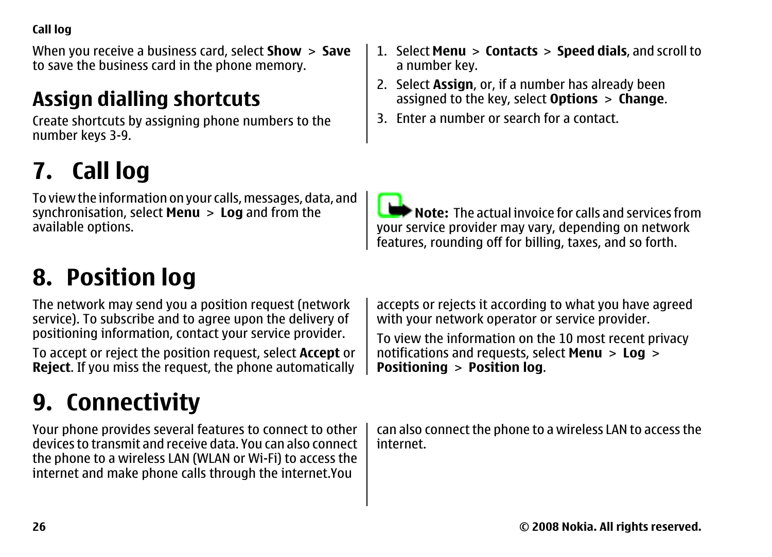When you receive a business card, select **Show** > **Save** to save the business card in the phone memory.

## Assign dialling shortcuts

Create shortcuts by assigning phone numbers to the number keys 3-9.

1. Select **Menu** > **Contacts** > **Speed dials**, and scroll to a number key.
2. Select **Assign**, or, if a number has already been assigned to the key, select **Options** > **Change**.
3. Enter a number or search for a contact.

# 7. Call log

To view the information on your calls, messages, data, and synchronisation, select **Menu** > **Log** and from the available options.

**Note:** The actual invoice for calls and services from your service provider may vary, depending on network features, rounding off for billing, taxes, and so forth.

# 8. Position log

The network may send you a position request (network service). To subscribe and to agree upon the delivery of positioning information, contact your service provider.

To accept or reject the position request, select **Accept** or **Reject**. If you miss the request, the phone automatically accepts or rejects it according to what you have agreed with your network operator or service provider.

To view the information on the 10 most recent privacy notifications and requests, select **Menu** > **Log** > **Positioning** > **Position log**.

# 9. Connectivity

Your phone provides several features to connect to other devices to transmit and receive data. You can also connect the phone to a wireless LAN (WLAN or Wi-Fi) to access the internet and make phone calls through the internet.You can also connect the phone to a wireless LAN to access the internet.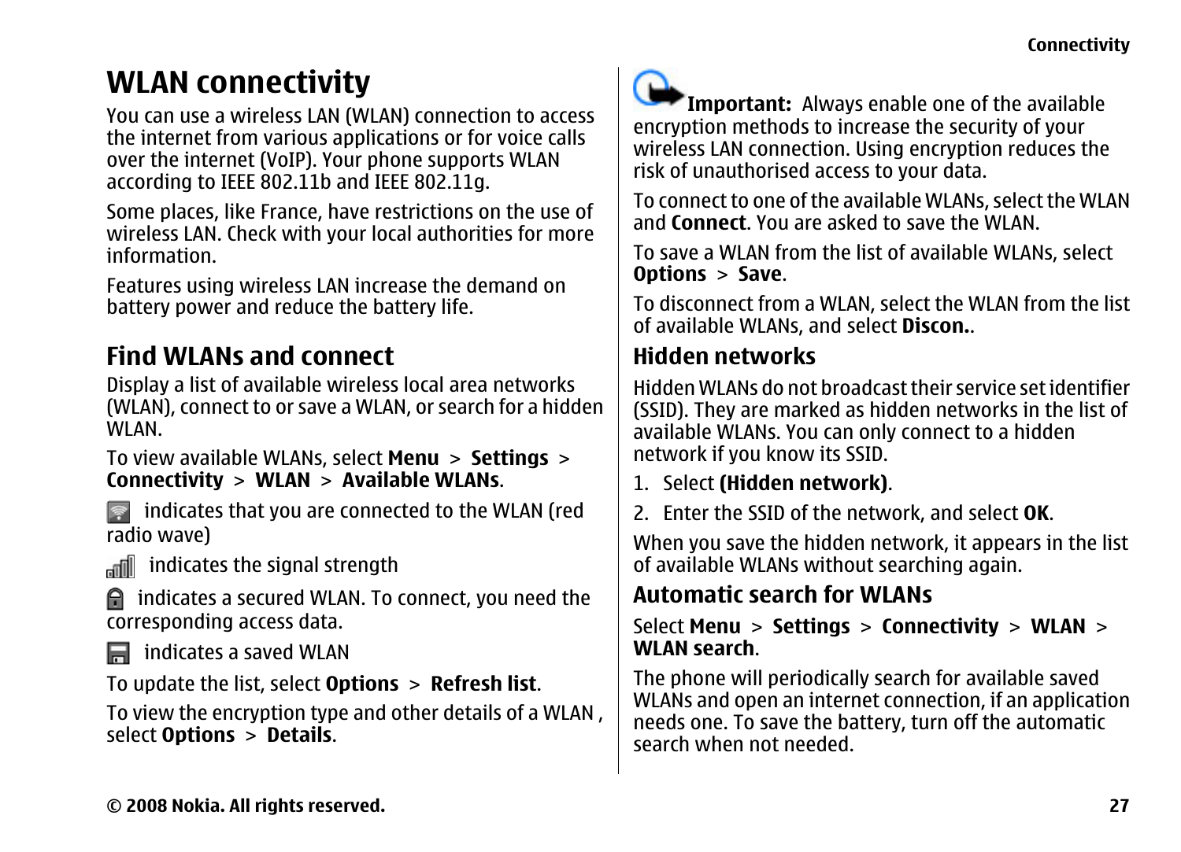# WLAN connectivity

You can use a wireless LAN (WLAN) connection to access the internet from various applications or for voice calls over the internet (VoIP). Your phone supports WLAN according to IEEE 802.11b and IEEE 802.11g.

Some places, like France, have restrictions on the use of wireless LAN. Check with your local authorities for more information.

Features using wireless LAN increase the demand on battery power and reduce the battery life.

## Find WLANs and connect

Display a list of available wireless local area networks (WLAN), connect to or save a WLAN, or search for a hidden WLAN.

To view available WLANs, select **Menu** > **Settings** > **Connectivity** > **WLAN** > **Available WLANs**.

indicates that you are connected to the WLAN (red radio wave)

indicates the signal strength

indicates a secured WLAN. To connect, you need the corresponding access data.

indicates a saved WLAN

To update the list, select **Options** > **Refresh list**.

To view the encryption type and other details of a WLAN , select **Options** > **Details**.

**Important:** Always enable one of the available encryption methods to increase the security of your wireless LAN connection. Using encryption reduces the risk of unauthorised access to your data.

To connect to one of the available WLANs, select the WLAN and **Connect**. You are asked to save the WLAN.

To save a WLAN from the list of available WLANs, select **Options** > **Save**.

To disconnect from a WLAN, select the WLAN from the list of available WLANs, and select **Discon.**.

### Hidden networks

Hidden WLANs do not broadcast their service set identifier (SSID). They are marked as hidden networks in the list of available WLANs. You can only connect to a hidden network if you know its SSID.

1. Select **(Hidden network)**.
2. Enter the SSID of the network, and select **OK**.

When you save the hidden network, it appears in the list of available WLANs without searching again.

### Automatic search for WLANs

Select **Menu** > **Settings** > **Connectivity** > **WLAN** > **WLAN search**.

The phone will periodically search for available saved WLANs and open an internet connection, if an application needs one. To save the battery, turn off the automatic search when not needed.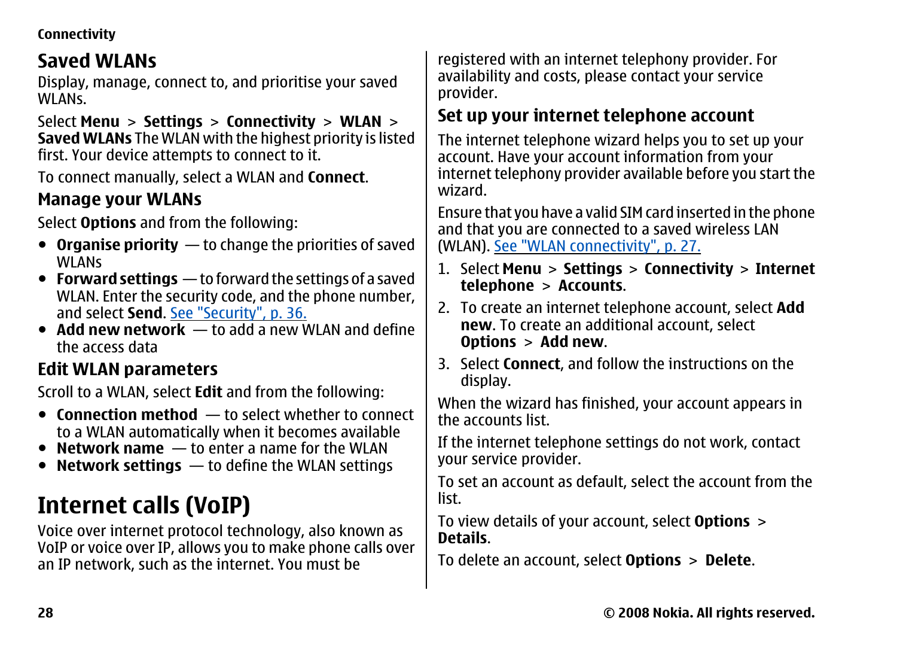## Saved WLANs

Display, manage, connect to, and prioritise your saved WLANs.

Select **Menu** > **Settings** > **Connectivity** > **WLAN** > **Saved WLANs** The WLAN with the highest priority is listed first. Your device attempts to connect to it.

To connect manually, select a WLAN and **Connect**.

### Manage your WLANs

Select **Options** and from the following:

- **Organise priority** — to change the priorities of saved WLANs
- **Forward settings** — to forward the settings of a saved WLAN. Enter the security code, and the phone number, and select **Send**. See "Security", p. 36.
- **Add new network** — to add a new WLAN and define the access data

### Edit WLAN parameters

Scroll to a WLAN, select **Edit** and from the following:

- **Connection method** — to select whether to connect to a WLAN automatically when it becomes available
- **Network name** — to enter a name for the WLAN
- **Network settings** — to define the WLAN settings

# Internet calls (VoIP)

Voice over internet protocol technology, also known as VoIP or voice over IP, allows you to make phone calls over an IP network, such as the internet. You must be registered with an internet telephony provider. For availability and costs, please contact your service provider.

## Set up your internet telephone account

The internet telephone wizard helps you to set up your account. Have your account information from your internet telephony provider available before you start the wizard.

Ensure that you have a valid SIM card inserted in the phone and that you are connected to a saved wireless LAN (WLAN). See "WLAN connectivity", p. 27.

1. Select **Menu** > **Settings** > **Connectivity** > **Internet telephone** > **Accounts**.
2. To create an internet telephone account, select **Add new**. To create an additional account, select **Options** > **Add new**.
3. Select **Connect**, and follow the instructions on the display.

When the wizard has finished, your account appears in the accounts list.

If the internet telephone settings do not work, contact your service provider.

To set an account as default, select the account from the list.

To view details of your account, select **Options** > **Details**.

To delete an account, select **Options** > **Delete**.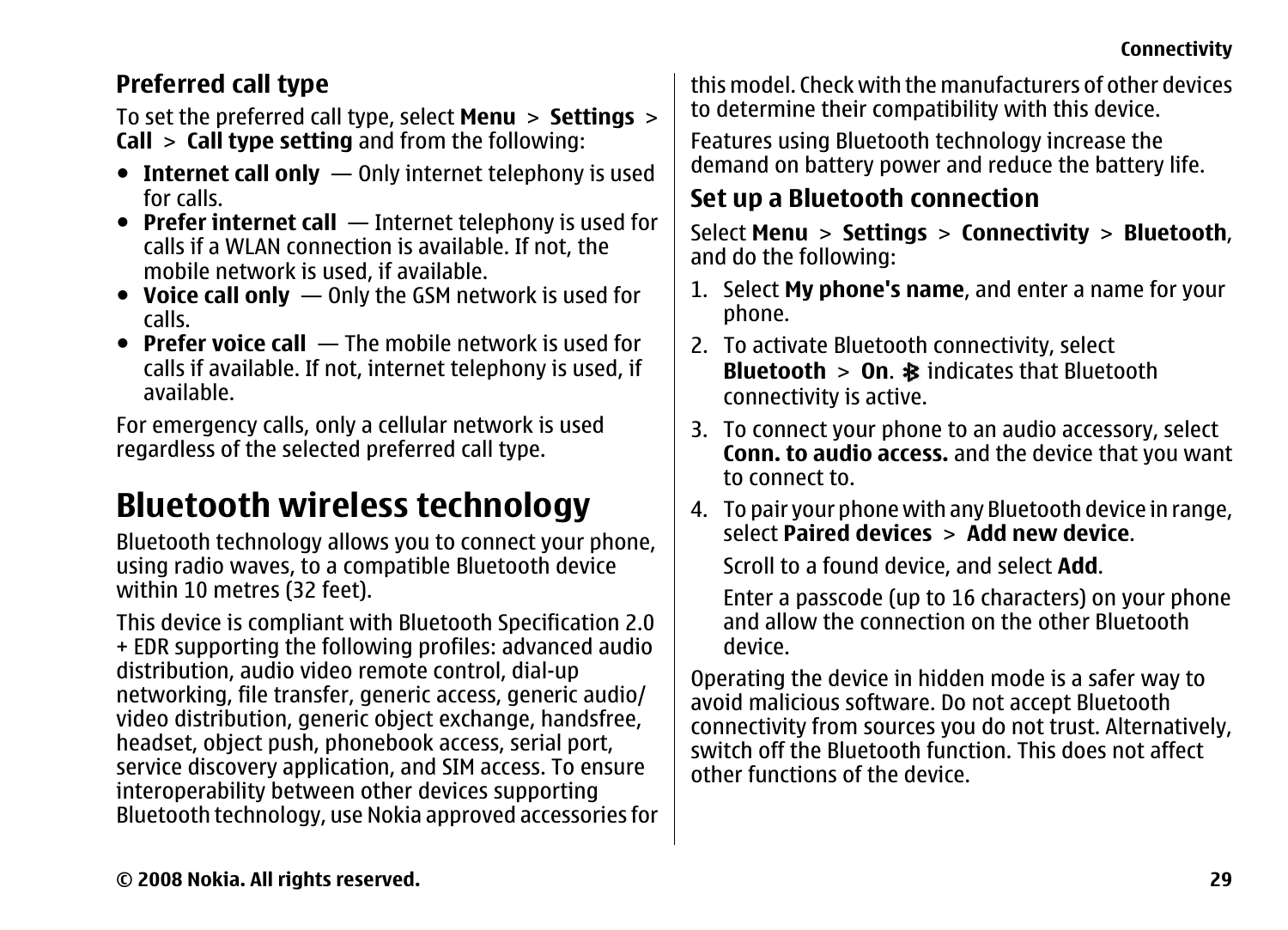### Preferred call type

To set the preferred call type, select **Menu** > **Settings** > **Call** > **Call type setting** and from the following:

- **Internet call only** — Only internet telephony is used for calls.
- **Prefer internet call** — Internet telephony is used for calls if a WLAN connection is available. If not, the mobile network is used, if available.
- **Voice call only** — Only the GSM network is used for calls.
- **Prefer voice call** — The mobile network is used for calls if available. If not, internet telephony is used, if available.

For emergency calls, only a cellular network is used regardless of the selected preferred call type.

## Bluetooth wireless technology

Bluetooth technology allows you to connect your phone, using radio waves, to a compatible Bluetooth device within 10 metres (32 feet).

This device is compliant with Bluetooth Specification 2.0 + EDR supporting the following profiles: advanced audio distribution, audio video remote control, dial-up networking, file transfer, generic access, generic audio/video distribution, generic object exchange, handsfree, headset, object push, phonebook access, serial port, service discovery application, and SIM access. To ensure interoperability between other devices supporting Bluetooth technology, use Nokia approved accessories for this model. Check with the manufacturers of other devices to determine their compatibility with this device.

Features using Bluetooth technology increase the demand on battery power and reduce the battery life.

### Set up a Bluetooth connection

Select **Menu** > **Settings** > **Connectivity** > **Bluetooth**, and do the following:

1. Select **My phone's name**, and enter a name for your phone.
2. To activate Bluetooth connectivity, select **Bluetooth** > **On**. ✱ indicates that Bluetooth connectivity is active.
3. To connect your phone to an audio accessory, select **Conn. to audio access.** and the device that you want to connect to.
4. To pair your phone with any Bluetooth device in range, select **Paired devices** > **Add new device**.

   Scroll to a found device, and select **Add**.

   Enter a passcode (up to 16 characters) on your phone and allow the connection on the other Bluetooth device.

Operating the device in hidden mode is a safer way to avoid malicious software. Do not accept Bluetooth connectivity from sources you do not trust. Alternatively, switch off the Bluetooth function. This does not affect other functions of the device.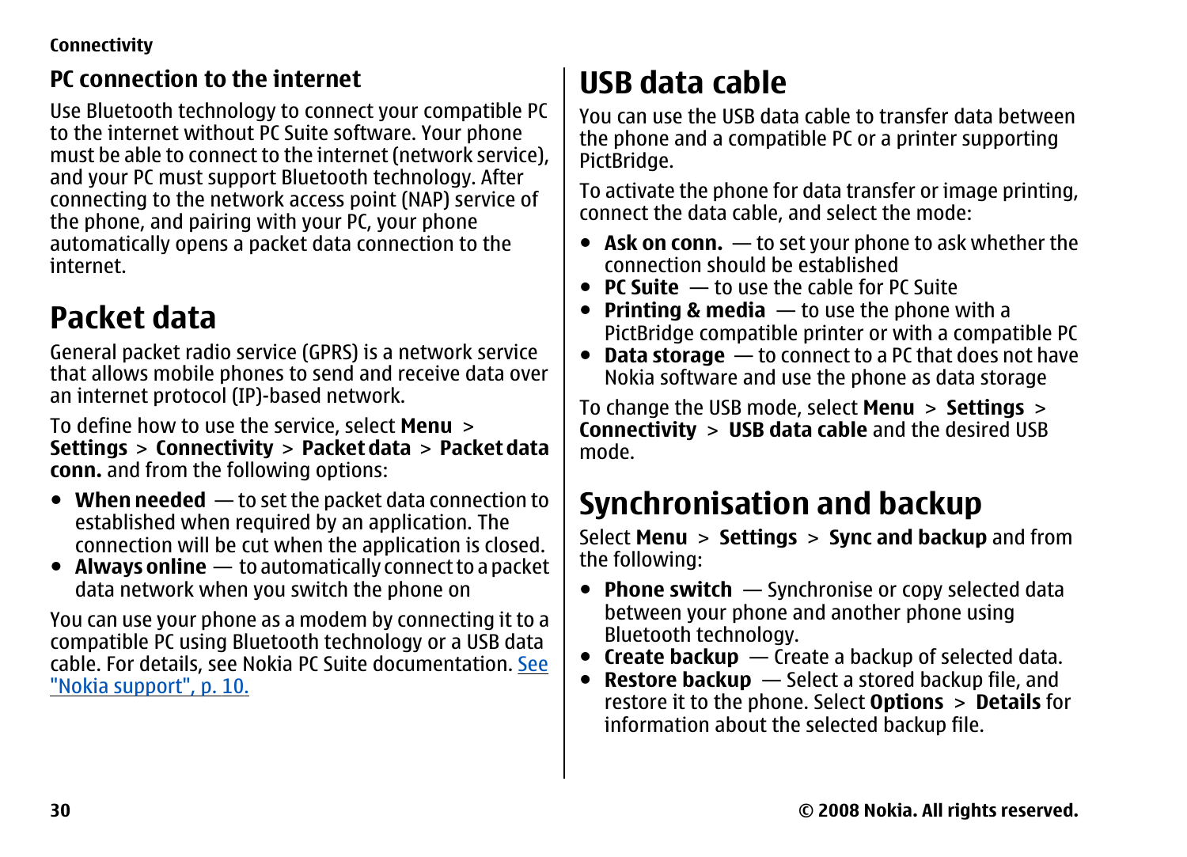## PC connection to the internet

Use Bluetooth technology to connect your compatible PC to the internet without PC Suite software. Your phone must be able to connect to the internet (network service), and your PC must support Bluetooth technology. After connecting to the network access point (NAP) service of the phone, and pairing with your PC, your phone automatically opens a packet data connection to the internet.

# Packet data

General packet radio service (GPRS) is a network service that allows mobile phones to send and receive data over an internet protocol (IP)-based network.

To define how to use the service, select **Menu** > **Settings** > **Connectivity** > **Packet data** > **Packet data conn.** and from the following options:

- **When needed** — to set the packet data connection to established when required by an application. The connection will be cut when the application is closed.
- **Always online** — to automatically connect to a packet data network when you switch the phone on

You can use your phone as a modem by connecting it to a compatible PC using Bluetooth technology or a USB data cable. For details, see Nokia PC Suite documentation. See "Nokia support", p. 10.

# USB data cable

You can use the USB data cable to transfer data between the phone and a compatible PC or a printer supporting PictBridge.

To activate the phone for data transfer or image printing, connect the data cable, and select the mode:

- **Ask on conn.** — to set your phone to ask whether the connection should be established
- **PC Suite** — to use the cable for PC Suite
- **Printing & media** — to use the phone with a PictBridge compatible printer or with a compatible PC
- **Data storage** — to connect to a PC that does not have Nokia software and use the phone as data storage

To change the USB mode, select **Menu** > **Settings** > **Connectivity** > **USB data cable** and the desired USB mode.

# Synchronisation and backup

Select **Menu** > **Settings** > **Sync and backup** and from the following:

- **Phone switch** — Synchronise or copy selected data between your phone and another phone using Bluetooth technology.
- **Create backup** — Create a backup of selected data.
- **Restore backup** — Select a stored backup file, and restore it to the phone. Select **Options** > **Details** for information about the selected backup file.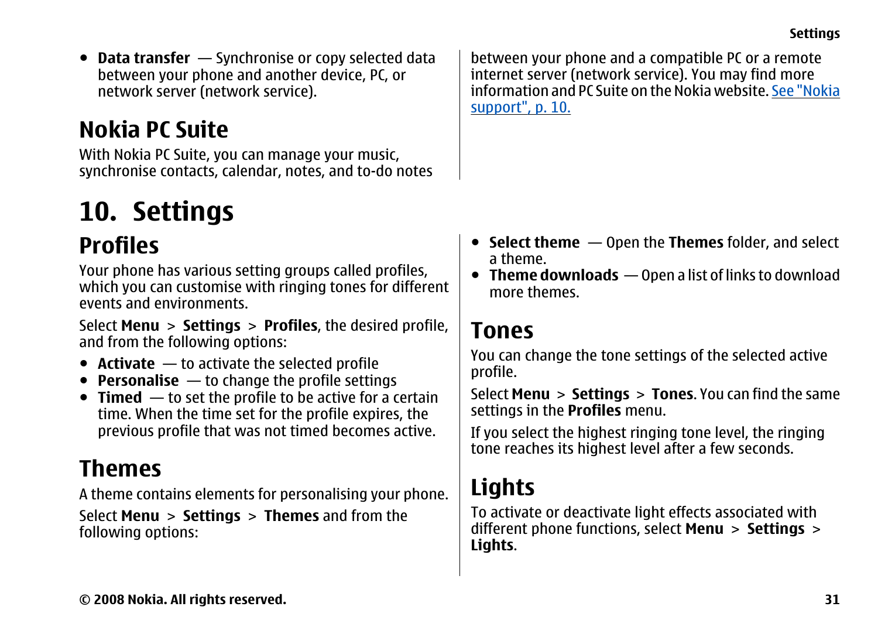- **Data transfer** — Synchronise or copy selected data between your phone and another device, PC, or network server (network service).

## Nokia PC Suite

With Nokia PC Suite, you can manage your music, synchronise contacts, calendar, notes, and to-do notes between your phone and a compatible PC or a remote internet server (network service). You may find more information and PC Suite on the Nokia website. See "Nokia support", p. 10.

# 10. Settings

## Profiles

Your phone has various setting groups called profiles, which you can customise with ringing tones for different events and environments.

Select **Menu** > **Settings** > **Profiles**, the desired profile, and from the following options:

- **Activate** — to activate the selected profile
- **Personalise** — to change the profile settings
- **Timed** — to set the profile to be active for a certain time. When the time set for the profile expires, the previous profile that was not timed becomes active.

## Themes

A theme contains elements for personalising your phone.

Select **Menu** > **Settings** > **Themes** and from the following options:

- **Select theme** — Open the **Themes** folder, and select a theme.
- **Theme downloads** — Open a list of links to download more themes.

## Tones

You can change the tone settings of the selected active profile.

Select **Menu** > **Settings** > **Tones**. You can find the same settings in the **Profiles** menu.

If you select the highest ringing tone level, the ringing tone reaches its highest level after a few seconds.

## Lights

To activate or deactivate light effects associated with different phone functions, select **Menu** > **Settings** > **Lights**.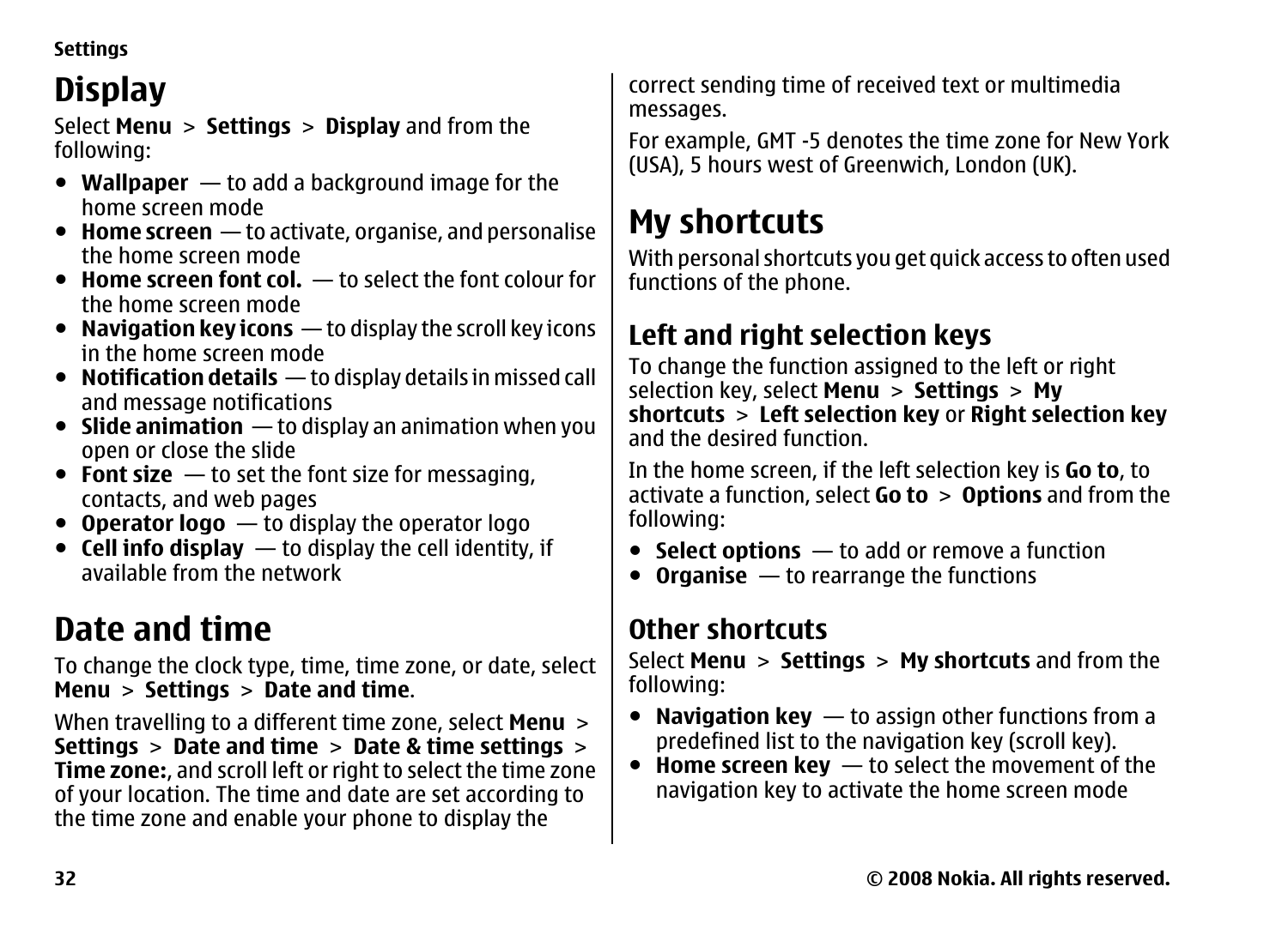# Display

Select **Menu** > **Settings** > **Display** and from the following:

- **Wallpaper** — to add a background image for the home screen mode
- **Home screen** — to activate, organise, and personalise the home screen mode
- **Home screen font col.** — to select the font colour for the home screen mode
- **Navigation key icons** — to display the scroll key icons in the home screen mode
- **Notification details** — to display details in missed call and message notifications
- **Slide animation** — to display an animation when you open or close the slide
- **Font size** — to set the font size for messaging, contacts, and web pages
- **Operator logo** — to display the operator logo
- **Cell info display** — to display the cell identity, if available from the network

# Date and time

To change the clock type, time, time zone, or date, select **Menu** > **Settings** > **Date and time**.

When travelling to a different time zone, select **Menu** > **Settings** > **Date and time** > **Date & time settings** > **Time zone:**, and scroll left or right to select the time zone of your location. The time and date are set according to the time zone and enable your phone to display the correct sending time of received text or multimedia messages.

For example, GMT -5 denotes the time zone for New York (USA), 5 hours west of Greenwich, London (UK).

# My shortcuts

With personal shortcuts you get quick access to often used functions of the phone.

## Left and right selection keys

To change the function assigned to the left or right selection key, select **Menu** > **Settings** > **My shortcuts** > **Left selection key** or **Right selection key** and the desired function.

In the home screen, if the left selection key is **Go to**, to activate a function, select **Go to** > **Options** and from the following:

- **Select options** — to add or remove a function
- **Organise** — to rearrange the functions

## Other shortcuts

Select **Menu** > **Settings** > **My shortcuts** and from the following:

- **Navigation key** — to assign other functions from a predefined list to the navigation key (scroll key).
- **Home screen key** — to select the movement of the navigation key to activate the home screen mode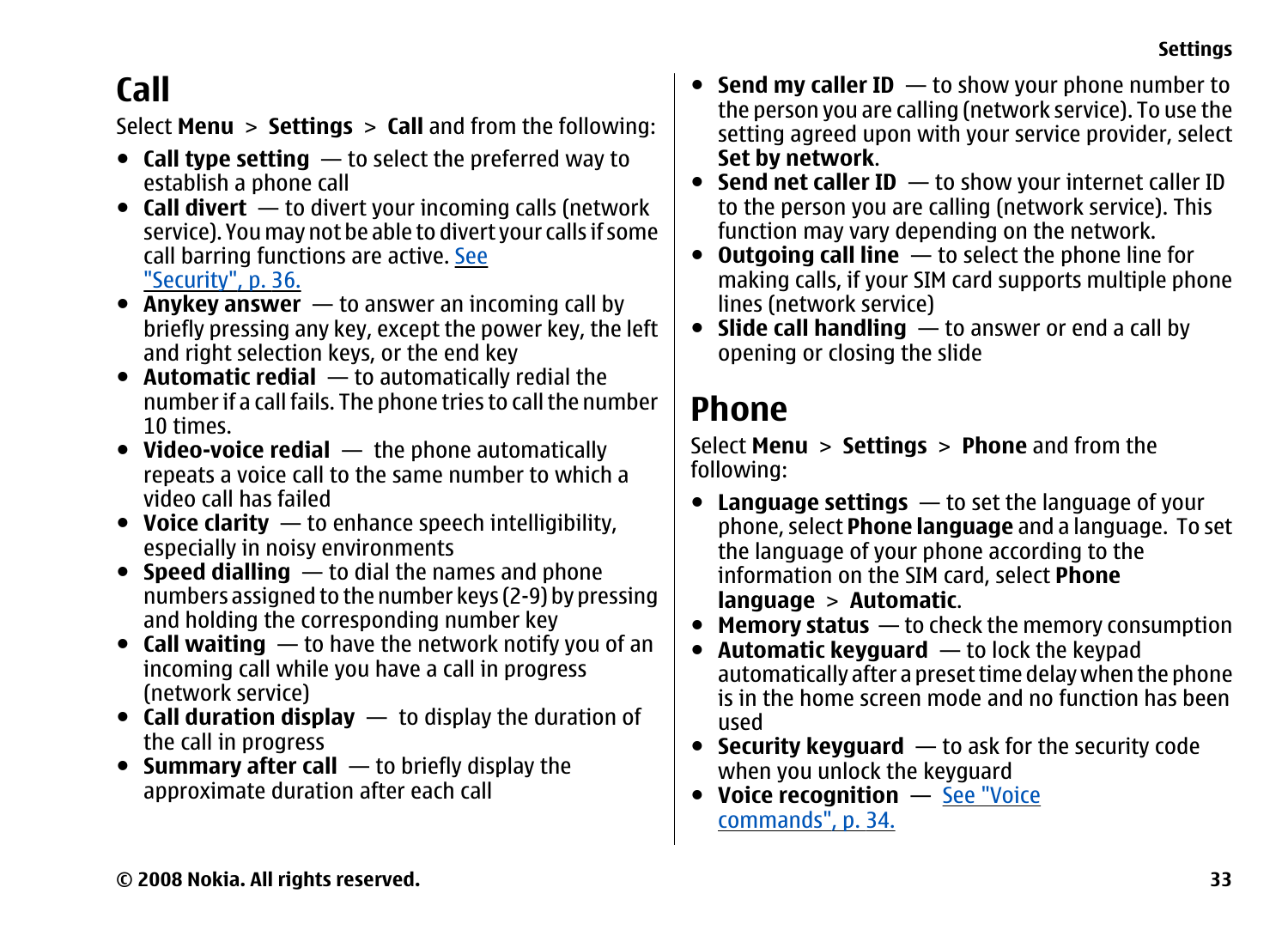## Call

Select **Menu** > **Settings** > **Call** and from the following:

- **Call type setting** — to select the preferred way to establish a phone call
- **Call divert** — to divert your incoming calls (network service). You may not be able to divert your calls if some call barring functions are active. See "Security", p. 36.
- **Anykey answer** — to answer an incoming call by briefly pressing any key, except the power key, the left and right selection keys, or the end key
- **Automatic redial** — to automatically redial the number if a call fails. The phone tries to call the number 10 times.
- **Video-voice redial** — the phone automatically repeats a voice call to the same number to which a video call has failed
- **Voice clarity** — to enhance speech intelligibility, especially in noisy environments
- **Speed dialling** — to dial the names and phone numbers assigned to the number keys (2-9) by pressing and holding the corresponding number key
- **Call waiting** — to have the network notify you of an incoming call while you have a call in progress (network service)
- **Call duration display** — to display the duration of the call in progress
- **Summary after call** — to briefly display the approximate duration after each call
- **Send my caller ID** — to show your phone number to the person you are calling (network service). To use the setting agreed upon with your service provider, select **Set by network**.
- **Send net caller ID** — to show your internet caller ID to the person you are calling (network service). This function may vary depending on the network.
- **Outgoing call line** — to select the phone line for making calls, if your SIM card supports multiple phone lines (network service)
- **Slide call handling** — to answer or end a call by opening or closing the slide

## Phone

Select **Menu** > **Settings** > **Phone** and from the following:

- **Language settings** — to set the language of your phone, select **Phone language** and a language. To set the language of your phone according to the information on the SIM card, select **Phone language** > **Automatic**.
- **Memory status** — to check the memory consumption
- **Automatic keyguard** — to lock the keypad automatically after a preset time delay when the phone is in the home screen mode and no function has been used
- **Security keyguard** — to ask for the security code when you unlock the keyguard
- **Voice recognition** — See "Voice commands", p. 34.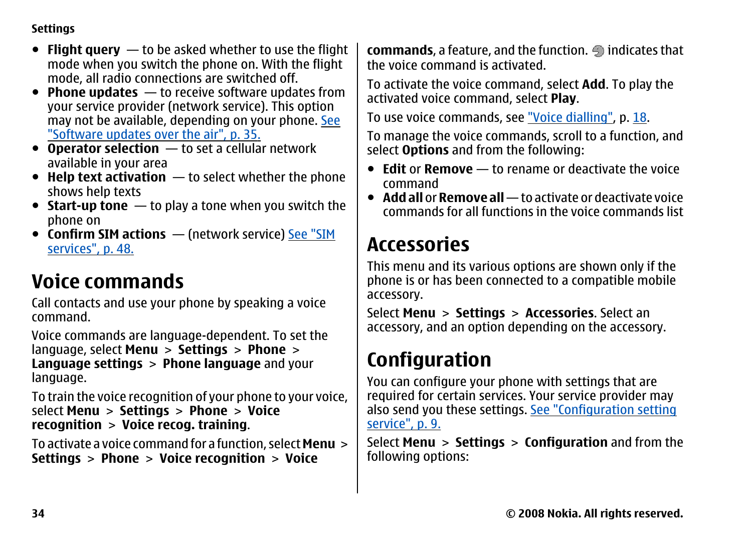- **Flight query** — to be asked whether to use the flight mode when you switch the phone on. With the flight mode, all radio connections are switched off.
- **Phone updates** — to receive software updates from your service provider (network service). This option may not be available, depending on your phone. See "Software updates over the air", p. 35.
- **Operator selection** — to set a cellular network available in your area
- **Help text activation** — to select whether the phone shows help texts
- **Start-up tone** — to play a tone when you switch the phone on
- **Confirm SIM actions** — (network service) See "SIM services", p. 48.

## Voice commands

Call contacts and use your phone by speaking a voice command.

Voice commands are language-dependent. To set the language, select **Menu** > **Settings** > **Phone** > **Language settings** > **Phone language** and your language.

To train the voice recognition of your phone to your voice, select **Menu** > **Settings** > **Phone** > **Voice recognition** > **Voice recog. training**.

To activate a voice command for a function, select **Menu** > **Settings** > **Phone** > **Voice recognition** > **Voice commands**, a feature, and the function. indicates that the voice command is activated.

To activate the voice command, select **Add**. To play the activated voice command, select **Play**.

To use voice commands, see "Voice dialling", p. 18.

To manage the voice commands, scroll to a function, and select **Options** and from the following:

- **Edit** or **Remove** — to rename or deactivate the voice command
- **Add all** or **Remove all** — to activate or deactivate voice commands for all functions in the voice commands list

## Accessories

This menu and its various options are shown only if the phone is or has been connected to a compatible mobile accessory.

Select **Menu** > **Settings** > **Accessories**. Select an accessory, and an option depending on the accessory.

## Configuration

You can configure your phone with settings that are required for certain services. Your service provider may also send you these settings. See "Configuration setting service", p. 9.

Select **Menu** > **Settings** > **Configuration** and from the following options: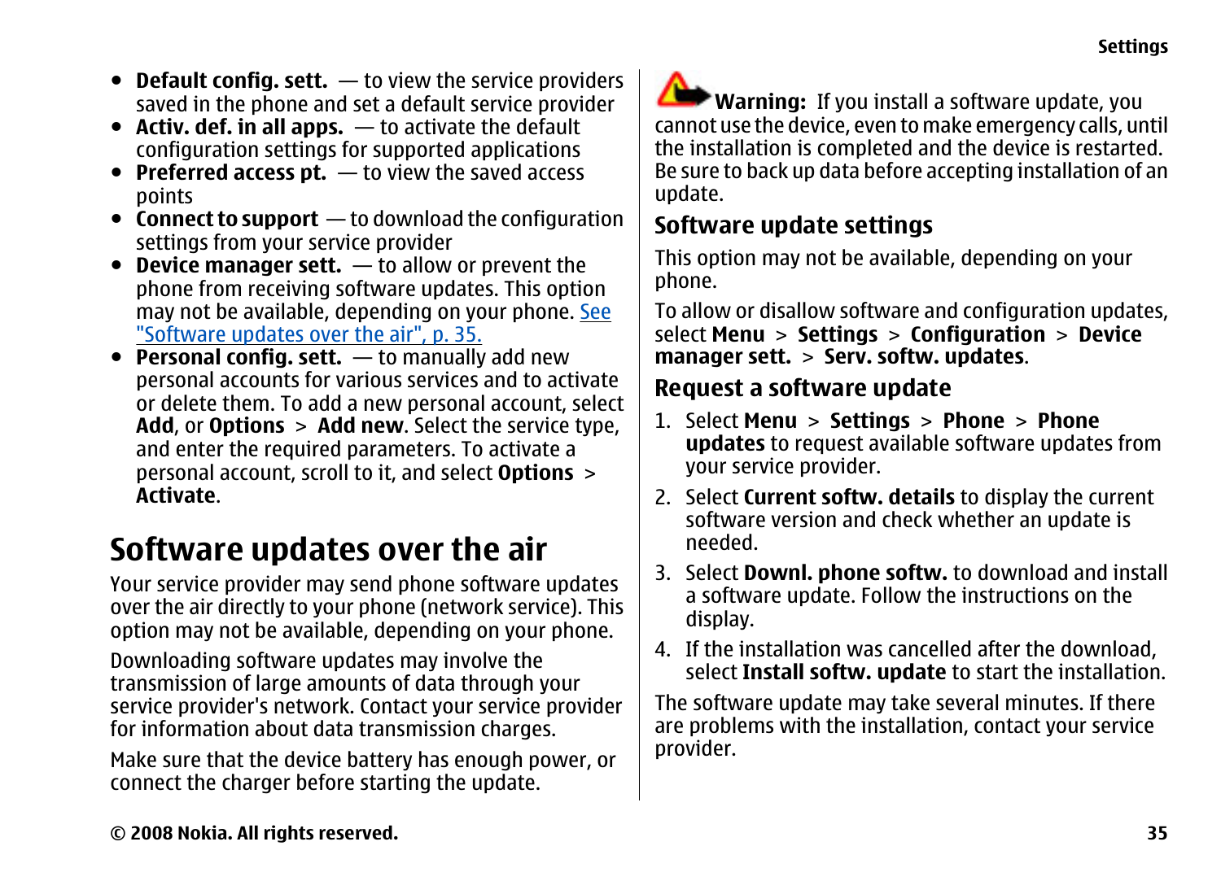- **Default config. sett.** — to view the service providers saved in the phone and set a default service provider
- **Activ. def. in all apps.** — to activate the default configuration settings for supported applications
- **Preferred access pt.** — to view the saved access points
- **Connect to support** — to download the configuration settings from your service provider
- **Device manager sett.** — to allow or prevent the phone from receiving software updates. This option may not be available, depending on your phone. See "Software updates over the air", p. 35.
- **Personal config. sett.** — to manually add new personal accounts for various services and to activate or delete them. To add a new personal account, select **Add**, or **Options** > **Add new**. Select the service type, and enter the required parameters. To activate a personal account, scroll to it, and select **Options** > **Activate**.

# Software updates over the air

Your service provider may send phone software updates over the air directly to your phone (network service). This option may not be available, depending on your phone.

Downloading software updates may involve the transmission of large amounts of data through your service provider's network. Contact your service provider for information about data transmission charges.

Make sure that the device battery has enough power, or connect the charger before starting the update.

**Warning:** If you install a software update, you cannot use the device, even to make emergency calls, until the installation is completed and the device is restarted. Be sure to back up data before accepting installation of an update.

## Software update settings

This option may not be available, depending on your phone.

To allow or disallow software and configuration updates, select **Menu** > **Settings** > **Configuration** > **Device manager sett.** > **Serv. softw. updates**.

## Request a software update

1. Select **Menu** > **Settings** > **Phone** > **Phone updates** to request available software updates from your service provider.
2. Select **Current softw. details** to display the current software version and check whether an update is needed.
3. Select **Downl. phone softw.** to download and install a software update. Follow the instructions on the display.
4. If the installation was cancelled after the download, select **Install softw. update** to start the installation.

The software update may take several minutes. If there are problems with the installation, contact your service provider.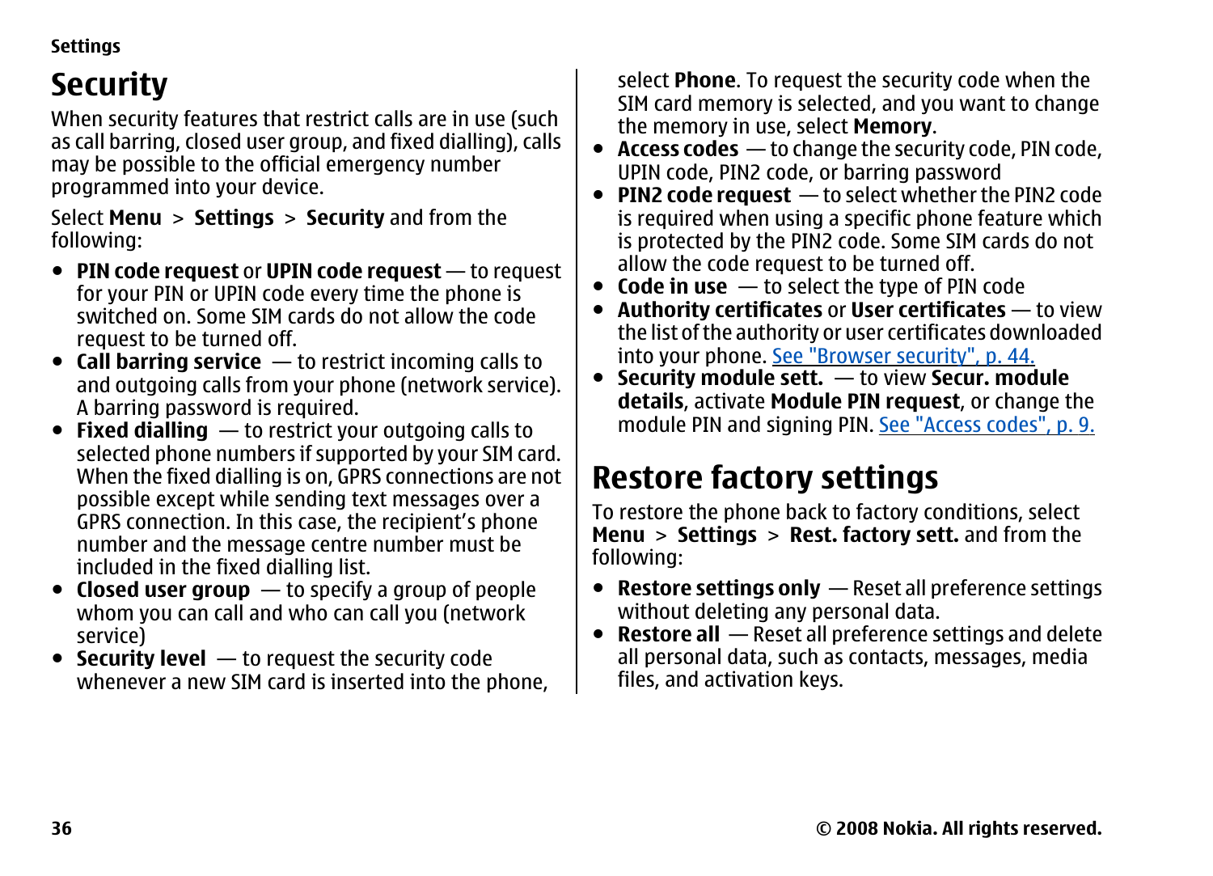# Security

When security features that restrict calls are in use (such as call barring, closed user group, and fixed dialling), calls may be possible to the official emergency number programmed into your device.

Select **Menu** > **Settings** > **Security** and from the following:

- **PIN code request** or **UPIN code request** — to request for your PIN or UPIN code every time the phone is switched on. Some SIM cards do not allow the code request to be turned off.
- **Call barring service** — to restrict incoming calls to and outgoing calls from your phone (network service). A barring password is required.
- **Fixed dialling** — to restrict your outgoing calls to selected phone numbers if supported by your SIM card. When the fixed dialling is on, GPRS connections are not possible except while sending text messages over a GPRS connection. In this case, the recipient's phone number and the message centre number must be included in the fixed dialling list.
- **Closed user group** — to specify a group of people whom you can call and who can call you (network service)
- **Security level** — to request the security code whenever a new SIM card is inserted into the phone, select **Phone**. To request the security code when the SIM card memory is selected, and you want to change the memory in use, select **Memory**.
- **Access codes** — to change the security code, PIN code, UPIN code, PIN2 code, or barring password
- **PIN2 code request** — to select whether the PIN2 code is required when using a specific phone feature which is protected by the PIN2 code. Some SIM cards do not allow the code request to be turned off.
- **Code in use** — to select the type of PIN code
- **Authority certificates** or **User certificates** — to view the list of the authority or user certificates downloaded into your phone. See "Browser security", p. 44.
- **Security module sett.** — to view **Secur. module details**, activate **Module PIN request**, or change the module PIN and signing PIN. See "Access codes", p. 9.

# Restore factory settings

To restore the phone back to factory conditions, select **Menu** > **Settings** > **Rest. factory sett.** and from the following:

- **Restore settings only** — Reset all preference settings without deleting any personal data.
- **Restore all** — Reset all preference settings and delete all personal data, such as contacts, messages, media files, and activation keys.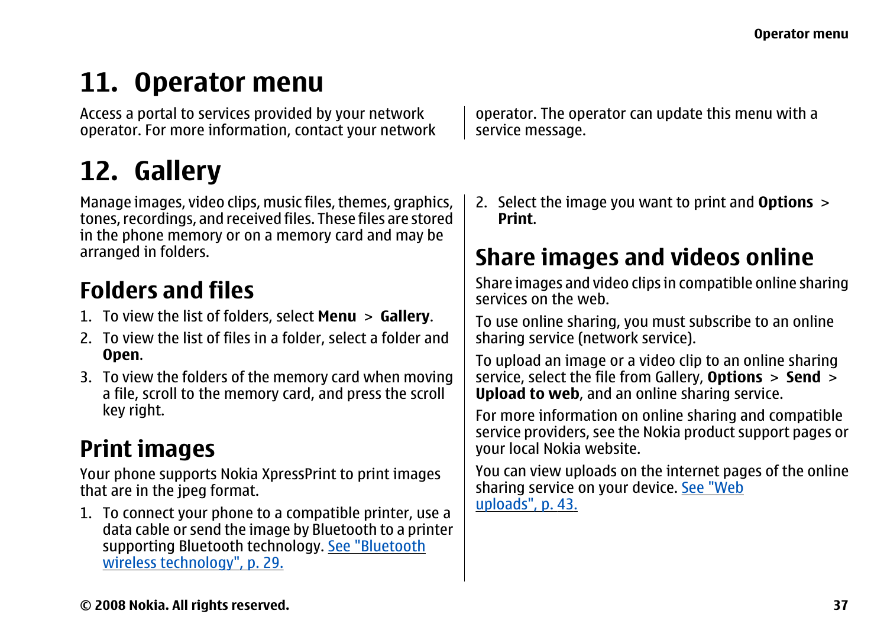# 11. Operator menu

Access a portal to services provided by your network operator. For more information, contact your network operator. The operator can update this menu with a service message.

# 12. Gallery

Manage images, video clips, music files, themes, graphics, tones, recordings, and received files. These files are stored in the phone memory or on a memory card and may be arranged in folders.

## Folders and files

1. To view the list of folders, select **Menu** > **Gallery**.
2. To view the list of files in a folder, select a folder and **Open**.
3. To view the folders of the memory card when moving a file, scroll to the memory card, and press the scroll key right.

## Print images

Your phone supports Nokia XpressPrint to print images that are in the jpeg format.

1. To connect your phone to a compatible printer, use a data cable or send the image by Bluetooth to a printer supporting Bluetooth technology. See "Bluetooth wireless technology", p. 29.
2. Select the image you want to print and **Options** > **Print**.

## Share images and videos online

Share images and video clips in compatible online sharing services on the web.

To use online sharing, you must subscribe to an online sharing service (network service).

To upload an image or a video clip to an online sharing service, select the file from Gallery, **Options** > **Send** > **Upload to web**, and an online sharing service.

For more information on online sharing and compatible service providers, see the Nokia product support pages or your local Nokia website.

You can view uploads on the internet pages of the online sharing service on your device. See "Web uploads", p. 43.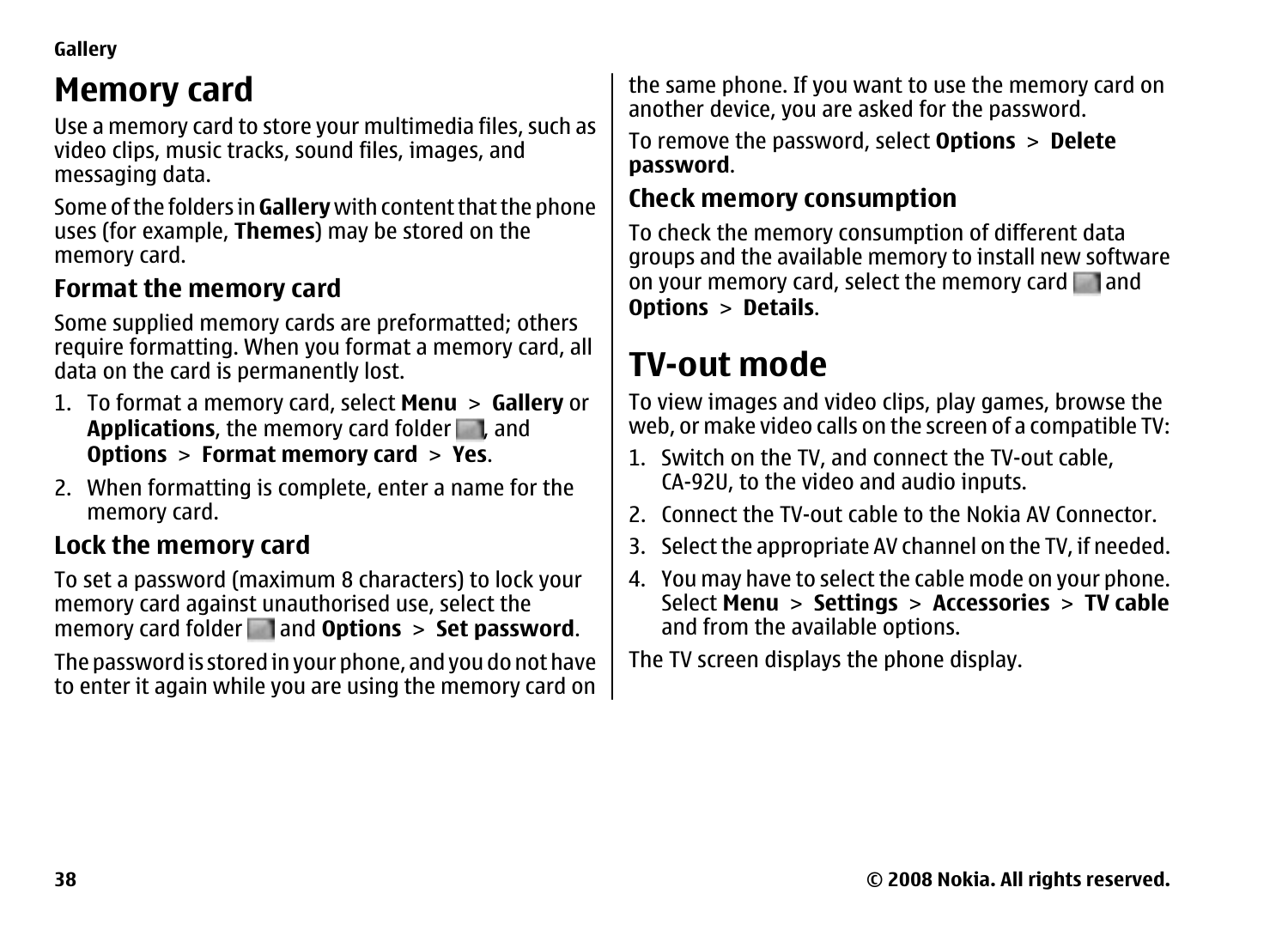# Memory card

Use a memory card to store your multimedia files, such as video clips, music tracks, sound files, images, and messaging data.

Some of the folders in **Gallery** with content that the phone uses (for example, **Themes**) may be stored on the memory card.

## Format the memory card

Some supplied memory cards are preformatted; others require formatting. When you format a memory card, all data on the card is permanently lost.

1. To format a memory card, select **Menu** > **Gallery** or **Applications**, the memory card folder, and **Options** > **Format memory card** > **Yes**.
2. When formatting is complete, enter a name for the memory card.

## Lock the memory card

To set a password (maximum 8 characters) to lock your memory card against unauthorised use, select the memory card folder and **Options** > **Set password**.

The password is stored in your phone, and you do not have to enter it again while you are using the memory card on the same phone. If you want to use the memory card on another device, you are asked for the password.

To remove the password, select **Options** > **Delete password**.

## Check memory consumption

To check the memory consumption of different data groups and the available memory to install new software on your memory card, select the memory card and **Options** > **Details**.

# TV-out mode

To view images and video clips, play games, browse the web, or make video calls on the screen of a compatible TV:

1. Switch on the TV, and connect the TV-out cable, CA-92U, to the video and audio inputs.
2. Connect the TV-out cable to the Nokia AV Connector.
3. Select the appropriate AV channel on the TV, if needed.
4. You may have to select the cable mode on your phone. Select **Menu** > **Settings** > **Accessories** > **TV cable** and from the available options.

The TV screen displays the phone display.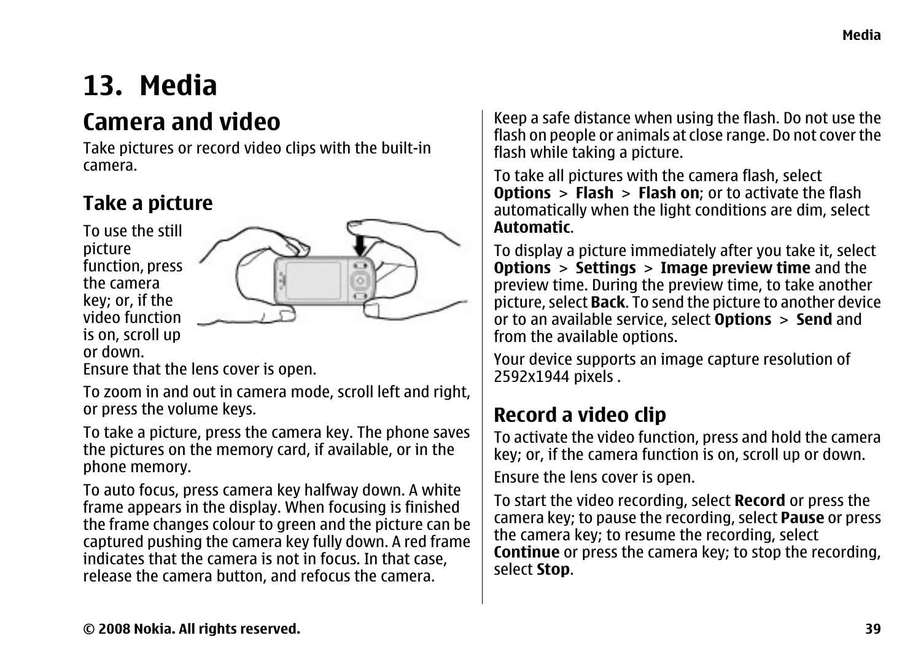# 13. Media

## Camera and video

Take pictures or record video clips with the built-in camera.

### Take a picture

To use the still picture function, press the camera key; or, if the video function is on, scroll up or down. Ensure that the lens cover is open.

To zoom in and out in camera mode, scroll left and right, or press the volume keys.

To take a picture, press the camera key. The phone saves the pictures on the memory card, if available, or in the phone memory.

To auto focus, press camera key halfway down. A white frame appears in the display. When focusing is finished the frame changes colour to green and the picture can be captured pushing the camera key fully down. A red frame indicates that the camera is not in focus. In that case, release the camera button, and refocus the camera.

Keep a safe distance when using the flash. Do not use the flash on people or animals at close range. Do not cover the flash while taking a picture.

To take all pictures with the camera flash, select **Options** > **Flash** > **Flash on**; or to activate the flash automatically when the light conditions are dim, select **Automatic**.

To display a picture immediately after you take it, select **Options** > **Settings** > **Image preview time** and the preview time. During the preview time, to take another picture, select **Back**. To send the picture to another device or to an available service, select **Options** > **Send** and from the available options.

Your device supports an image capture resolution of 2592x1944 pixels .

### Record a video clip

To activate the video function, press and hold the camera key; or, if the camera function is on, scroll up or down.

Ensure the lens cover is open.

To start the video recording, select **Record** or press the camera key; to pause the recording, select **Pause** or press the camera key; to resume the recording, select **Continue** or press the camera key; to stop the recording, select **Stop**.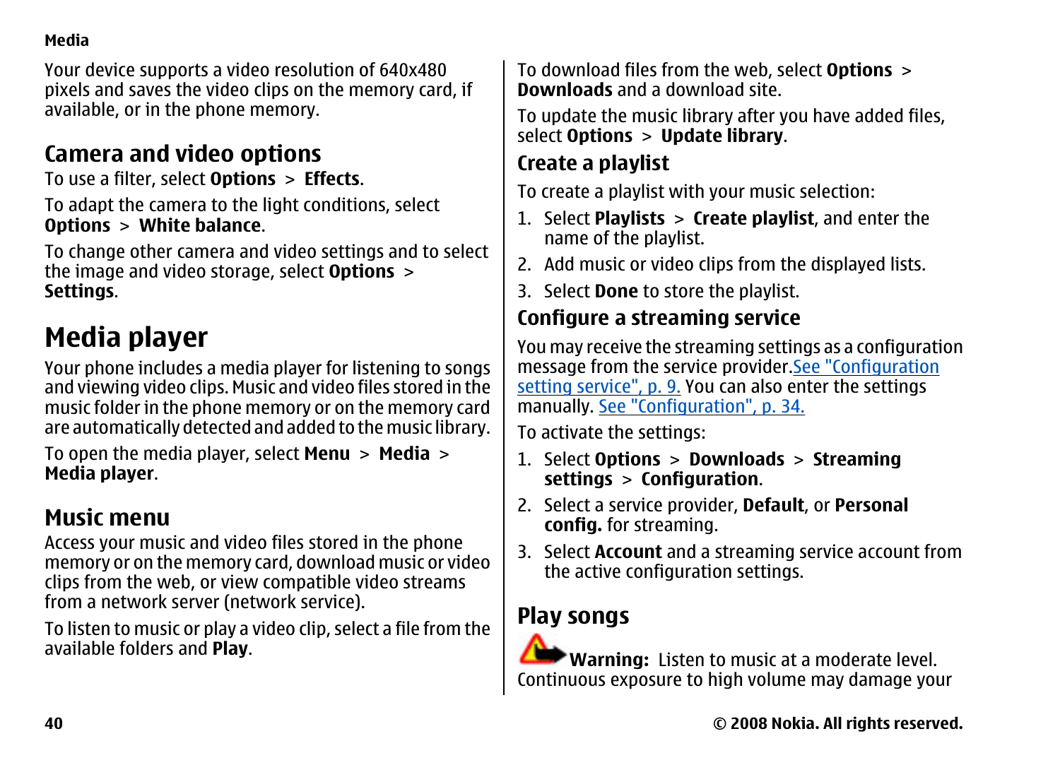Your device supports a video resolution of 640x480 pixels and saves the video clips on the memory card, if available, or in the phone memory.

## Camera and video options

To use a filter, select **Options** > **Effects**.

To adapt the camera to the light conditions, select **Options** > **White balance**.

To change other camera and video settings and to select the image and video storage, select **Options** > **Settings**.

# Media player

Your phone includes a media player for listening to songs and viewing video clips. Music and video files stored in the music folder in the phone memory or on the memory card are automatically detected and added to the music library.

To open the media player, select **Menu** > **Media** > **Media player**.

## Music menu

Access your music and video files stored in the phone memory or on the memory card, download music or video clips from the web, or view compatible video streams from a network server (network service).

To listen to music or play a video clip, select a file from the available folders and **Play**.

To download files from the web, select **Options** > **Downloads** and a download site.

To update the music library after you have added files, select **Options** > **Update library**.

### Create a playlist

To create a playlist with your music selection:

1. Select **Playlists** > **Create playlist**, and enter the name of the playlist.
2. Add music or video clips from the displayed lists.
3. Select **Done** to store the playlist.

### Configure a streaming service

You may receive the streaming settings as a configuration message from the service provider. See "Configuration setting service", p. 9. You can also enter the settings manually. See "Configuration", p. 34.

To activate the settings:

1. Select **Options** > **Downloads** > **Streaming settings** > **Configuration**.
2. Select a service provider, **Default**, or **Personal config.** for streaming.
3. Select **Account** and a streaming service account from the active configuration settings.

## Play songs

**Warning:** Listen to music at a moderate level. Continuous exposure to high volume may damage your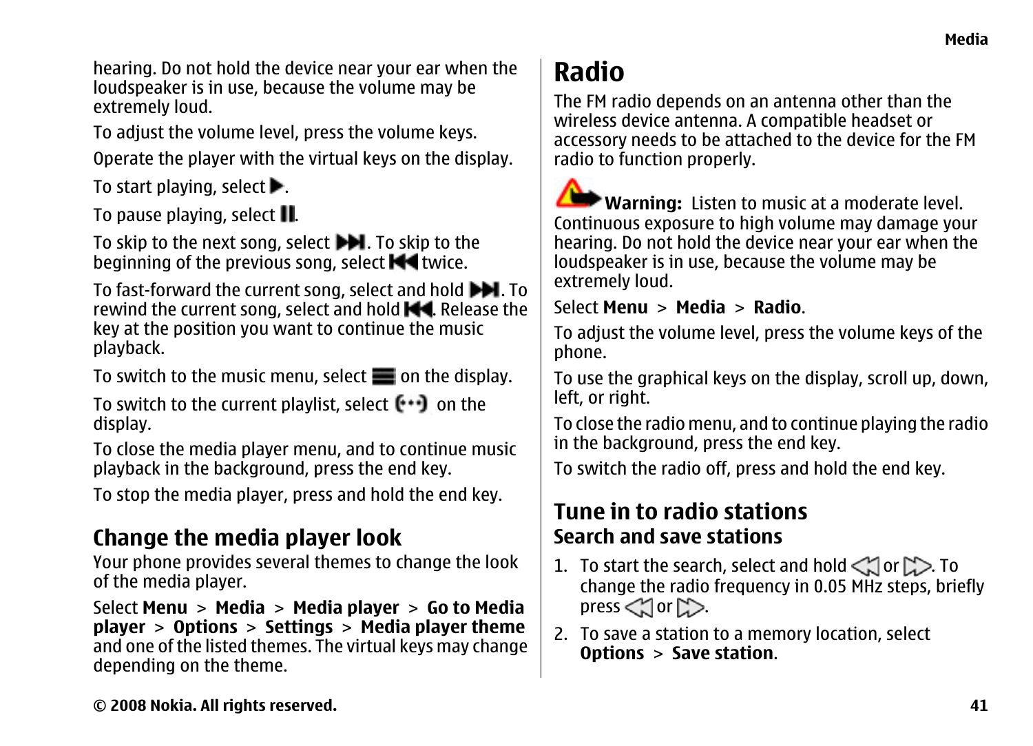hearing. Do not hold the device near your ear when the loudspeaker is in use, because the volume may be extremely loud.

To adjust the volume level, press the volume keys.

Operate the player with the virtual keys on the display.

To start playing, select ▶.

To pause playing, select ❚❚.

To skip to the next song, select ▶▶❚. To skip to the beginning of the previous song, select ❚◀◀ twice.

To fast-forward the current song, select and hold ▶▶❚. To rewind the current song, select and hold ❚◀◀. Release the key at the position you want to continue the music playback.

To switch to the music menu, select ☰ on the display.

To switch to the current playlist, select (•••) on the display.

To close the media player menu, and to continue music playback in the background, press the end key.

To stop the media player, press and hold the end key.

## Change the media player look

Your phone provides several themes to change the look of the media player.

Select **Menu** > **Media** > **Media player** > **Go to Media player** > **Options** > **Settings** > **Media player theme** and one of the listed themes. The virtual keys may change depending on the theme.

# Radio

The FM radio depends on an antenna other than the wireless device antenna. A compatible headset or accessory needs to be attached to the device for the FM radio to function properly.

**Warning:** Listen to music at a moderate level. Continuous exposure to high volume may damage your hearing. Do not hold the device near your ear when the loudspeaker is in use, because the volume may be extremely loud.

Select **Menu** > **Media** > **Radio**.

To adjust the volume level, press the volume keys of the phone.

To use the graphical keys on the display, scroll up, down, left, or right.

To close the radio menu, and to continue playing the radio in the background, press the end key.

To switch the radio off, press and hold the end key.

## Tune in to radio stations

### Search and save stations

1. To start the search, select and hold ◁◁ or ▷▷. To change the radio frequency in 0.05 MHz steps, briefly press ◁◁ or ▷▷.
2. To save a station to a memory location, select **Options** > **Save station**.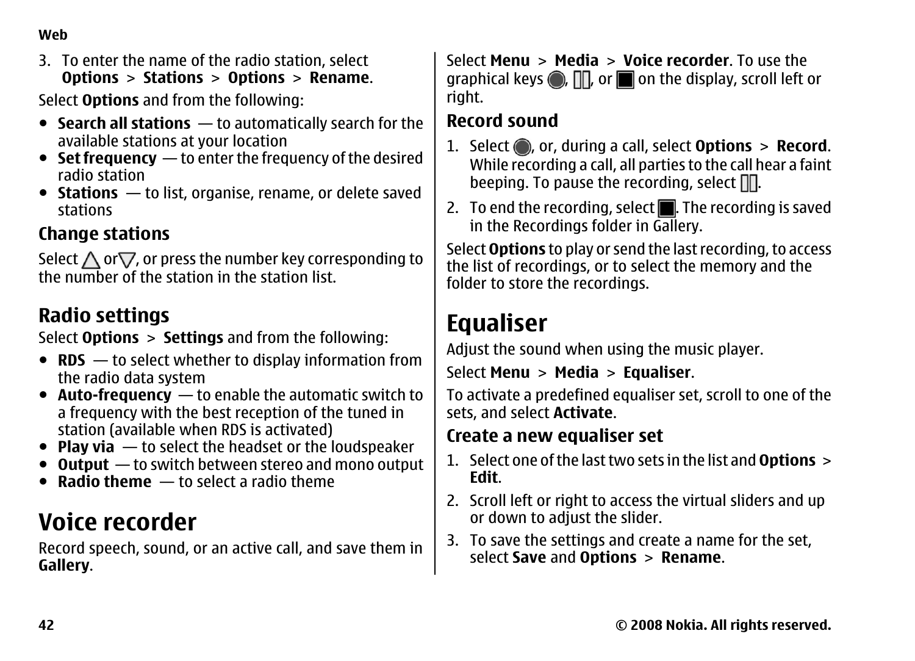3. To enter the name of the radio station, select **Options** > **Stations** > **Options** > **Rename**.

Select **Options** and from the following:

- **Search all stations** — to automatically search for the available stations at your location
- **Set frequency** — to enter the frequency of the desired radio station
- **Stations** — to list, organise, rename, or delete saved stations

### Change stations

Select △ or ▽, or press the number key corresponding to the number of the station in the station list.

## Radio settings

Select **Options** > **Settings** and from the following:

- **RDS** — to select whether to display information from the radio data system
- **Auto-frequency** — to enable the automatic switch to a frequency with the best reception of the tuned in station (available when RDS is activated)
- **Play via** — to select the headset or the loudspeaker
- **Output** — to switch between stereo and mono output
- **Radio theme** — to select a radio theme

# Voice recorder

Record speech, sound, or an active call, and save them in **Gallery**.

Select **Menu** > **Media** > **Voice recorder**. To use the graphical keys ●, ▯▯, or ■ on the display, scroll left or right.

### Record sound

1. Select ●, or, during a call, select **Options** > **Record**. While recording a call, all parties to the call hear a faint beeping. To pause the recording, select ▯▯.
2. To end the recording, select ■. The recording is saved in the Recordings folder in Gallery.

Select **Options** to play or send the last recording, to access the list of recordings, or to select the memory and the folder to store the recordings.

# Equaliser

Adjust the sound when using the music player.

Select **Menu** > **Media** > **Equaliser**.

To activate a predefined equaliser set, scroll to one of the sets, and select **Activate**.

### Create a new equaliser set

1. Select one of the last two sets in the list and **Options** > **Edit**.
2. Scroll left or right to access the virtual sliders and up or down to adjust the slider.
3. To save the settings and create a name for the set, select **Save** and **Options** > **Rename**.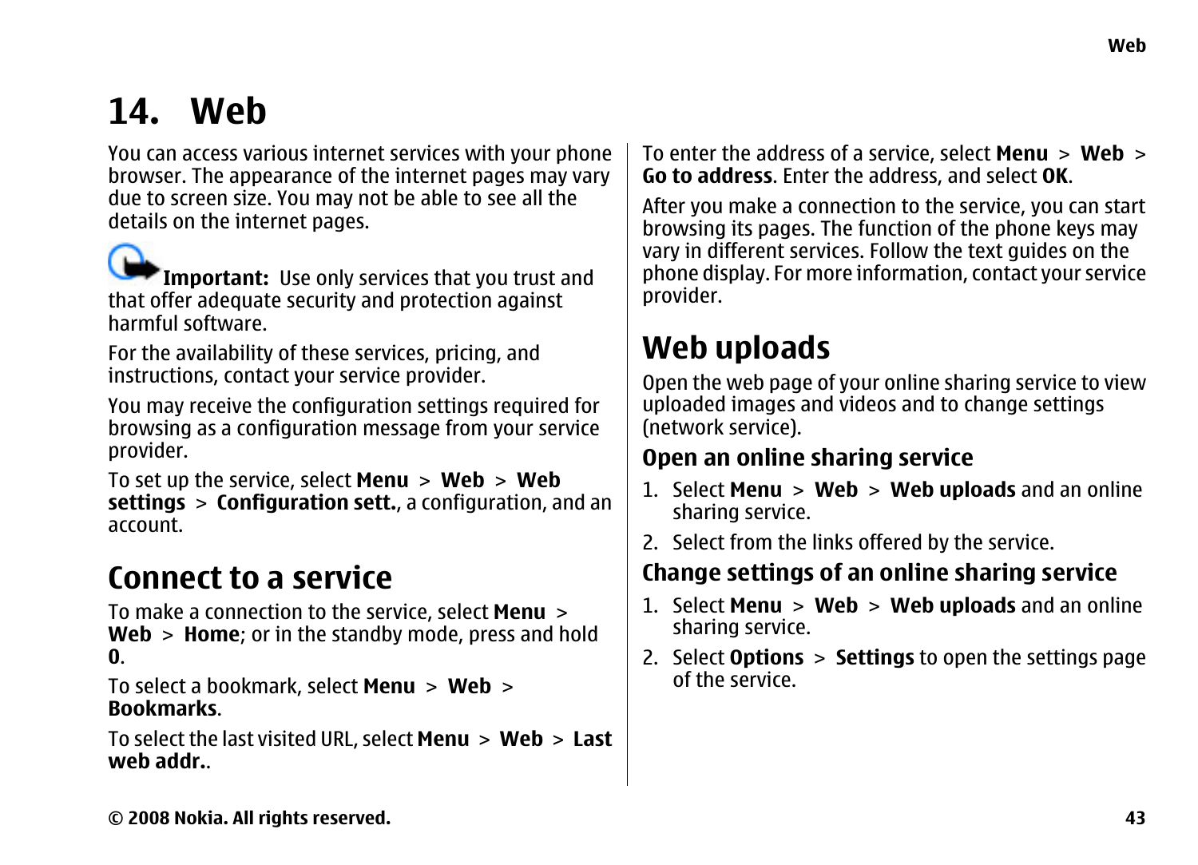# 14. Web

You can access various internet services with your phone browser. The appearance of the internet pages may vary due to screen size. You may not be able to see all the details on the internet pages.

**Important:** Use only services that you trust and that offer adequate security and protection against harmful software.

For the availability of these services, pricing, and instructions, contact your service provider.

You may receive the configuration settings required for browsing as a configuration message from your service provider.

To set up the service, select **Menu** > **Web** > **Web settings** > **Configuration sett.**, a configuration, and an account.

## Connect to a service

To make a connection to the service, select **Menu** > **Web** > **Home**; or in the standby mode, press and hold **0**.

To select a bookmark, select **Menu** > **Web** > **Bookmarks**.

To select the last visited URL, select **Menu** > **Web** > **Last web addr.**.

To enter the address of a service, select **Menu** > **Web** > **Go to address**. Enter the address, and select **OK**.

After you make a connection to the service, you can start browsing its pages. The function of the phone keys may vary in different services. Follow the text guides on the phone display. For more information, contact your service provider.

## Web uploads

Open the web page of your online sharing service to view uploaded images and videos and to change settings (network service).

### Open an online sharing service

1. Select **Menu** > **Web** > **Web uploads** and an online sharing service.
2. Select from the links offered by the service.

### Change settings of an online sharing service

1. Select **Menu** > **Web** > **Web uploads** and an online sharing service.
2. Select **Options** > **Settings** to open the settings page of the service.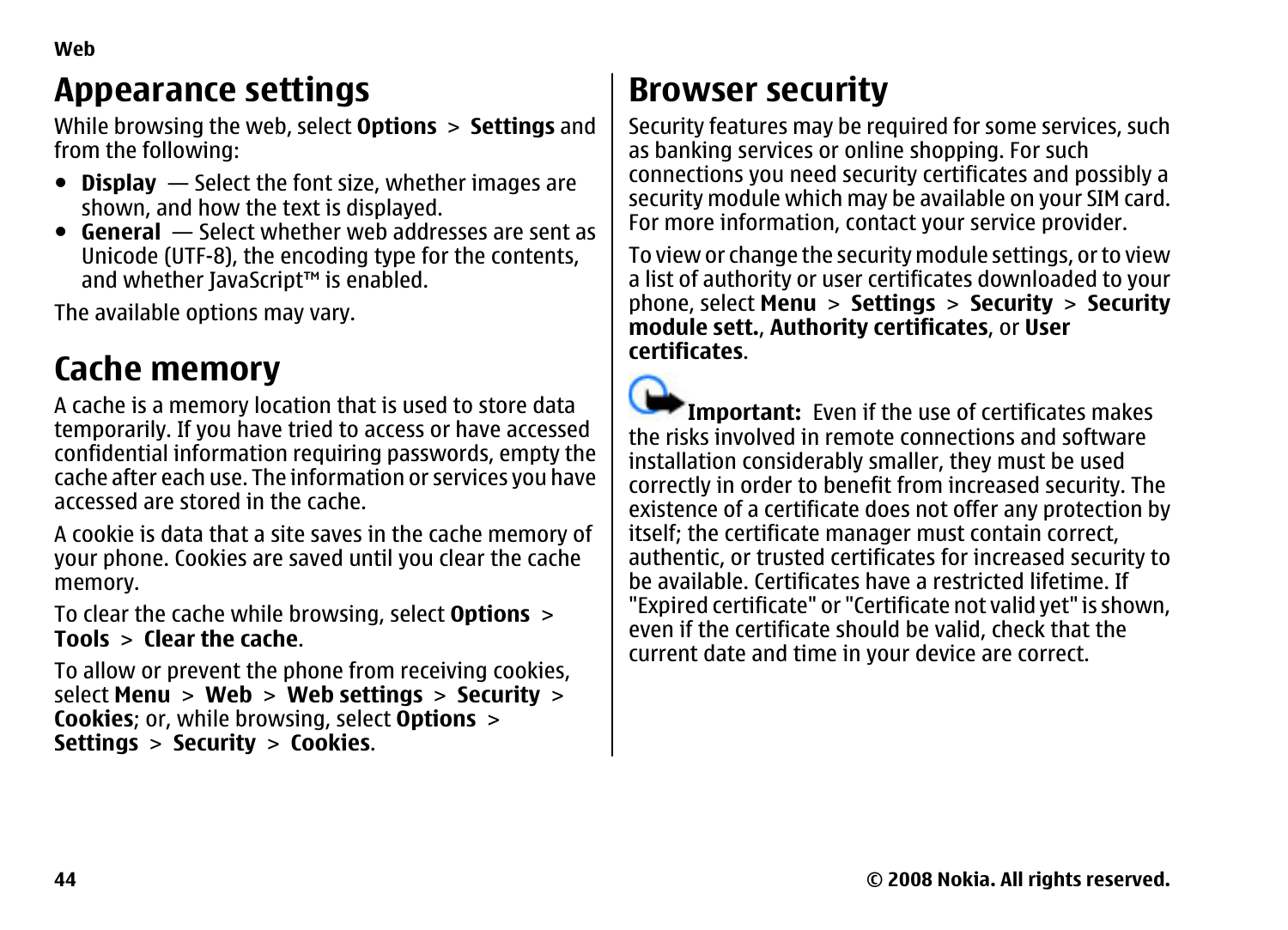# Appearance settings

While browsing the web, select **Options** > **Settings** and from the following:

- **Display** — Select the font size, whether images are shown, and how the text is displayed.
- **General** — Select whether web addresses are sent as Unicode (UTF-8), the encoding type for the contents, and whether JavaScript™ is enabled.

The available options may vary.

# Cache memory

A cache is a memory location that is used to store data temporarily. If you have tried to access or have accessed confidential information requiring passwords, empty the cache after each use. The information or services you have accessed are stored in the cache.

A cookie is data that a site saves in the cache memory of your phone. Cookies are saved until you clear the cache memory.

To clear the cache while browsing, select **Options** > **Tools** > **Clear the cache**.

To allow or prevent the phone from receiving cookies, select **Menu** > **Web** > **Web settings** > **Security** > **Cookies**; or, while browsing, select **Options** > **Settings** > **Security** > **Cookies**.

# Browser security

Security features may be required for some services, such as banking services or online shopping. For such connections you need security certificates and possibly a security module which may be available on your SIM card. For more information, contact your service provider.

To view or change the security module settings, or to view a list of authority or user certificates downloaded to your phone, select **Menu** > **Settings** > **Security** > **Security module sett.**, **Authority certificates**, or **User certificates**.

**Important:** Even if the use of certificates makes the risks involved in remote connections and software installation considerably smaller, they must be used correctly in order to benefit from increased security. The existence of a certificate does not offer any protection by itself; the certificate manager must contain correct, authentic, or trusted certificates for increased security to be available. Certificates have a restricted lifetime. If "Expired certificate" or "Certificate not valid yet" is shown, even if the certificate should be valid, check that the current date and time in your device are correct.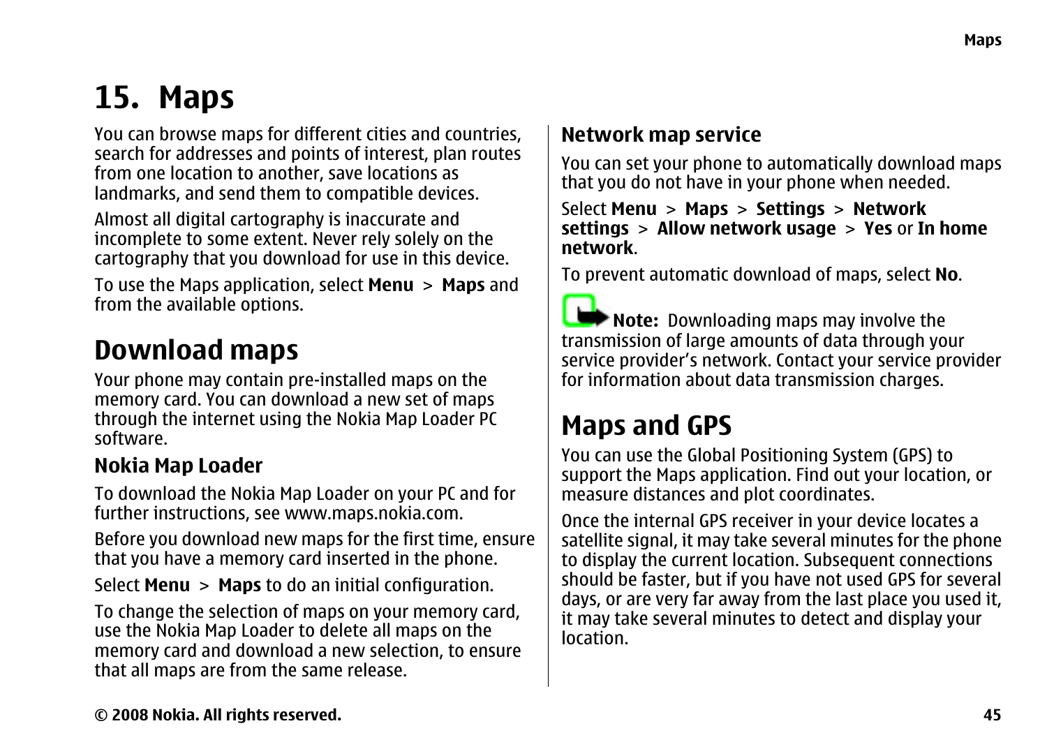# 15. Maps

You can browse maps for different cities and countries, search for addresses and points of interest, plan routes from one location to another, save locations as landmarks, and send them to compatible devices.

Almost all digital cartography is inaccurate and incomplete to some extent. Never rely solely on the cartography that you download for use in this device.

To use the Maps application, select **Menu** > **Maps** and from the available options.

## Download maps

Your phone may contain pre-installed maps on the memory card. You can download a new set of maps through the internet using the Nokia Map Loader PC software.

### Nokia Map Loader

To download the Nokia Map Loader on your PC and for further instructions, see www.maps.nokia.com.

Before you download new maps for the first time, ensure that you have a memory card inserted in the phone.

Select **Menu** > **Maps** to do an initial configuration.

To change the selection of maps on your memory card, use the Nokia Map Loader to delete all maps on the memory card and download a new selection, to ensure that all maps are from the same release.

### Network map service

You can set your phone to automatically download maps that you do not have in your phone when needed.

Select **Menu** > **Maps** > **Settings** > **Network settings** > **Allow network usage** > **Yes** or **In home network**.

To prevent automatic download of maps, select **No**.

**Note:** Downloading maps may involve the transmission of large amounts of data through your service provider's network. Contact your service provider for information about data transmission charges.

## Maps and GPS

You can use the Global Positioning System (GPS) to support the Maps application. Find out your location, or measure distances and plot coordinates.

Once the internal GPS receiver in your device locates a satellite signal, it may take several minutes for the phone to display the current location. Subsequent connections should be faster, but if you have not used GPS for several days, or are very far away from the last place you used it, it may take several minutes to detect and display your location.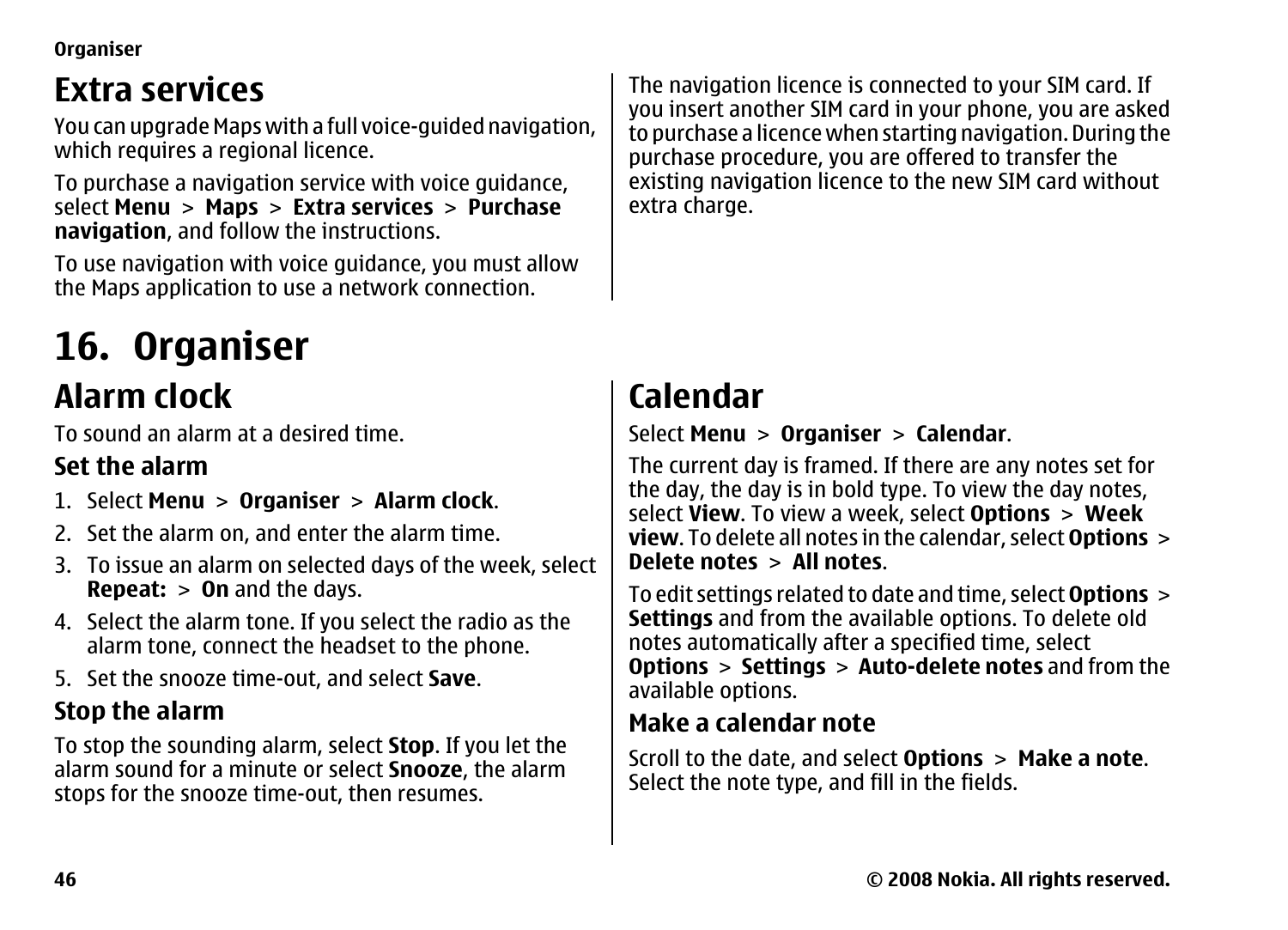## Extra services

You can upgrade Maps with a full voice-guided navigation, which requires a regional licence.

To purchase a navigation service with voice guidance, select **Menu** > **Maps** > **Extra services** > **Purchase navigation**, and follow the instructions.

To use navigation with voice guidance, you must allow the Maps application to use a network connection.

The navigation licence is connected to your SIM card. If you insert another SIM card in your phone, you are asked to purchase a licence when starting navigation. During the purchase procedure, you are offered to transfer the existing navigation licence to the new SIM card without extra charge.

# 16. Organiser

## Alarm clock

To sound an alarm at a desired time.

### Set the alarm

1. Select **Menu** > **Organiser** > **Alarm clock**.
2. Set the alarm on, and enter the alarm time.
3. To issue an alarm on selected days of the week, select **Repeat:** > **On** and the days.
4. Select the alarm tone. If you select the radio as the alarm tone, connect the headset to the phone.
5. Set the snooze time-out, and select **Save**.

### Stop the alarm

To stop the sounding alarm, select **Stop**. If you let the alarm sound for a minute or select **Snooze**, the alarm stops for the snooze time-out, then resumes.

## Calendar

Select **Menu** > **Organiser** > **Calendar**.

The current day is framed. If there are any notes set for the day, the day is in bold type. To view the day notes, select **View**. To view a week, select **Options** > **Week view**. To delete all notes in the calendar, select **Options** > **Delete notes** > **All notes**.

To edit settings related to date and time, select **Options** > **Settings** and from the available options. To delete old notes automatically after a specified time, select **Options** > **Settings** > **Auto-delete notes** and from the available options.

### Make a calendar note

Scroll to the date, and select **Options** > **Make a note**. Select the note type, and fill in the fields.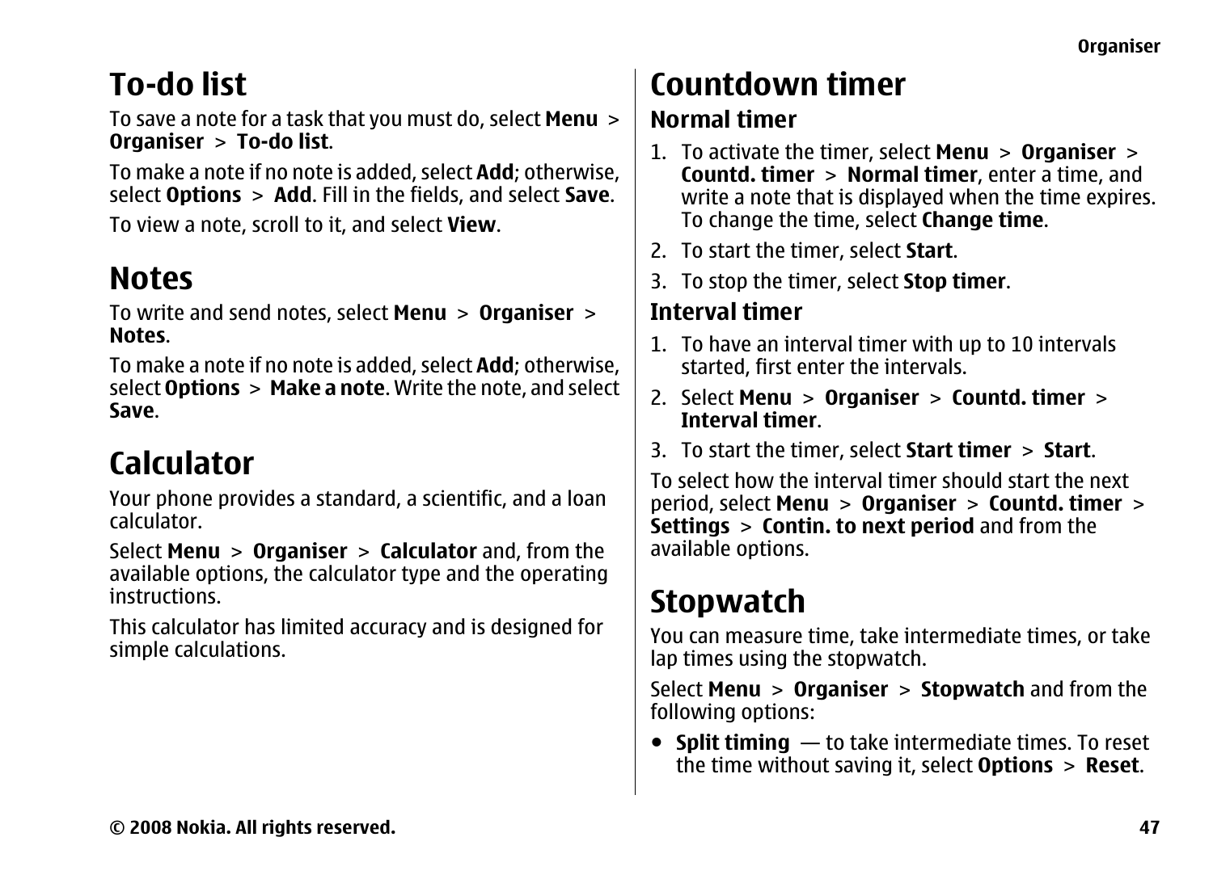## To-do list

To save a note for a task that you must do, select **Menu** > **Organiser** > **To-do list**.

To make a note if no note is added, select **Add**; otherwise, select **Options** > **Add**. Fill in the fields, and select **Save**.

To view a note, scroll to it, and select **View**.

## Notes

To write and send notes, select **Menu** > **Organiser** > **Notes**.

To make a note if no note is added, select **Add**; otherwise, select **Options** > **Make a note**. Write the note, and select **Save**.

## Calculator

Your phone provides a standard, a scientific, and a loan calculator.

Select **Menu** > **Organiser** > **Calculator** and, from the available options, the calculator type and the operating instructions.

This calculator has limited accuracy and is designed for simple calculations.

## Countdown timer

### Normal timer

1. To activate the timer, select **Menu** > **Organiser** > **Countd. timer** > **Normal timer**, enter a time, and write a note that is displayed when the time expires. To change the time, select **Change time**.
2. To start the timer, select **Start**.
3. To stop the timer, select **Stop timer**.

### Interval timer

1. To have an interval timer with up to 10 intervals started, first enter the intervals.
2. Select **Menu** > **Organiser** > **Countd. timer** > **Interval timer**.
3. To start the timer, select **Start timer** > **Start**.

To select how the interval timer should start the next period, select **Menu** > **Organiser** > **Countd. timer** > **Settings** > **Contin. to next period** and from the available options.

## Stopwatch

You can measure time, take intermediate times, or take lap times using the stopwatch.

Select **Menu** > **Organiser** > **Stopwatch** and from the following options:

- **Split timing** — to take intermediate times. To reset the time without saving it, select **Options** > **Reset**.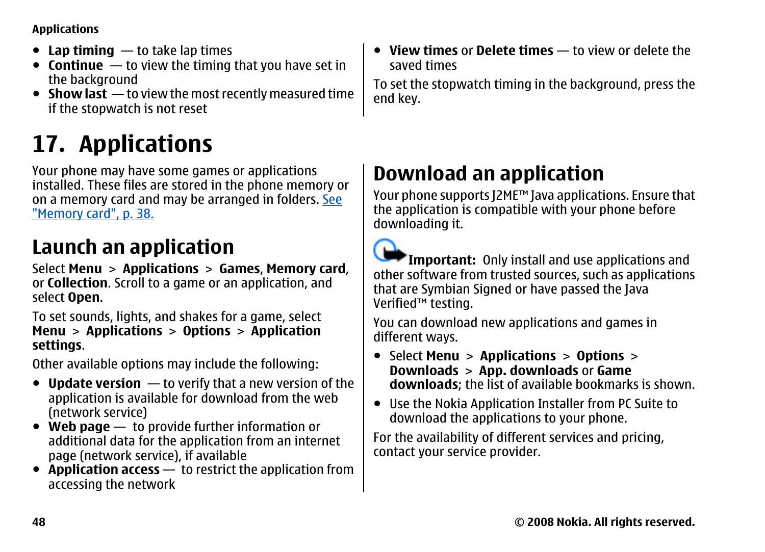- **Lap timing** — to take lap times
- **Continue** — to view the timing that you have set in the background
- **Show last** — to view the most recently measured time if the stopwatch is not reset
- **View times** or **Delete times** — to view or delete the saved times

To set the stopwatch timing in the background, press the end key.

# 17. Applications

Your phone may have some games or applications installed. These files are stored in the phone memory or on a memory card and may be arranged in folders. See "Memory card", p. 38.

## Launch an application

Select **Menu** > **Applications** > **Games**, **Memory card**, or **Collection**. Scroll to a game or an application, and select **Open**.

To set sounds, lights, and shakes for a game, select **Menu** > **Applications** > **Options** > **Application settings**.

Other available options may include the following:

- **Update version** — to verify that a new version of the application is available for download from the web (network service)
- **Web page** — to provide further information or additional data for the application from an internet page (network service), if available
- **Application access** — to restrict the application from accessing the network

## Download an application

Your phone supports J2ME™ Java applications. Ensure that the application is compatible with your phone before downloading it.

**Important:** Only install and use applications and other software from trusted sources, such as applications that are Symbian Signed or have passed the Java Verified™ testing.

You can download new applications and games in different ways.

- Select **Menu** > **Applications** > **Options** > **Downloads** > **App. downloads** or **Game downloads**; the list of available bookmarks is shown.
- Use the Nokia Application Installer from PC Suite to download the applications to your phone.

For the availability of different services and pricing, contact your service provider.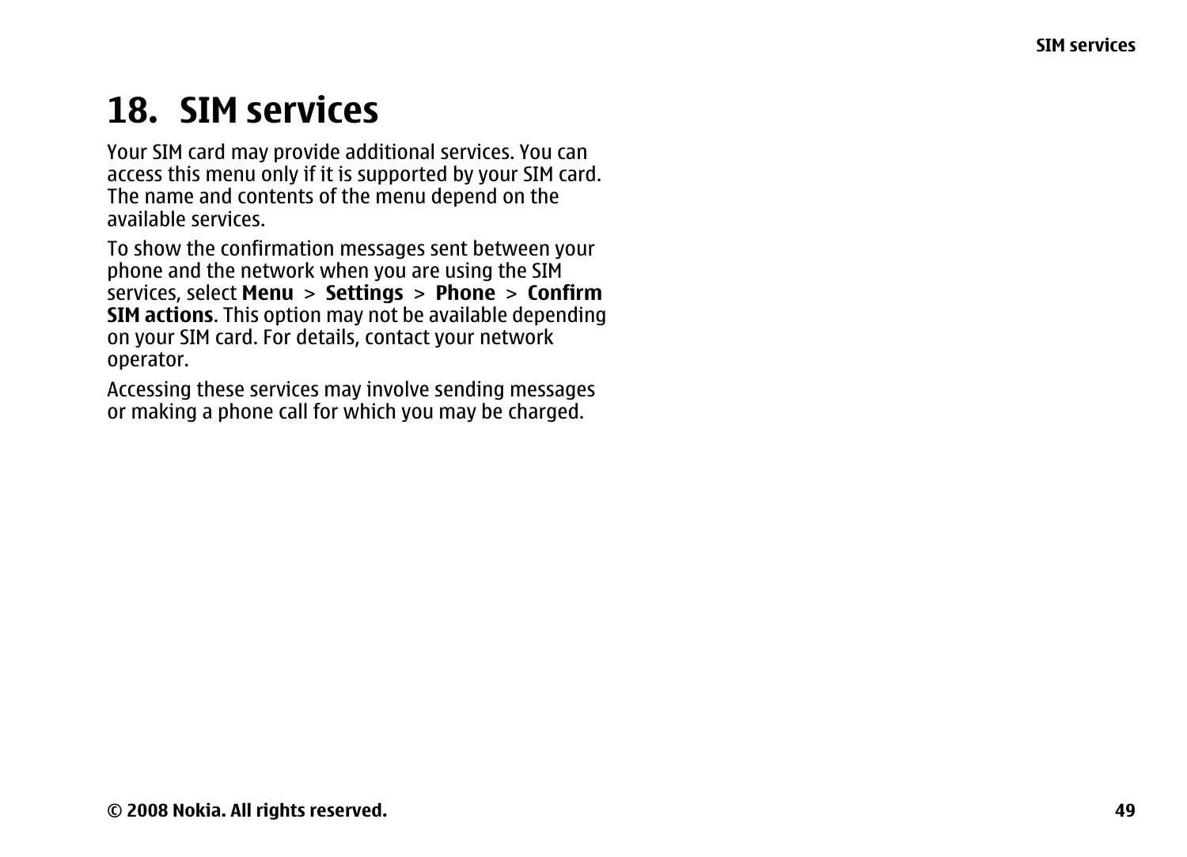# 18. SIM services

Your SIM card may provide additional services. You can access this menu only if it is supported by your SIM card. The name and contents of the menu depend on the available services.

To show the confirmation messages sent between your phone and the network when you are using the SIM services, select **Menu** > **Settings** > **Phone** > **Confirm SIM actions**. This option may not be available depending on your SIM card. For details, contact your network operator.

Accessing these services may involve sending messages or making a phone call for which you may be charged.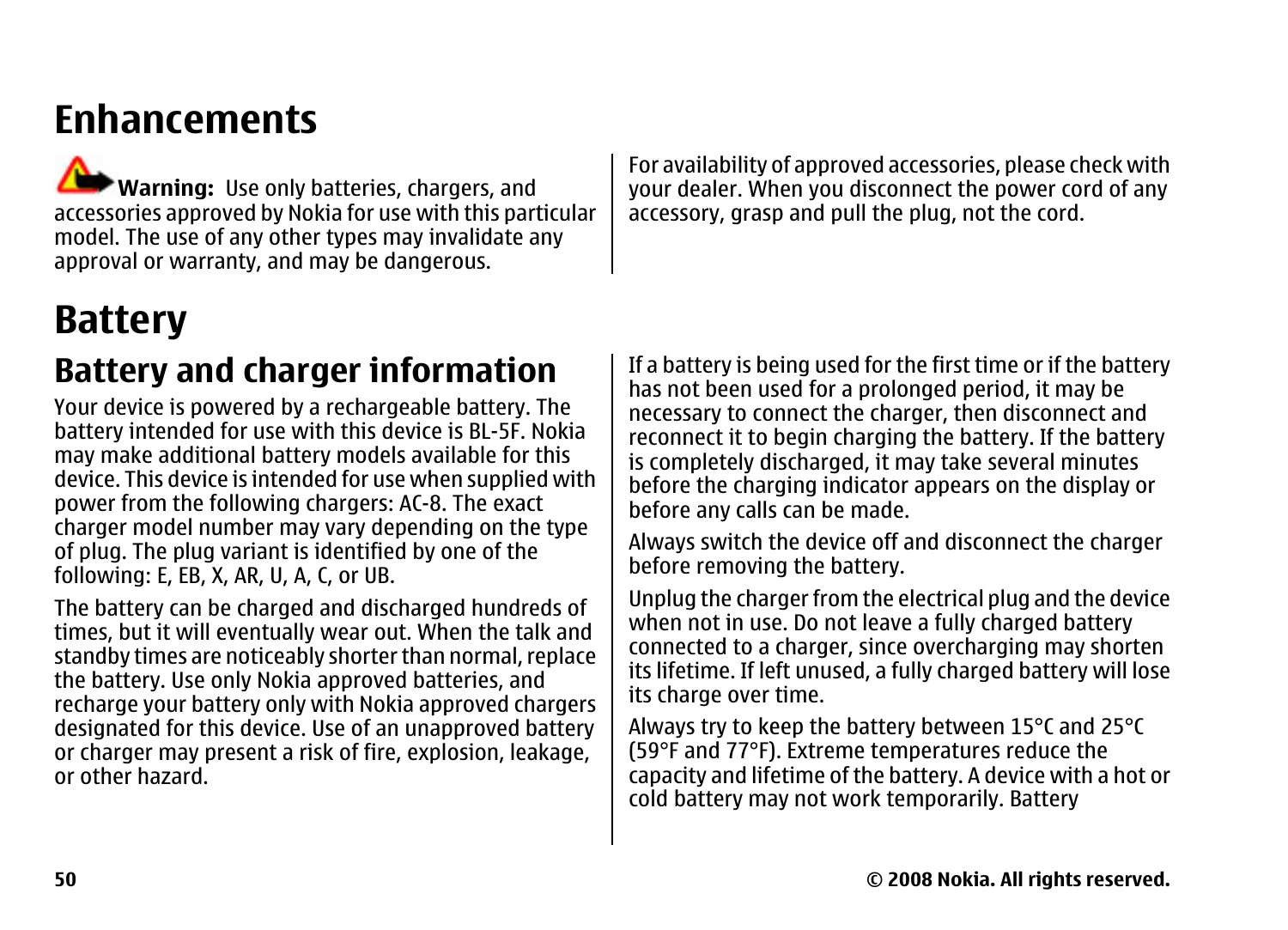# Enhancements

**Warning:** Use only batteries, chargers, and accessories approved by Nokia for use with this particular model. The use of any other types may invalidate any approval or warranty, and may be dangerous.

For availability of approved accessories, please check with your dealer. When you disconnect the power cord of any accessory, grasp and pull the plug, not the cord.

# Battery

## Battery and charger information

Your device is powered by a rechargeable battery. The battery intended for use with this device is BL-5F. Nokia may make additional battery models available for this device. This device is intended for use when supplied with power from the following chargers: AC-8. The exact charger model number may vary depending on the type of plug. The plug variant is identified by one of the following: E, EB, X, AR, U, A, C, or UB.

The battery can be charged and discharged hundreds of times, but it will eventually wear out. When the talk and standby times are noticeably shorter than normal, replace the battery. Use only Nokia approved batteries, and recharge your battery only with Nokia approved chargers designated for this device. Use of an unapproved battery or charger may present a risk of fire, explosion, leakage, or other hazard.

If a battery is being used for the first time or if the battery has not been used for a prolonged period, it may be necessary to connect the charger, then disconnect and reconnect it to begin charging the battery. If the battery is completely discharged, it may take several minutes before the charging indicator appears on the display or before any calls can be made.

Always switch the device off and disconnect the charger before removing the battery.

Unplug the charger from the electrical plug and the device when not in use. Do not leave a fully charged battery connected to a charger, since overcharging may shorten its lifetime. If left unused, a fully charged battery will lose its charge over time.

Always try to keep the battery between 15°C and 25°C (59°F and 77°F). Extreme temperatures reduce the capacity and lifetime of the battery. A device with a hot or cold battery may not work temporarily. Battery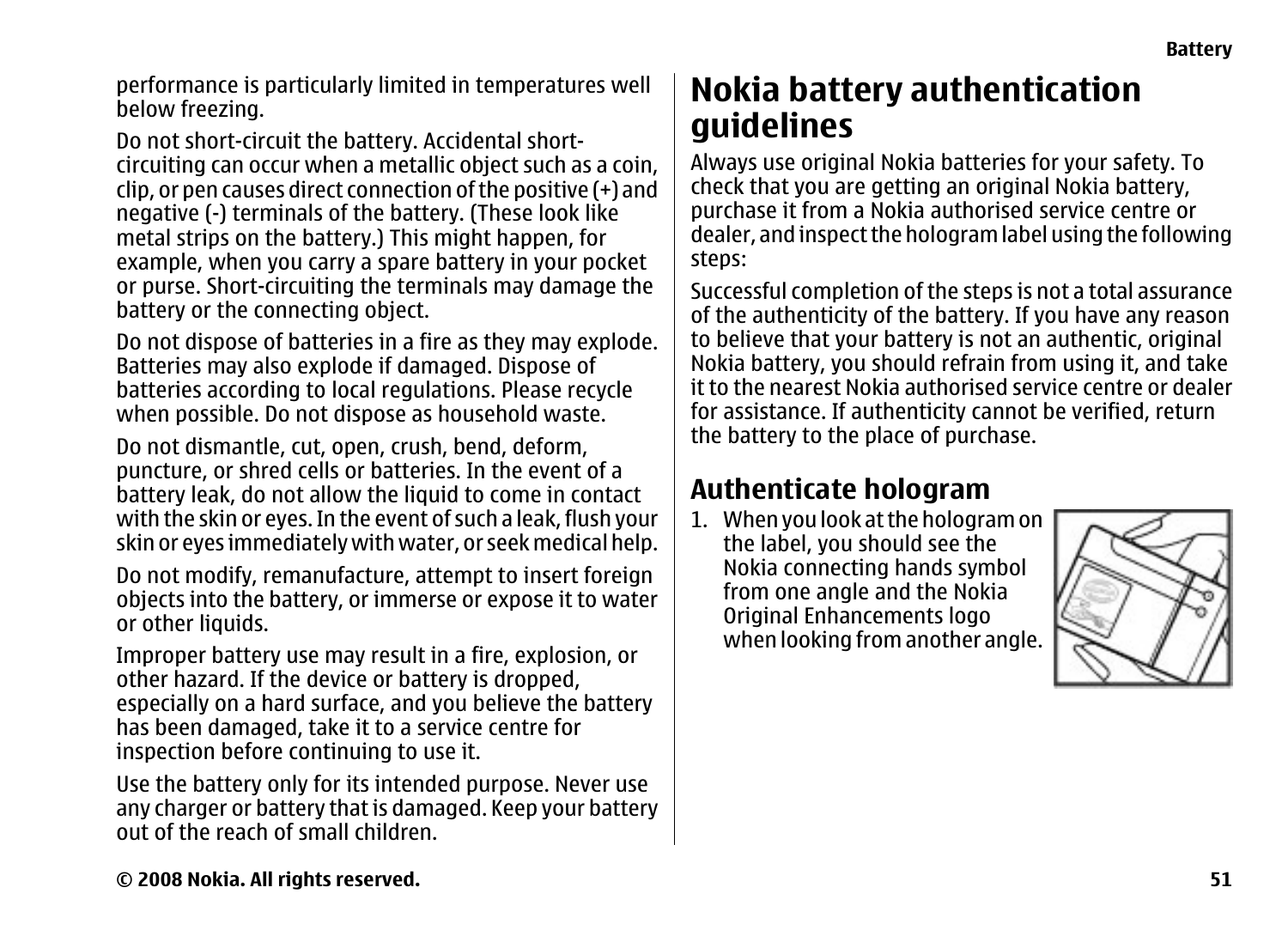performance is particularly limited in temperatures well below freezing.

Do not short-circuit the battery. Accidental short-circuiting can occur when a metallic object such as a coin, clip, or pen causes direct connection of the positive (+) and negative (-) terminals of the battery. (These look like metal strips on the battery.) This might happen, for example, when you carry a spare battery in your pocket or purse. Short-circuiting the terminals may damage the battery or the connecting object.

Do not dispose of batteries in a fire as they may explode. Batteries may also explode if damaged. Dispose of batteries according to local regulations. Please recycle when possible. Do not dispose as household waste.

Do not dismantle, cut, open, crush, bend, deform, puncture, or shred cells or batteries. In the event of a battery leak, do not allow the liquid to come in contact with the skin or eyes. In the event of such a leak, flush your skin or eyes immediately with water, or seek medical help.

Do not modify, remanufacture, attempt to insert foreign objects into the battery, or immerse or expose it to water or other liquids.

Improper battery use may result in a fire, explosion, or other hazard. If the device or battery is dropped, especially on a hard surface, and you believe the battery has been damaged, take it to a service centre for inspection before continuing to use it.

Use the battery only for its intended purpose. Never use any charger or battery that is damaged. Keep your battery out of the reach of small children.

# Nokia battery authentication guidelines

Always use original Nokia batteries for your safety. To check that you are getting an original Nokia battery, purchase it from a Nokia authorised service centre or dealer, and inspect the hologram label using the following steps:

Successful completion of the steps is not a total assurance of the authenticity of the battery. If you have any reason to believe that your battery is not an authentic, original Nokia battery, you should refrain from using it, and take it to the nearest Nokia authorised service centre or dealer for assistance. If authenticity cannot be verified, return the battery to the place of purchase.

## Authenticate hologram

1. When you look at the hologram on the label, you should see the Nokia connecting hands symbol from one angle and the Nokia Original Enhancements logo when looking from another angle.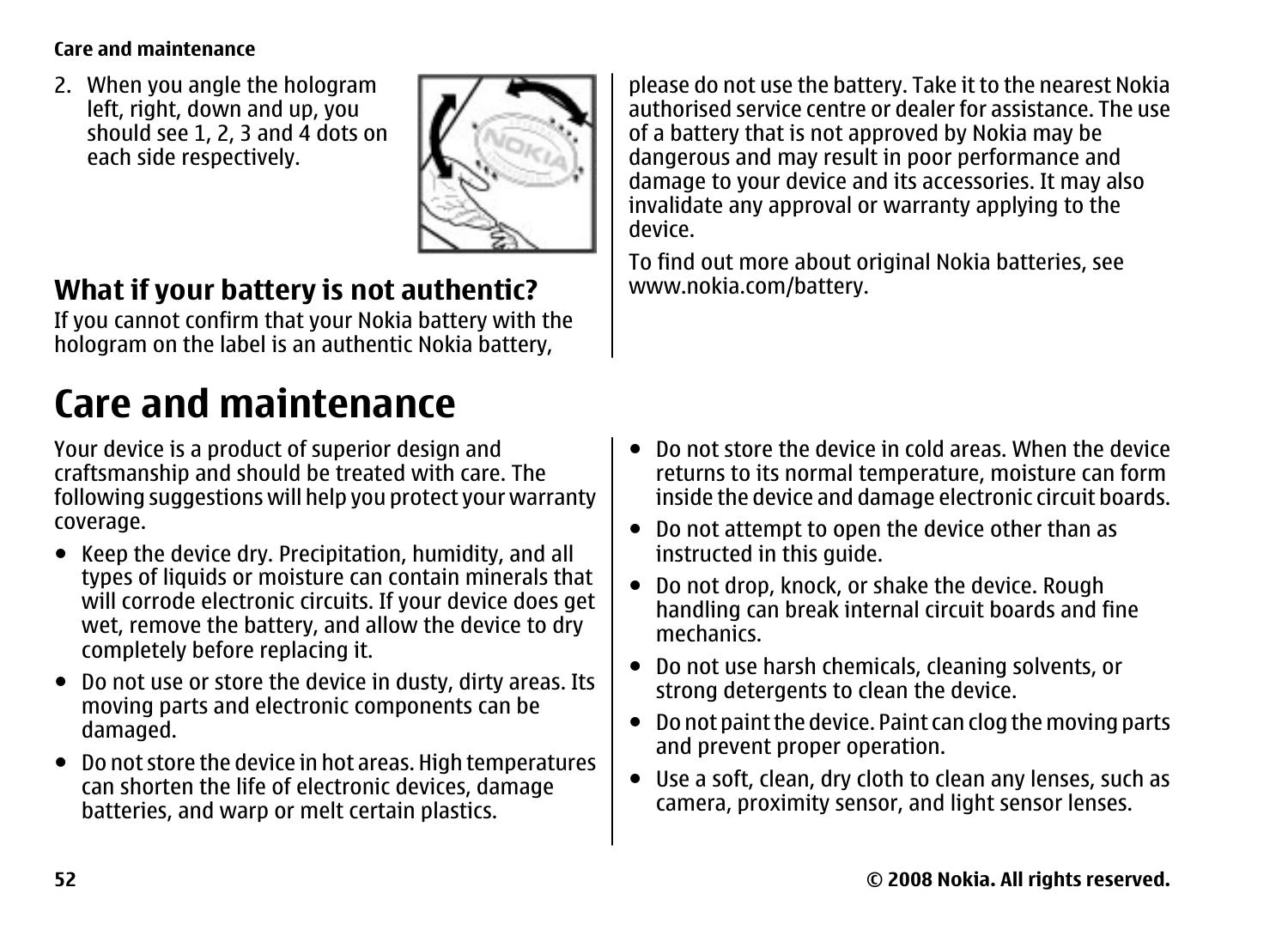2. When you angle the hologram left, right, down and up, you should see 1, 2, 3 and 4 dots on each side respectively.

### What if your battery is not authentic?

If you cannot confirm that your Nokia battery with the hologram on the label is an authentic Nokia battery, please do not use the battery. Take it to the nearest Nokia authorised service centre or dealer for assistance. The use of a battery that is not approved by Nokia may be dangerous and may result in poor performance and damage to your device and its accessories. It may also invalidate any approval or warranty applying to the device.

To find out more about original Nokia batteries, see www.nokia.com/battery.

# Care and maintenance

Your device is a product of superior design and craftsmanship and should be treated with care. The following suggestions will help you protect your warranty coverage.

- Keep the device dry. Precipitation, humidity, and all types of liquids or moisture can contain minerals that will corrode electronic circuits. If your device does get wet, remove the battery, and allow the device to dry completely before replacing it.
- Do not use or store the device in dusty, dirty areas. Its moving parts and electronic components can be damaged.
- Do not store the device in hot areas. High temperatures can shorten the life of electronic devices, damage batteries, and warp or melt certain plastics.
- Do not store the device in cold areas. When the device returns to its normal temperature, moisture can form inside the device and damage electronic circuit boards.
- Do not attempt to open the device other than as instructed in this guide.
- Do not drop, knock, or shake the device. Rough handling can break internal circuit boards and fine mechanics.
- Do not use harsh chemicals, cleaning solvents, or strong detergents to clean the device.
- Do not paint the device. Paint can clog the moving parts and prevent proper operation.
- Use a soft, clean, dry cloth to clean any lenses, such as camera, proximity sensor, and light sensor lenses.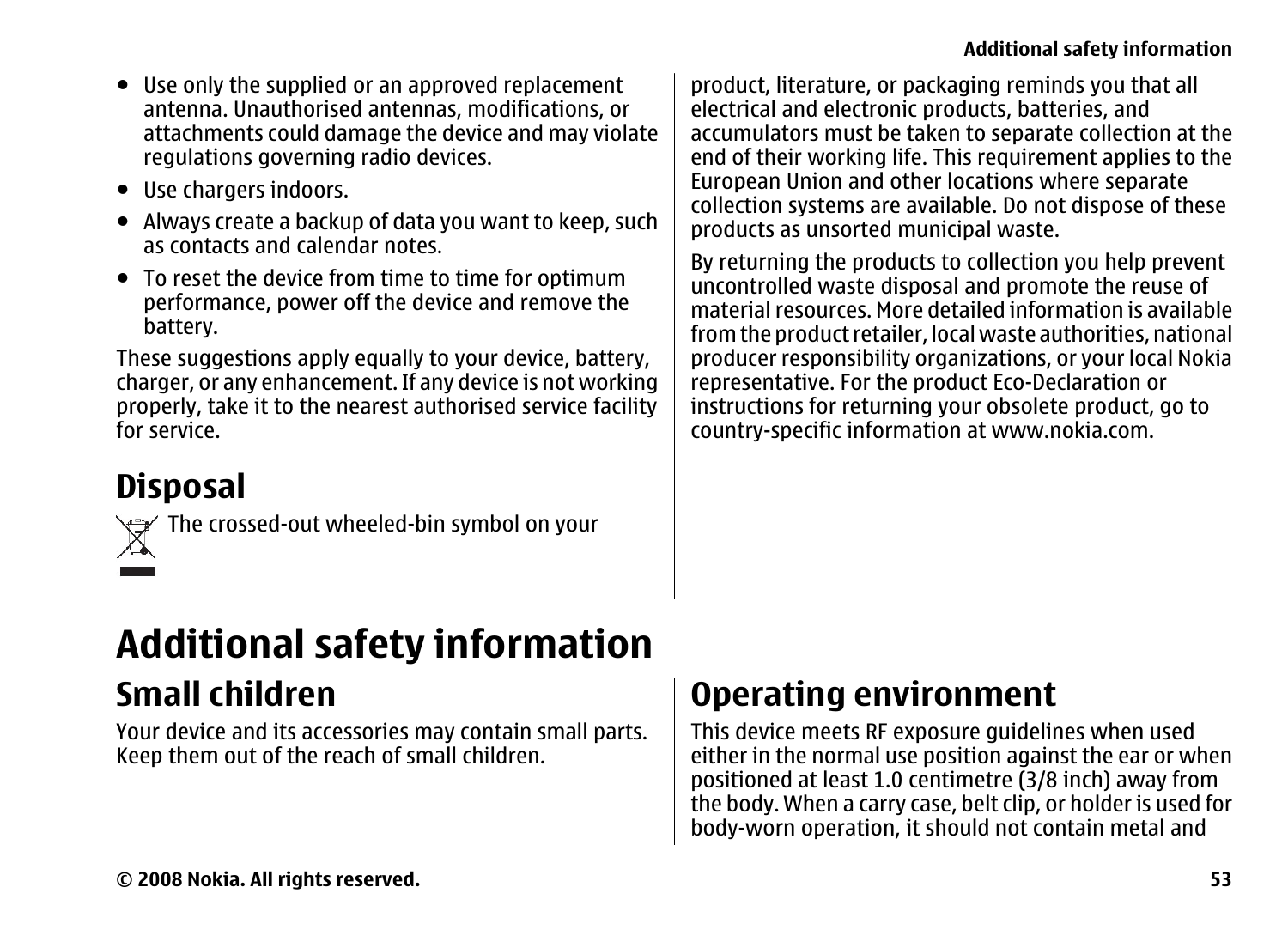- Use only the supplied or an approved replacement antenna. Unauthorised antennas, modifications, or attachments could damage the device and may violate regulations governing radio devices.
- Use chargers indoors.
- Always create a backup of data you want to keep, such as contacts and calendar notes.
- To reset the device from time to time for optimum performance, power off the device and remove the battery.

These suggestions apply equally to your device, battery, charger, or any enhancement. If any device is not working properly, take it to the nearest authorised service facility for service.

## Disposal

The crossed-out wheeled-bin symbol on your product, literature, or packaging reminds you that all electrical and electronic products, batteries, and accumulators must be taken to separate collection at the end of their working life. This requirement applies to the European Union and other locations where separate collection systems are available. Do not dispose of these products as unsorted municipal waste.

By returning the products to collection you help prevent uncontrolled waste disposal and promote the reuse of material resources. More detailed information is available from the product retailer, local waste authorities, national producer responsibility organizations, or your local Nokia representative. For the product Eco-Declaration or instructions for returning your obsolete product, go to country-specific information at www.nokia.com.

# Additional safety information

## Small children

Your device and its accessories may contain small parts. Keep them out of the reach of small children.

## Operating environment

This device meets RF exposure guidelines when used either in the normal use position against the ear or when positioned at least 1.0 centimetre (3/8 inch) away from the body. When a carry case, belt clip, or holder is used for body-worn operation, it should not contain metal and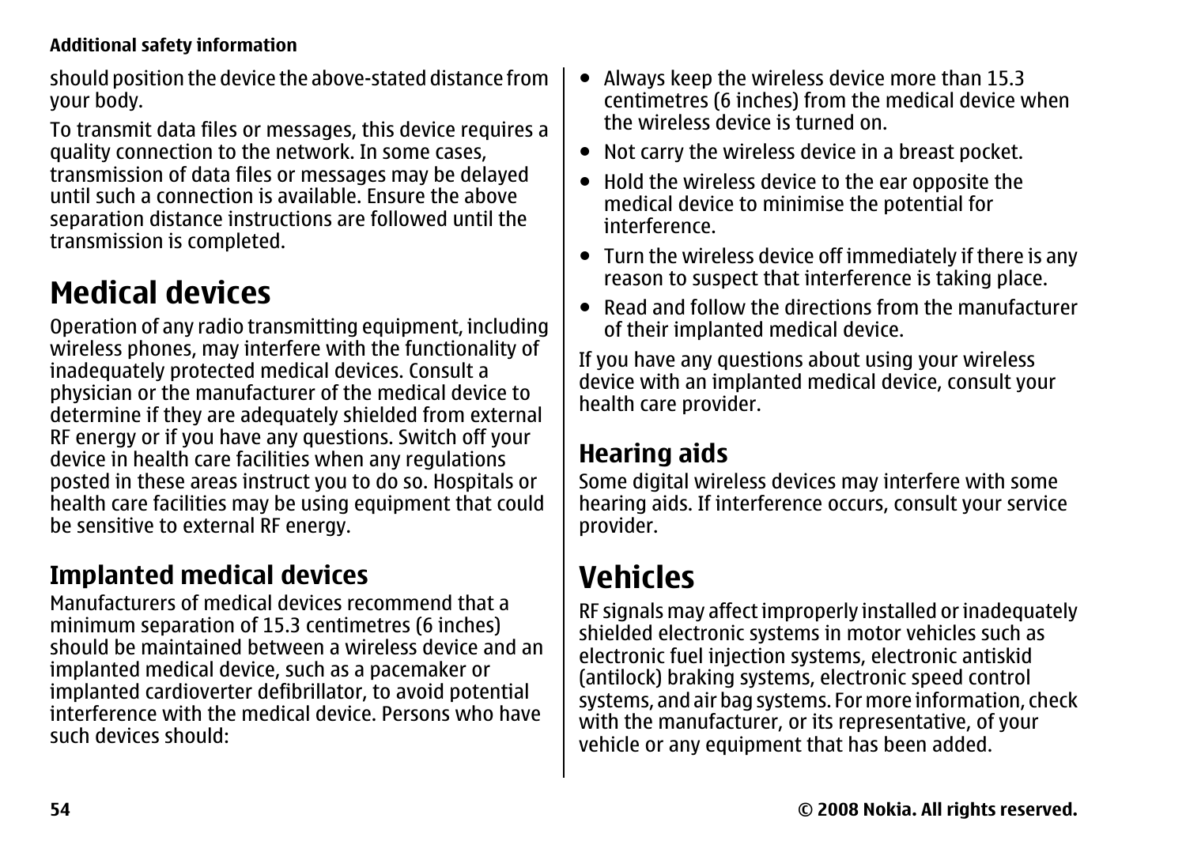should position the device the above-stated distance from your body.

To transmit data files or messages, this device requires a quality connection to the network. In some cases, transmission of data files or messages may be delayed until such a connection is available. Ensure the above separation distance instructions are followed until the transmission is completed.

# Medical devices

Operation of any radio transmitting equipment, including wireless phones, may interfere with the functionality of inadequately protected medical devices. Consult a physician or the manufacturer of the medical device to determine if they are adequately shielded from external RF energy or if you have any questions. Switch off your device in health care facilities when any regulations posted in these areas instruct you to do so. Hospitals or health care facilities may be using equipment that could be sensitive to external RF energy.

## Implanted medical devices

Manufacturers of medical devices recommend that a minimum separation of 15.3 centimetres (6 inches) should be maintained between a wireless device and an implanted medical device, such as a pacemaker or implanted cardioverter defibrillator, to avoid potential interference with the medical device. Persons who have such devices should:

- Always keep the wireless device more than 15.3 centimetres (6 inches) from the medical device when the wireless device is turned on.
- Not carry the wireless device in a breast pocket.
- Hold the wireless device to the ear opposite the medical device to minimise the potential for interference.
- Turn the wireless device off immediately if there is any reason to suspect that interference is taking place.
- Read and follow the directions from the manufacturer of their implanted medical device.

If you have any questions about using your wireless device with an implanted medical device, consult your health care provider.

## Hearing aids

Some digital wireless devices may interfere with some hearing aids. If interference occurs, consult your service provider.

# Vehicles

RF signals may affect improperly installed or inadequately shielded electronic systems in motor vehicles such as electronic fuel injection systems, electronic antiskid (antilock) braking systems, electronic speed control systems, and air bag systems. For more information, check with the manufacturer, or its representative, of your vehicle or any equipment that has been added.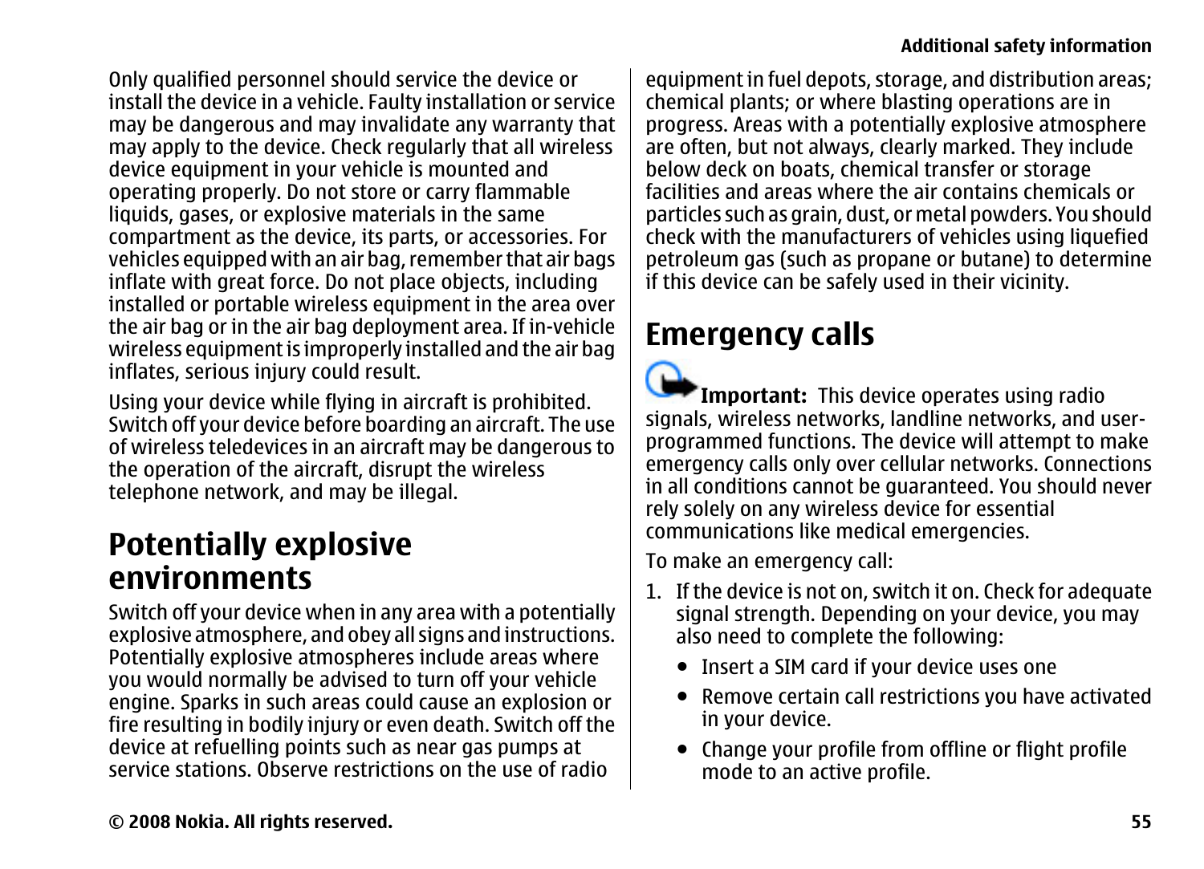Only qualified personnel should service the device or install the device in a vehicle. Faulty installation or service may be dangerous and may invalidate any warranty that may apply to the device. Check regularly that all wireless device equipment in your vehicle is mounted and operating properly. Do not store or carry flammable liquids, gases, or explosive materials in the same compartment as the device, its parts, or accessories. For vehicles equipped with an air bag, remember that air bags inflate with great force. Do not place objects, including installed or portable wireless equipment in the area over the air bag or in the air bag deployment area. If in-vehicle wireless equipment is improperly installed and the air bag inflates, serious injury could result.

Using your device while flying in aircraft is prohibited. Switch off your device before boarding an aircraft. The use of wireless teledevices in an aircraft may be dangerous to the operation of the aircraft, disrupt the wireless telephone network, and may be illegal.

## Potentially explosive environments

Switch off your device when in any area with a potentially explosive atmosphere, and obey all signs and instructions. Potentially explosive atmospheres include areas where you would normally be advised to turn off your vehicle engine. Sparks in such areas could cause an explosion or fire resulting in bodily injury or even death. Switch off the device at refuelling points such as near gas pumps at service stations. Observe restrictions on the use of radio equipment in fuel depots, storage, and distribution areas; chemical plants; or where blasting operations are in progress. Areas with a potentially explosive atmosphere are often, but not always, clearly marked. They include below deck on boats, chemical transfer or storage facilities and areas where the air contains chemicals or particles such as grain, dust, or metal powders. You should check with the manufacturers of vehicles using liquefied petroleum gas (such as propane or butane) to determine if this device can be safely used in their vicinity.

## Emergency calls

**Important:** This device operates using radio signals, wireless networks, landline networks, and user-programmed functions. The device will attempt to make emergency calls only over cellular networks. Connections in all conditions cannot be guaranteed. You should never rely solely on any wireless device for essential communications like medical emergencies.

To make an emergency call:

1. If the device is not on, switch it on. Check for adequate signal strength. Depending on your device, you may also need to complete the following:
   - Insert a SIM card if your device uses one
   - Remove certain call restrictions you have activated in your device.
   - Change your profile from offline or flight profile mode to an active profile.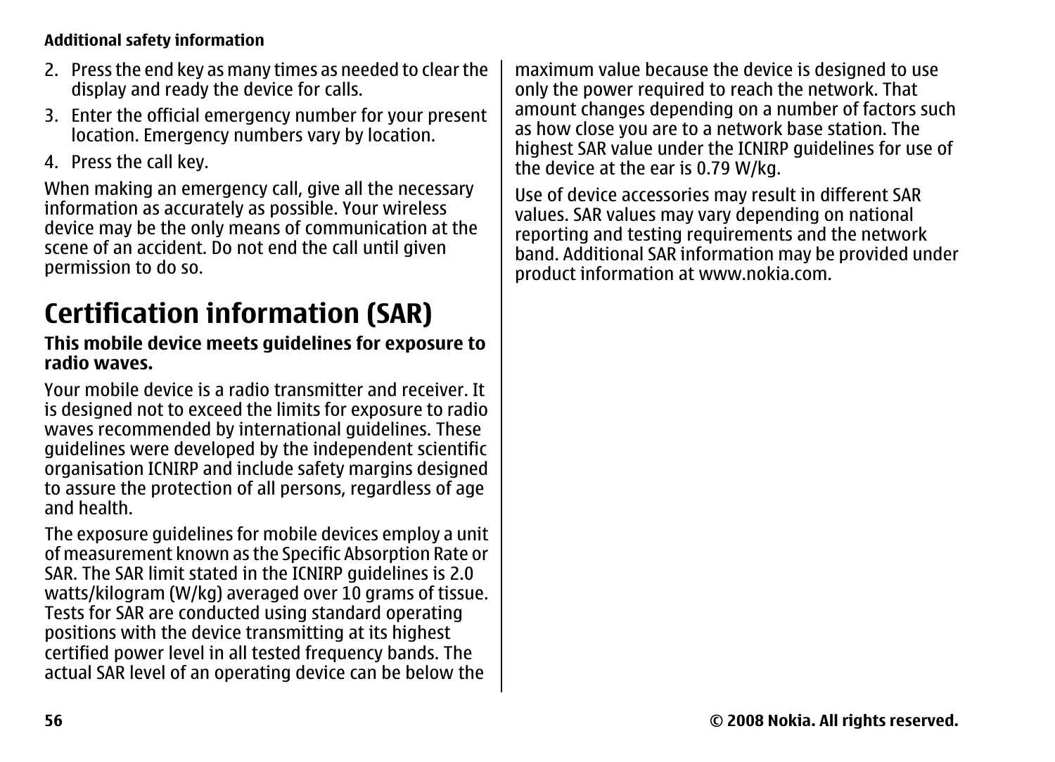2. Press the end key as many times as needed to clear the display and ready the device for calls.
3. Enter the official emergency number for your present location. Emergency numbers vary by location.
4. Press the call key.

When making an emergency call, give all the necessary information as accurately as possible. Your wireless device may be the only means of communication at the scene of an accident. Do not end the call until given permission to do so.

# Certification information (SAR)

**This mobile device meets guidelines for exposure to radio waves.**

Your mobile device is a radio transmitter and receiver. It is designed not to exceed the limits for exposure to radio waves recommended by international guidelines. These guidelines were developed by the independent scientific organisation ICNIRP and include safety margins designed to assure the protection of all persons, regardless of age and health.

The exposure guidelines for mobile devices employ a unit of measurement known as the Specific Absorption Rate or SAR. The SAR limit stated in the ICNIRP guidelines is 2.0 watts/kilogram (W/kg) averaged over 10 grams of tissue. Tests for SAR are conducted using standard operating positions with the device transmitting at its highest certified power level in all tested frequency bands. The actual SAR level of an operating device can be below the maximum value because the device is designed to use only the power required to reach the network. That amount changes depending on a number of factors such as how close you are to a network base station. The highest SAR value under the ICNIRP guidelines for use of the device at the ear is 0.79 W/kg.

Use of device accessories may result in different SAR values. SAR values may vary depending on national reporting and testing requirements and the network band. Additional SAR information may be provided under product information at www.nokia.com.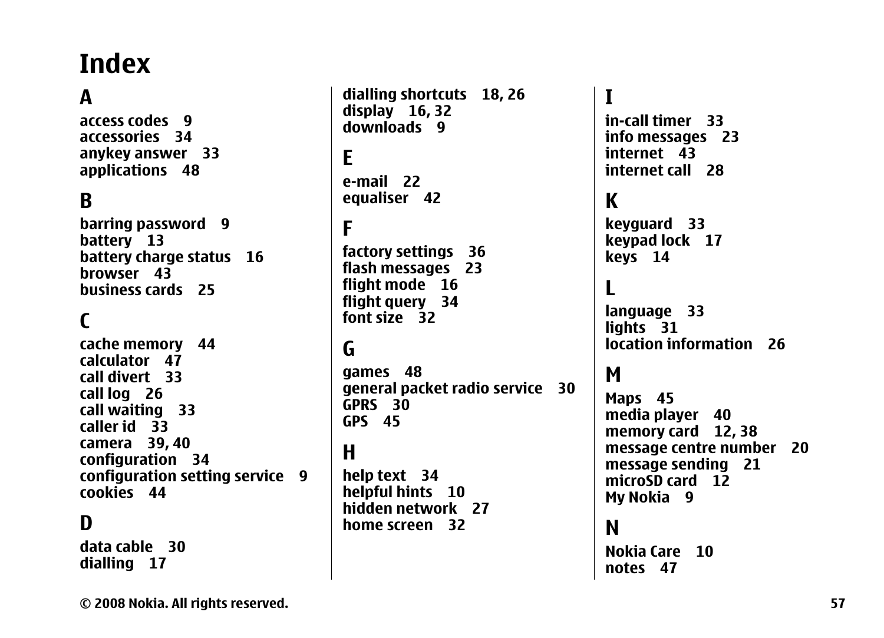# Index

## A

access codes 9
accessories 34
anykey answer 33
applications 48

## B

barring password 9
battery 13
battery charge status 16
browser 43
business cards 25

## C

cache memory 44
calculator 47
call divert 33
call log 26
call waiting 33
caller id 33
camera 39, 40
configuration 34
configuration setting service 9
cookies 44

## D

data cable 30
dialling 17
dialling shortcuts 18, 26
display 16, 32
downloads 9

## E

e-mail 22
equaliser 42

## F

factory settings 36
flash messages 23
flight mode 16
flight query 34
font size 32

## G

games 48
general packet radio service 30
GPRS 30
GPS 45

## H

help text 34
helpful hints 10
hidden network 27
home screen 32

## I

in-call timer 33
info messages 23
internet 43
internet call 28

## K

keyguard 33
keypad lock 17
keys 14

## L

language 33
lights 31
location information 26

## M

Maps 45
media player 40
memory card 12, 38
message centre number 20
message sending 21
microSD card 12
My Nokia 9

## N

Nokia Care 10
notes 47

© 2008 Nokia. All rights reserved.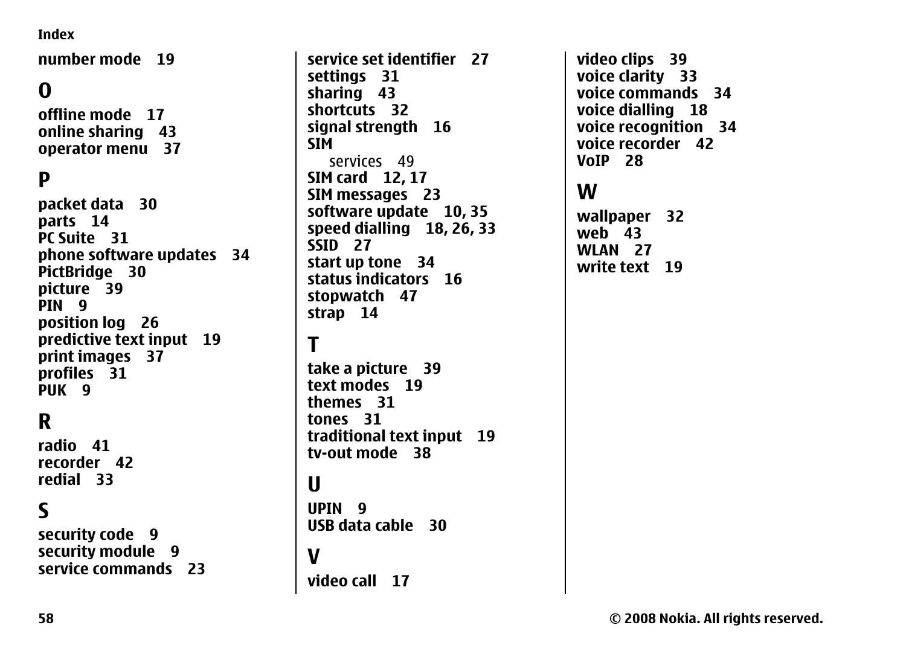number mode 19

## O

offline mode 17
online sharing 43
operator menu 37

## P

packet data 30
parts 14
PC Suite 31
phone software updates 34
PictBridge 30
picture 39
PIN 9
position log 26
predictive text input 19
print images 37
profiles 31
PUK 9

## R

radio 41
recorder 42
redial 33

## S

security code 9
security module 9
service commands 23
service set identifier 27
settings 31
sharing 43
shortcuts 32
signal strength 16
SIM
  services 49
SIM card 12, 17
SIM messages 23
software update 10, 35
speed dialling 18, 26, 33
SSID 27
start up tone 34
status indicators 16
stopwatch 47
strap 14

## T

take a picture 39
text modes 19
themes 31
tones 31
traditional text input 19
tv-out mode 38

## U

UPIN 9
USB data cable 30

## V

video call 17
video clips 39
voice clarity 33
voice commands 34
voice dialling 18
voice recognition 34
voice recorder 42
VoIP 28

## W

wallpaper 32
web 43
WLAN 27
write text 19